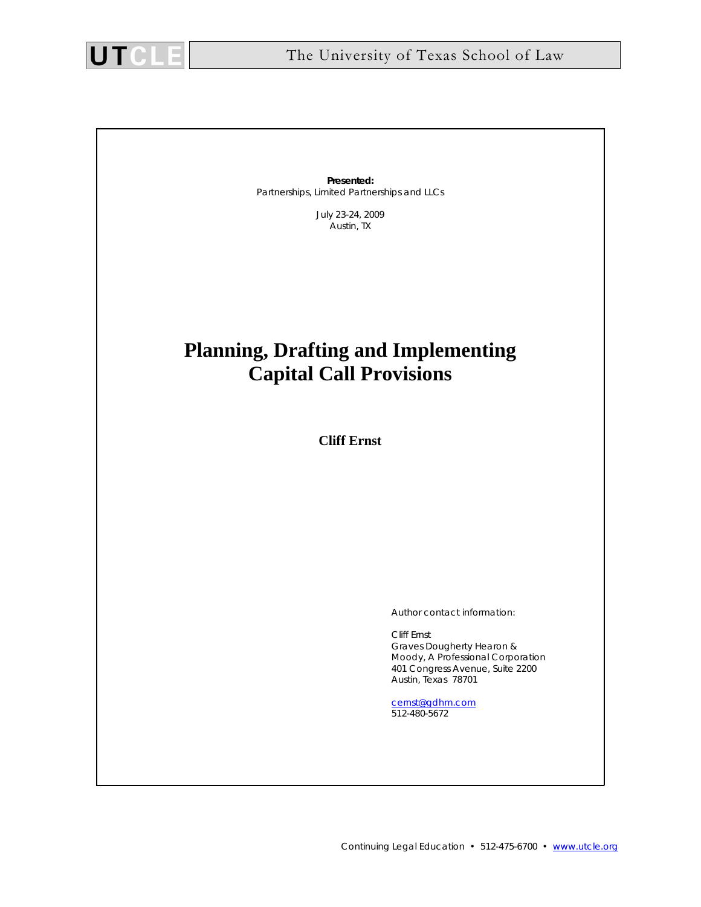**Presented:**
*Partnerships, Limited Partnerships and LLCs*

*July 23-24, 2009*
*Austin, TX*

# Planning, Drafting and Implementing Capital Call Provisions

**Cliff Ernst**

Author contact information:

Cliff Ernst
Graves Dougherty Hearon & Moody, A Professional Corporation
401 Congress Avenue, Suite 2200
Austin, Texas 78701

cernst@gdhm.com
512-480-5672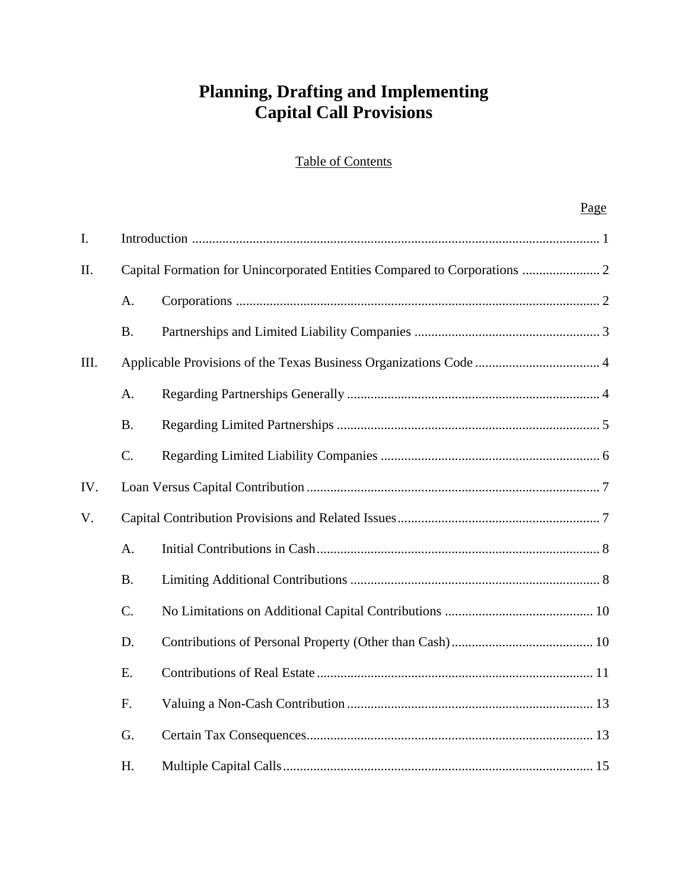# Planning, Drafting and Implementing Capital Call Provisions

Table of Contents

| | | Page |
|---|---|---|
| I. | Introduction | 1 |
| II. | Capital Formation for Unincorporated Entities Compared to Corporations | 2 |
| | A. Corporations | 2 |
| | B. Partnerships and Limited Liability Companies | 3 |
| III. | Applicable Provisions of the Texas Business Organizations Code | 4 |
| | A. Regarding Partnerships Generally | 4 |
| | B. Regarding Limited Partnerships | 5 |
| | C. Regarding Limited Liability Companies | 6 |
| IV. | Loan Versus Capital Contribution | 7 |
| V. | Capital Contribution Provisions and Related Issues | 7 |
| | A. Initial Contributions in Cash | 8 |
| | B. Limiting Additional Contributions | 8 |
| | C. No Limitations on Additional Capital Contributions | 10 |
| | D. Contributions of Personal Property (Other than Cash) | 10 |
| | E. Contributions of Real Estate | 11 |
| | F. Valuing a Non-Cash Contribution | 13 |
| | G. Certain Tax Consequences | 13 |
| | H. Multiple Capital Calls | 15 |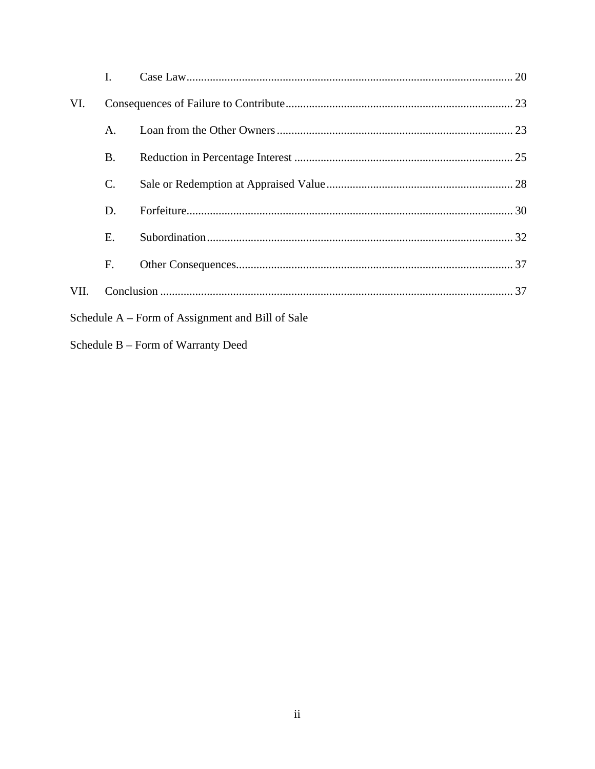I. Case Law ........................................................................................................ 20

VI. Consequences of Failure to Contribute ............................................................. 23

A. Loan from the Other Owners ................................................................... 23

B. Reduction in Percentage Interest ............................................................. 25

C. Sale or Redemption at Appraised Value .................................................. 28

D. Forfeiture .................................................................................................. 30

E. Subordination ........................................................................................... 32

F. Other Consequences ................................................................................. 37

VII. Conclusion ........................................................................................................ 37

Schedule A – Form of Assignment and Bill of Sale

Schedule B – Form of Warranty Deed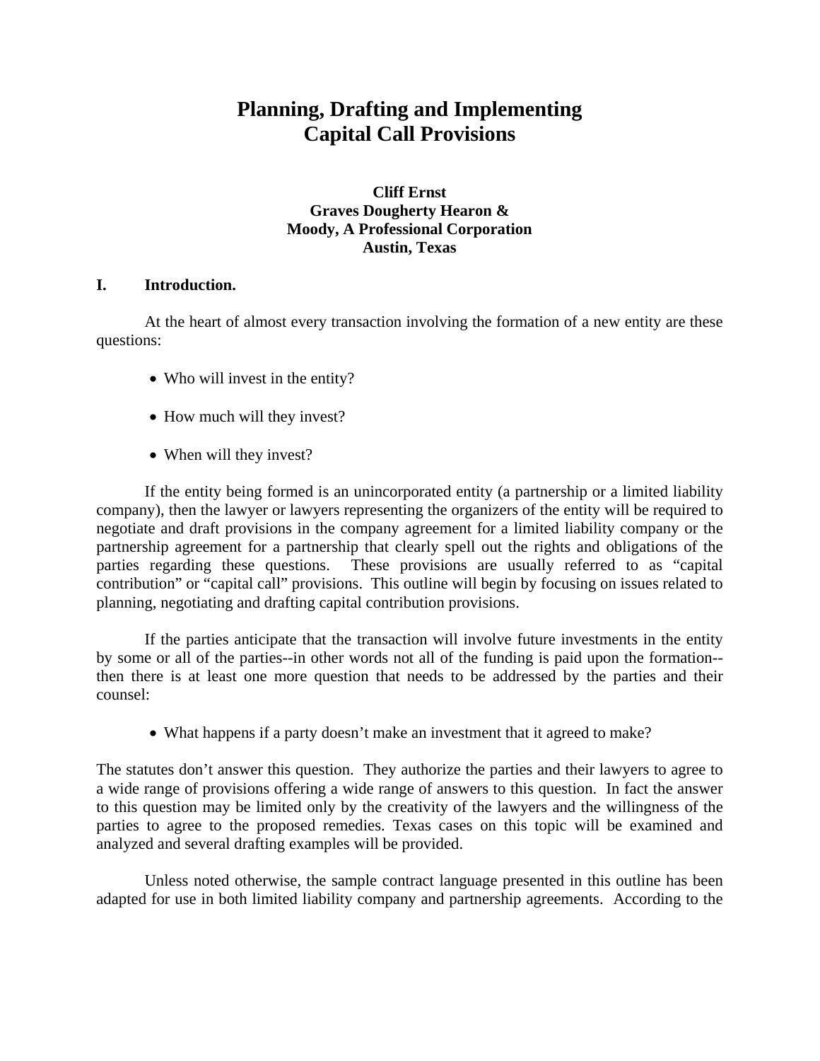# Planning, Drafting and Implementing Capital Call Provisions

**Cliff Ernst**
**Graves Dougherty Hearon &**
**Moody, A Professional Corporation**
**Austin, Texas**

## I. Introduction.

At the heart of almost every transaction involving the formation of a new entity are these questions:

- Who will invest in the entity?
- How much will they invest?
- When will they invest?

If the entity being formed is an unincorporated entity (a partnership or a limited liability company), then the lawyer or lawyers representing the organizers of the entity will be required to negotiate and draft provisions in the company agreement for a limited liability company or the partnership agreement for a partnership that clearly spell out the rights and obligations of the parties regarding these questions. These provisions are usually referred to as "capital contribution" or "capital call" provisions. This outline will begin by focusing on issues related to planning, negotiating and drafting capital contribution provisions.

If the parties anticipate that the transaction will involve future investments in the entity by some or all of the parties--in other words not all of the funding is paid upon the formation--then there is at least one more question that needs to be addressed by the parties and their counsel:

- What happens if a party doesn't make an investment that it agreed to make?

The statutes don't answer this question. They authorize the parties and their lawyers to agree to a wide range of provisions offering a wide range of answers to this question. In fact the answer to this question may be limited only by the creativity of the lawyers and the willingness of the parties to agree to the proposed remedies. Texas cases on this topic will be examined and analyzed and several drafting examples will be provided.

Unless noted otherwise, the sample contract language presented in this outline has been adapted for use in both limited liability company and partnership agreements. According to the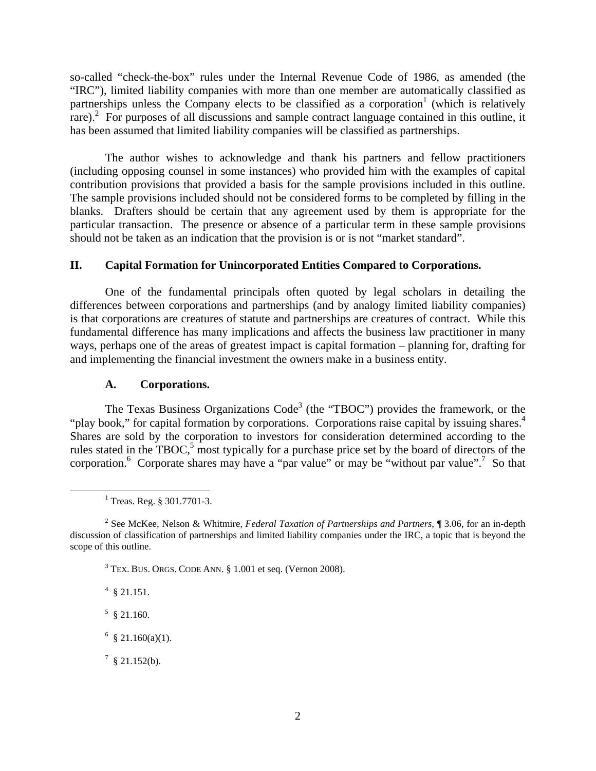so-called "check-the-box" rules under the Internal Revenue Code of 1986, as amended (the "IRC"), limited liability companies with more than one member are automatically classified as partnerships unless the Company elects to be classified as a corporation[1] (which is relatively rare).[2] For purposes of all discussions and sample contract language contained in this outline, it has been assumed that limited liability companies will be classified as partnerships.

The author wishes to acknowledge and thank his partners and fellow practitioners (including opposing counsel in some instances) who provided him with the examples of capital contribution provisions that provided a basis for the sample provisions included in this outline. The sample provisions included should not be considered forms to be completed by filling in the blanks. Drafters should be certain that any agreement used by them is appropriate for the particular transaction. The presence or absence of a particular term in these sample provisions should not be taken as an indication that the provision is or is not "market standard".

## II. Capital Formation for Unincorporated Entities Compared to Corporations.

One of the fundamental principals often quoted by legal scholars in detailing the differences between corporations and partnerships (and by analogy limited liability companies) is that corporations are creatures of statute and partnerships are creatures of contract. While this fundamental difference has many implications and affects the business law practitioner in many ways, perhaps one of the areas of greatest impact is capital formation – planning for, drafting for and implementing the financial investment the owners make in a business entity.

### A. Corporations.

The Texas Business Organizations Code[3] (the "TBOC") provides the framework, or the "play book," for capital formation by corporations. Corporations raise capital by issuing shares.[4] Shares are sold by the corporation to investors for consideration determined according to the rules stated in the TBOC,[5] most typically for a purchase price set by the board of directors of the corporation.[6] Corporate shares may have a "par value" or may be "without par value".[7] So that

---

[1] Treas. Reg. § 301.7701-3.

[2] See McKee, Nelson & Whitmire, *Federal Taxation of Partnerships and Partners*, ¶ 3.06, for an in-depth discussion of classification of partnerships and limited liability companies under the IRC, a topic that is beyond the scope of this outline.

[3] TEX. BUS. ORGS. CODE ANN. § 1.001 et seq. (Vernon 2008).

[4] § 21.151.

[5] § 21.160.

[6] § 21.160(a)(1).

[7] § 21.152(b).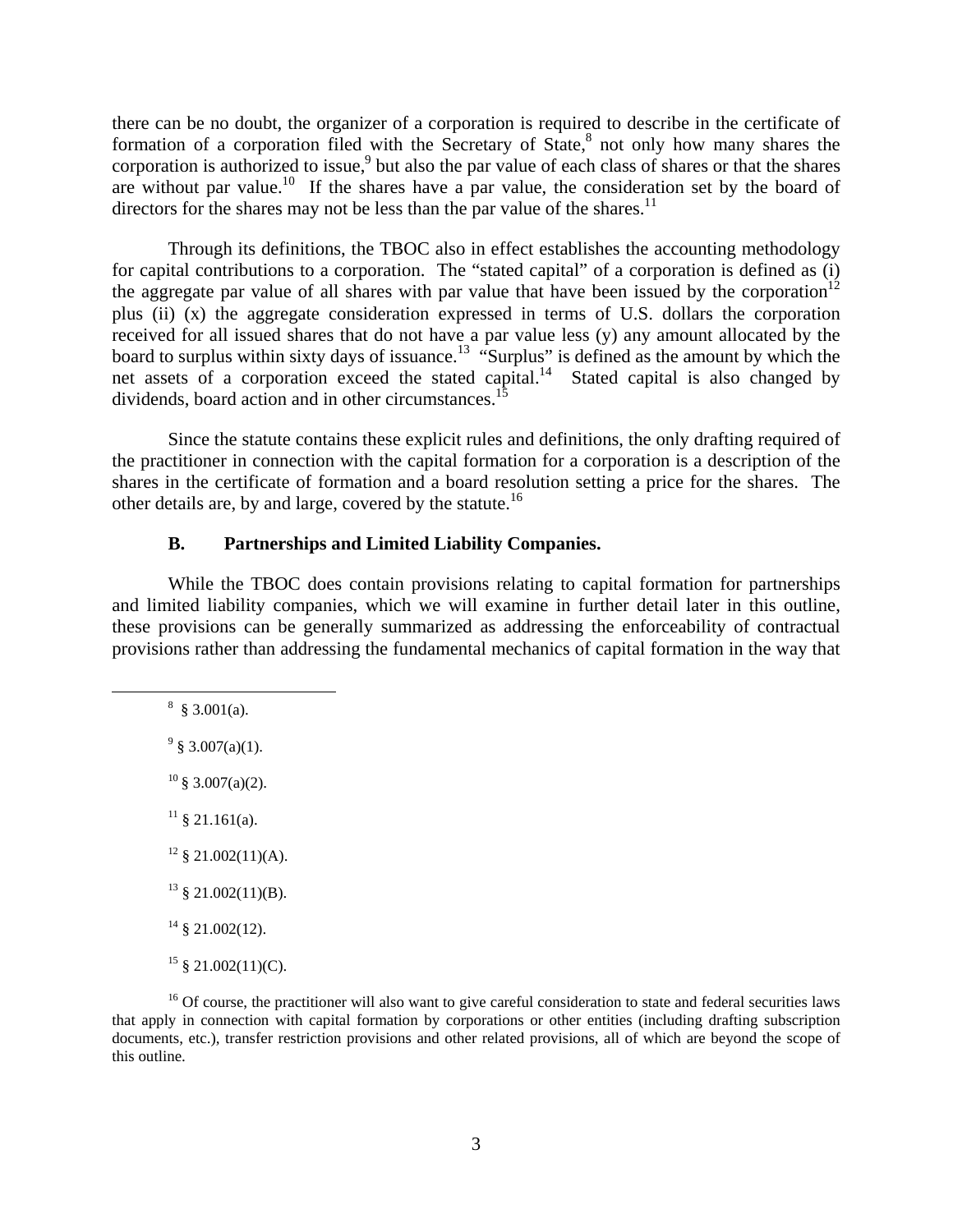there can be no doubt, the organizer of a corporation is required to describe in the certificate of formation of a corporation filed with the Secretary of State,[8] not only how many shares the corporation is authorized to issue,[9] but also the par value of each class of shares or that the shares are without par value.[10] If the shares have a par value, the consideration set by the board of directors for the shares may not be less than the par value of the shares.[11]

Through its definitions, the TBOC also in effect establishes the accounting methodology for capital contributions to a corporation. The "stated capital" of a corporation is defined as (i) the aggregate par value of all shares with par value that have been issued by the corporation[12] plus (ii) (x) the aggregate consideration expressed in terms of U.S. dollars the corporation received for all issued shares that do not have a par value less (y) any amount allocated by the board to surplus within sixty days of issuance.[13] "Surplus" is defined as the amount by which the net assets of a corporation exceed the stated capital.[14] Stated capital is also changed by dividends, board action and in other circumstances.[15]

Since the statute contains these explicit rules and definitions, the only drafting required of the practitioner in connection with the capital formation for a corporation is a description of the shares in the certificate of formation and a board resolution setting a price for the shares. The other details are, by and large, covered by the statute.[16]

### B. Partnerships and Limited Liability Companies.

While the TBOC does contain provisions relating to capital formation for partnerships and limited liability companies, which we will examine in further detail later in this outline, these provisions can be generally summarized as addressing the enforceability of contractual provisions rather than addressing the fundamental mechanics of capital formation in the way that

---

[8] § 3.001(a).

[9] § 3.007(a)(1).

[10] § 3.007(a)(2).

[11] § 21.161(a).

[12] § 21.002(11)(A).

[13] § 21.002(11)(B).

[14] § 21.002(12).

[15] § 21.002(11)(C).

[16] Of course, the practitioner will also want to give careful consideration to state and federal securities laws that apply in connection with capital formation by corporations or other entities (including drafting subscription documents, etc.), transfer restriction provisions and other related provisions, all of which are beyond the scope of this outline.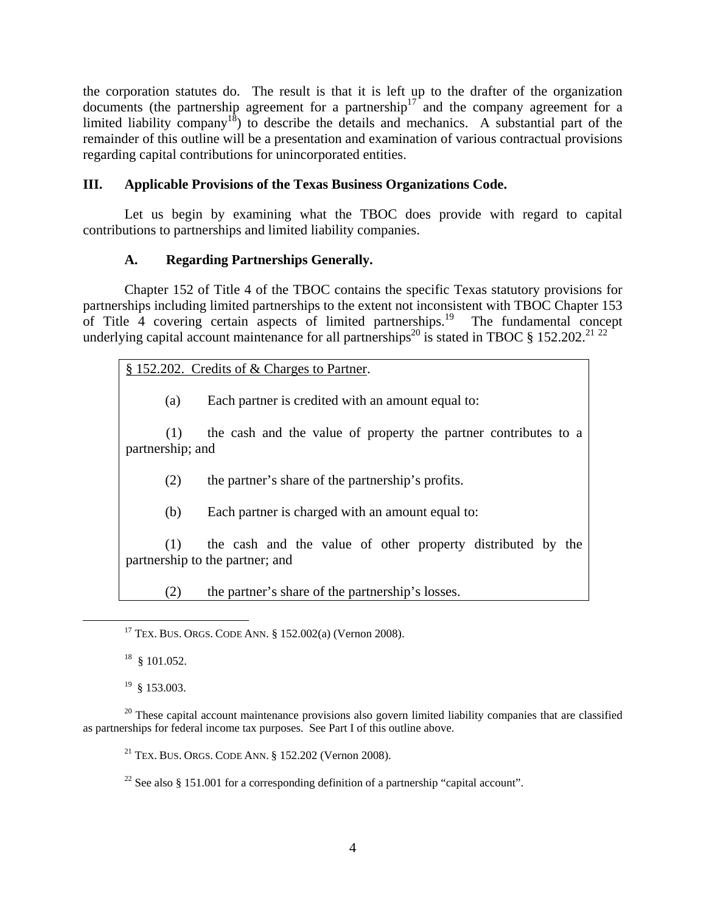the corporation statutes do. The result is that it is left up to the drafter of the organization documents (the partnership agreement for a partnership[17] and the company agreement for a limited liability company[18]) to describe the details and mechanics. A substantial part of the remainder of this outline will be a presentation and examination of various contractual provisions regarding capital contributions for unincorporated entities.

## III. Applicable Provisions of the Texas Business Organizations Code.

Let us begin by examining what the TBOC does provide with regard to capital contributions to partnerships and limited liability companies.

### A. Regarding Partnerships Generally.

Chapter 152 of Title 4 of the TBOC contains the specific Texas statutory provisions for partnerships including limited partnerships to the extent not inconsistent with TBOC Chapter 153 of Title 4 covering certain aspects of limited partnerships.[19] The fundamental concept underlying capital account maintenance for all partnerships[20] is stated in TBOC § 152.202.[21] [22]

> § 152.202. Credits of & Charges to Partner.
>
> (a) Each partner is credited with an amount equal to:
>
> (1) the cash and the value of property the partner contributes to a partnership; and
>
> (2) the partner's share of the partnership's profits.
>
> (b) Each partner is charged with an amount equal to:
>
> (1) the cash and the value of other property distributed by the partnership to the partner; and
>
> (2) the partner's share of the partnership's losses.

[17] TEX. BUS. ORGS. CODE ANN. § 152.002(a) (Vernon 2008).

[18] § 101.052.

[19] § 153.003.

[20] These capital account maintenance provisions also govern limited liability companies that are classified as partnerships for federal income tax purposes. See Part I of this outline above.

[21] TEX. BUS. ORGS. CODE ANN. § 152.202 (Vernon 2008).

[22] See also § 151.001 for a corresponding definition of a partnership "capital account".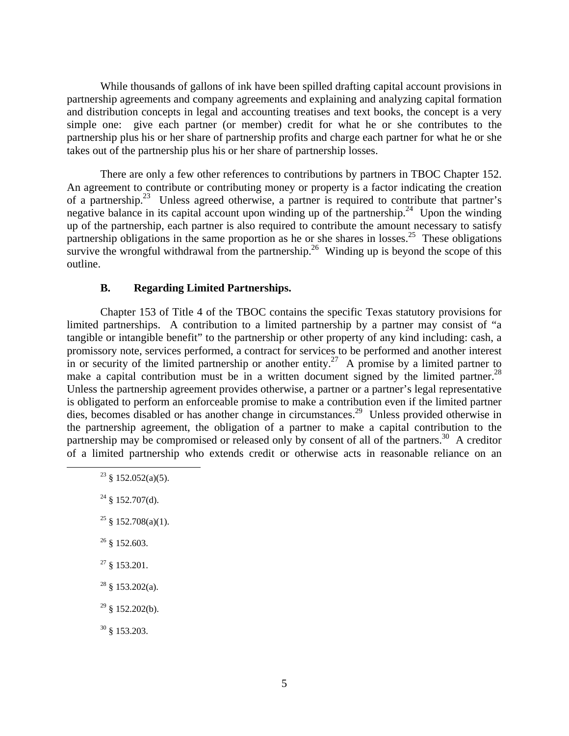While thousands of gallons of ink have been spilled drafting capital account provisions in partnership agreements and company agreements and explaining and analyzing capital formation and distribution concepts in legal and accounting treatises and text books, the concept is a very simple one: give each partner (or member) credit for what he or she contributes to the partnership plus his or her share of partnership profits and charge each partner for what he or she takes out of the partnership plus his or her share of partnership losses.

There are only a few other references to contributions by partners in TBOC Chapter 152. An agreement to contribute or contributing money or property is a factor indicating the creation of a partnership.[23] Unless agreed otherwise, a partner is required to contribute that partner's negative balance in its capital account upon winding up of the partnership.[24] Upon the winding up of the partnership, each partner is also required to contribute the amount necessary to satisfy partnership obligations in the same proportion as he or she shares in losses.[25] These obligations survive the wrongful withdrawal from the partnership.[26] Winding up is beyond the scope of this outline.

### B. Regarding Limited Partnerships.

Chapter 153 of Title 4 of the TBOC contains the specific Texas statutory provisions for limited partnerships. A contribution to a limited partnership by a partner may consist of "a tangible or intangible benefit" to the partnership or other property of any kind including: cash, a promissory note, services performed, a contract for services to be performed and another interest in or security of the limited partnership or another entity.[27] A promise by a limited partner to make a capital contribution must be in a written document signed by the limited partner.[28] Unless the partnership agreement provides otherwise, a partner or a partner's legal representative is obligated to perform an enforceable promise to make a contribution even if the limited partner dies, becomes disabled or has another change in circumstances.[29] Unless provided otherwise in the partnership agreement, the obligation of a partner to make a capital contribution to the partnership may be compromised or released only by consent of all of the partners.[30] A creditor of a limited partnership who extends credit or otherwise acts in reasonable reliance on an

---

[23] § 152.052(a)(5).

[24] § 152.707(d).

[25] § 152.708(a)(1).

[26] § 152.603.

[27] § 153.201.

[28] § 153.202(a).

[29] § 152.202(b).

[30] § 153.203.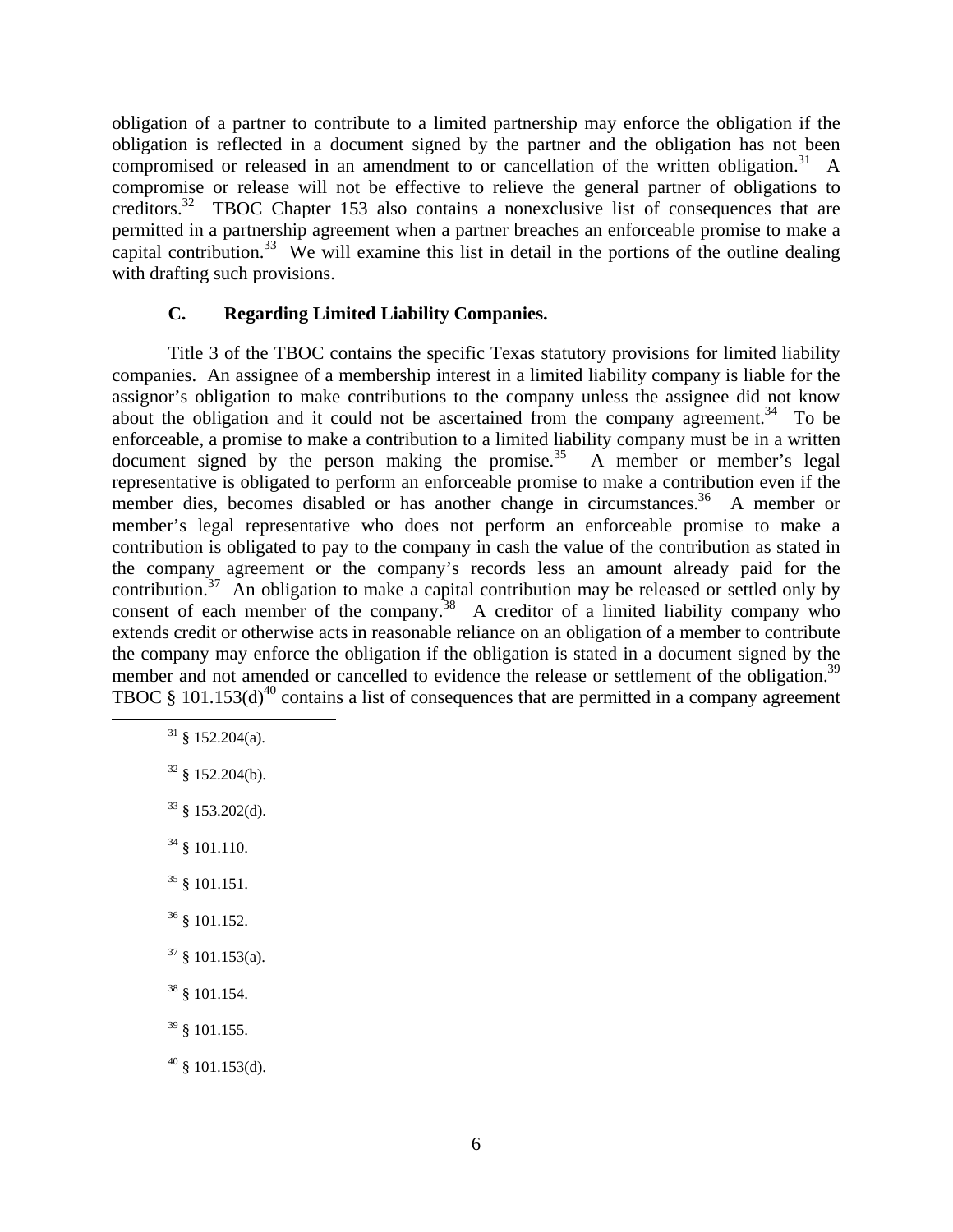obligation of a partner to contribute to a limited partnership may enforce the obligation if the obligation is reflected in a document signed by the partner and the obligation has not been compromised or released in an amendment to or cancellation of the written obligation.[31] A compromise or release will not be effective to relieve the general partner of obligations to creditors.[32] TBOC Chapter 153 also contains a nonexclusive list of consequences that are permitted in a partnership agreement when a partner breaches an enforceable promise to make a capital contribution.[33] We will examine this list in detail in the portions of the outline dealing with drafting such provisions.

### C. Regarding Limited Liability Companies.

Title 3 of the TBOC contains the specific Texas statutory provisions for limited liability companies. An assignee of a membership interest in a limited liability company is liable for the assignor's obligation to make contributions to the company unless the assignee did not know about the obligation and it could not be ascertained from the company agreement.[34] To be enforceable, a promise to make a contribution to a limited liability company must be in a written document signed by the person making the promise.[35] A member or member's legal representative is obligated to perform an enforceable promise to make a contribution even if the member dies, becomes disabled or has another change in circumstances.[36] A member or member's legal representative who does not perform an enforceable promise to make a contribution is obligated to pay to the company in cash the value of the contribution as stated in the company agreement or the company's records less an amount already paid for the contribution.[37] An obligation to make a capital contribution may be released or settled only by consent of each member of the company.[38] A creditor of a limited liability company who extends credit or otherwise acts in reasonable reliance on an obligation of a member to contribute the company may enforce the obligation if the obligation is stated in a document signed by the member and not amended or cancelled to evidence the release or settlement of the obligation.[39] TBOC § 101.153(d)[40] contains a list of consequences that are permitted in a company agreement

---

[31] § 152.204(a).

[32] § 152.204(b).

[33] § 153.202(d).

[34] § 101.110.

[35] § 101.151.

[36] § 101.152.

[37] § 101.153(a).

[38] § 101.154.

[39] § 101.155.

[40] § 101.153(d).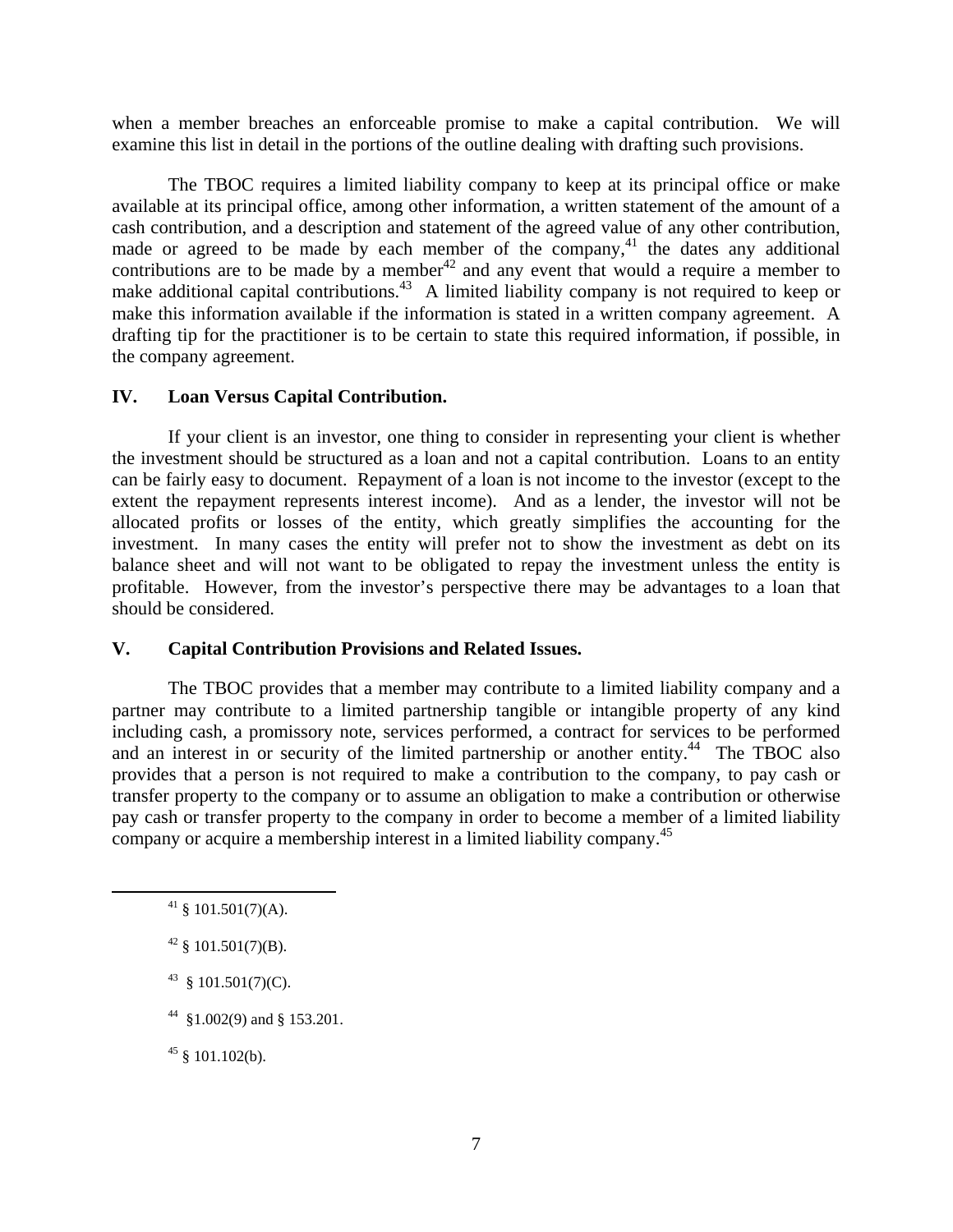when a member breaches an enforceable promise to make a capital contribution. We will examine this list in detail in the portions of the outline dealing with drafting such provisions.

The TBOC requires a limited liability company to keep at its principal office or make available at its principal office, among other information, a written statement of the amount of a cash contribution, and a description and statement of the agreed value of any other contribution, made or agreed to be made by each member of the company,[41] the dates any additional contributions are to be made by a member[42] and any event that would a require a member to make additional capital contributions.[43] A limited liability company is not required to keep or make this information available if the information is stated in a written company agreement. A drafting tip for the practitioner is to be certain to state this required information, if possible, in the company agreement.

## IV. Loan Versus Capital Contribution.

If your client is an investor, one thing to consider in representing your client is whether the investment should be structured as a loan and not a capital contribution. Loans to an entity can be fairly easy to document. Repayment of a loan is not income to the investor (except to the extent the repayment represents interest income). And as a lender, the investor will not be allocated profits or losses of the entity, which greatly simplifies the accounting for the investment. In many cases the entity will prefer not to show the investment as debt on its balance sheet and will not want to be obligated to repay the investment unless the entity is profitable. However, from the investor's perspective there may be advantages to a loan that should be considered.

## V. Capital Contribution Provisions and Related Issues.

The TBOC provides that a member may contribute to a limited liability company and a partner may contribute to a limited partnership tangible or intangible property of any kind including cash, a promissory note, services performed, a contract for services to be performed and an interest in or security of the limited partnership or another entity.[44] The TBOC also provides that a person is not required to make a contribution to the company, to pay cash or transfer property to the company or to assume an obligation to make a contribution or otherwise pay cash or transfer property to the company in order to become a member of a limited liability company or acquire a membership interest in a limited liability company.[45]

---

[41] § 101.501(7)(A).

[42] § 101.501(7)(B).

[43] § 101.501(7)(C).

[44] §1.002(9) and § 153.201.

[45] § 101.102(b).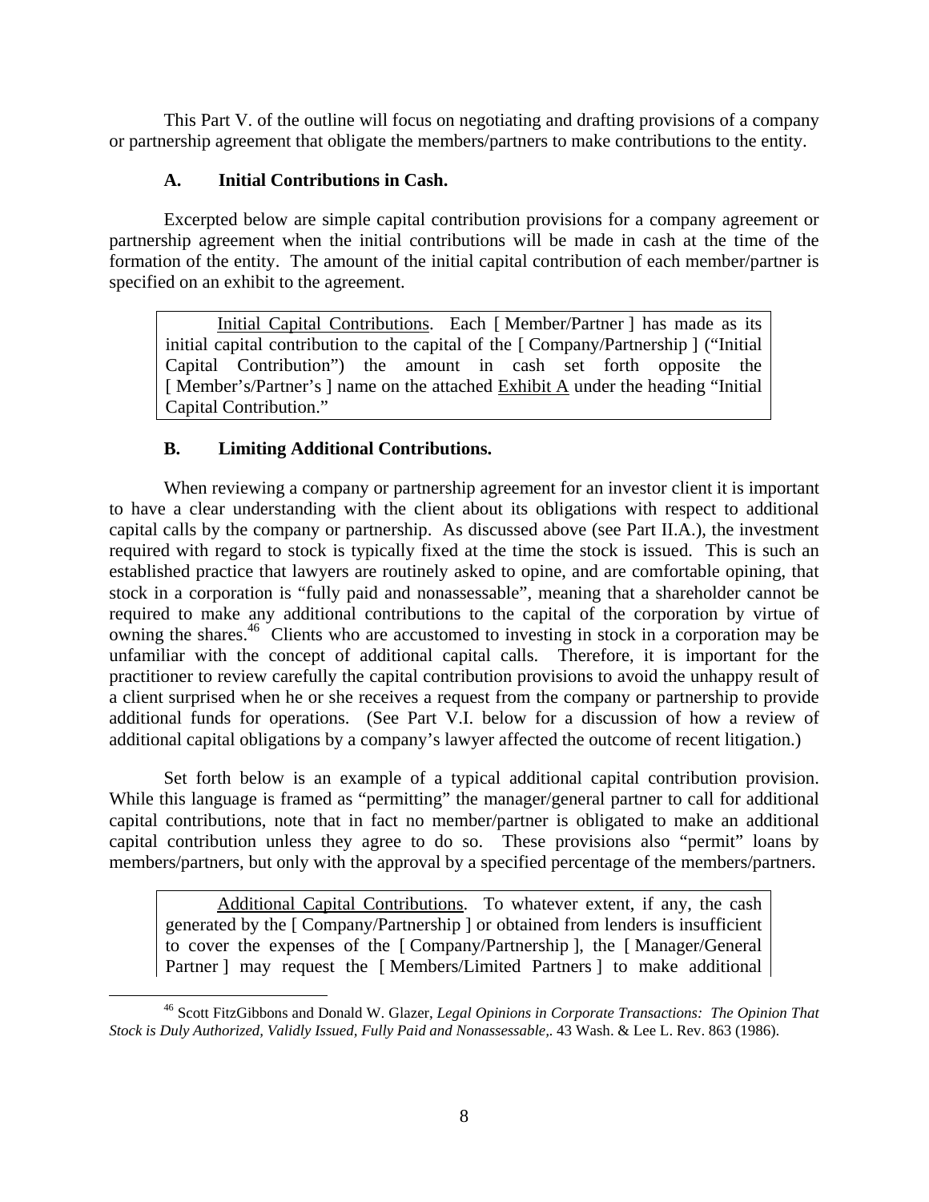This Part V. of the outline will focus on negotiating and drafting provisions of a company or partnership agreement that obligate the members/partners to make contributions to the entity.

### A. Initial Contributions in Cash.

Excerpted below are simple capital contribution provisions for a company agreement or partnership agreement when the initial contributions will be made in cash at the time of the formation of the entity. The amount of the initial capital contribution of each member/partner is specified on an exhibit to the agreement.

> Initial Capital Contributions. Each [ Member/Partner ] has made as its initial capital contribution to the capital of the [ Company/Partnership ] ("Initial Capital Contribution") the amount in cash set forth opposite the [ Member's/Partner's ] name on the attached Exhibit A under the heading "Initial Capital Contribution."

### B. Limiting Additional Contributions.

When reviewing a company or partnership agreement for an investor client it is important to have a clear understanding with the client about its obligations with respect to additional capital calls by the company or partnership. As discussed above (see Part II.A.), the investment required with regard to stock is typically fixed at the time the stock is issued. This is such an established practice that lawyers are routinely asked to opine, and are comfortable opining, that stock in a corporation is "fully paid and nonassessable", meaning that a shareholder cannot be required to make any additional contributions to the capital of the corporation by virtue of owning the shares.[46] Clients who are accustomed to investing in stock in a corporation may be unfamiliar with the concept of additional capital calls. Therefore, it is important for the practitioner to review carefully the capital contribution provisions to avoid the unhappy result of a client surprised when he or she receives a request from the company or partnership to provide additional funds for operations. (See Part V.I. below for a discussion of how a review of additional capital obligations by a company's lawyer affected the outcome of recent litigation.)

Set forth below is an example of a typical additional capital contribution provision. While this language is framed as "permitting" the manager/general partner to call for additional capital contributions, note that in fact no member/partner is obligated to make an additional capital contribution unless they agree to do so. These provisions also "permit" loans by members/partners, but only with the approval by a specified percentage of the members/partners.

> Additional Capital Contributions. To whatever extent, if any, the cash generated by the [ Company/Partnership ] or obtained from lenders is insufficient to cover the expenses of the [ Company/Partnership ], the [ Manager/General Partner ] may request the [ Members/Limited Partners ] to make additional

---

[46] Scott FitzGibbons and Donald W. Glazer, *Legal Opinions in Corporate Transactions: The Opinion That Stock is Duly Authorized, Validly Issued, Fully Paid and Nonassessable,*. 43 Wash. & Lee L. Rev. 863 (1986).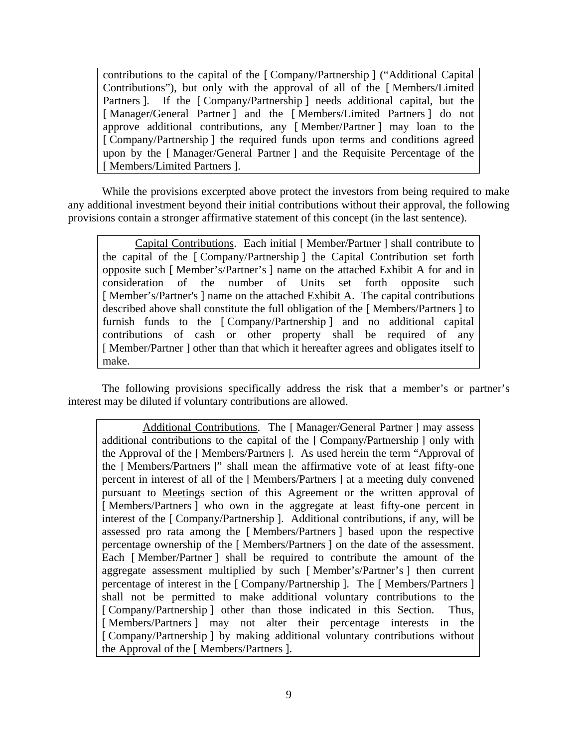> contributions to the capital of the [ Company/Partnership ] ("Additional Capital Contributions"), but only with the approval of all of the [ Members/Limited Partners ]. If the [ Company/Partnership ] needs additional capital, but the [ Manager/General Partner ] and the [ Members/Limited Partners ] do not approve additional contributions, any [ Member/Partner ] may loan to the [ Company/Partnership ] the required funds upon terms and conditions agreed upon by the [ Manager/General Partner ] and the Requisite Percentage of the [ Members/Limited Partners ].

While the provisions excerpted above protect the investors from being required to make any additional investment beyond their initial contributions without their approval, the following provisions contain a stronger affirmative statement of this concept (in the last sentence).

> Capital Contributions. Each initial [ Member/Partner ] shall contribute to the capital of the [ Company/Partnership ] the Capital Contribution set forth opposite such [ Member's/Partner's ] name on the attached Exhibit A for and in consideration of the number of Units set forth opposite such [ Member's/Partner's ] name on the attached Exhibit A. The capital contributions described above shall constitute the full obligation of the [ Members/Partners ] to furnish funds to the [ Company/Partnership ] and no additional capital contributions of cash or other property shall be required of any [ Member/Partner ] other than that which it hereafter agrees and obligates itself to make.

The following provisions specifically address the risk that a member's or partner's interest may be diluted if voluntary contributions are allowed.

> Additional Contributions. The [ Manager/General Partner ] may assess additional contributions to the capital of the [ Company/Partnership ] only with the Approval of the [ Members/Partners ]. As used herein the term "Approval of the [ Members/Partners ]" shall mean the affirmative vote of at least fifty-one percent in interest of all of the [ Members/Partners ] at a meeting duly convened pursuant to Meetings section of this Agreement or the written approval of [ Members/Partners ] who own in the aggregate at least fifty-one percent in interest of the [ Company/Partnership ]. Additional contributions, if any, will be assessed pro rata among the [ Members/Partners ] based upon the respective percentage ownership of the [ Members/Partners ] on the date of the assessment. Each [ Member/Partner ] shall be required to contribute the amount of the aggregate assessment multiplied by such [ Member's/Partner's ] then current percentage of interest in the [ Company/Partnership ]. The [ Members/Partners ] shall not be permitted to make additional voluntary contributions to the [ Company/Partnership ] other than those indicated in this Section. Thus, [ Members/Partners ] may not alter their percentage interests in the [ Company/Partnership ] by making additional voluntary contributions without the Approval of the [ Members/Partners ].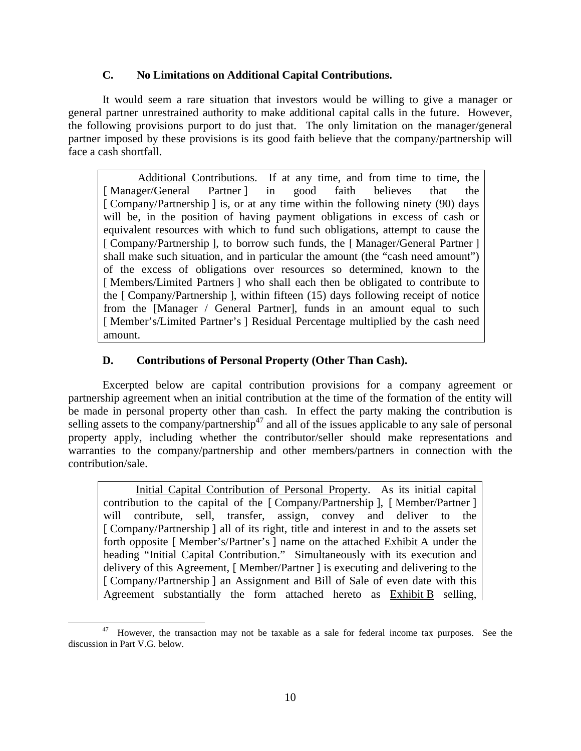### C. No Limitations on Additional Capital Contributions.

It would seem a rare situation that investors would be willing to give a manager or general partner unrestrained authority to make additional capital calls in the future. However, the following provisions purport to do just that. The only limitation on the manager/general partner imposed by these provisions is its good faith believe that the company/partnership will face a cash shortfall.

> Additional Contributions. If at any time, and from time to time, the [ Manager/General Partner ] in good faith believes that the [ Company/Partnership ] is, or at any time within the following ninety (90) days will be, in the position of having payment obligations in excess of cash or equivalent resources with which to fund such obligations, attempt to cause the [ Company/Partnership ], to borrow such funds, the [ Manager/General Partner ] shall make such situation, and in particular the amount (the "cash need amount") of the excess of obligations over resources so determined, known to the [ Members/Limited Partners ] who shall each then be obligated to contribute to the [ Company/Partnership ], within fifteen (15) days following receipt of notice from the [Manager / General Partner], funds in an amount equal to such [ Member's/Limited Partner's ] Residual Percentage multiplied by the cash need amount.

### D. Contributions of Personal Property (Other Than Cash).

Excerpted below are capital contribution provisions for a company agreement or partnership agreement when an initial contribution at the time of the formation of the entity will be made in personal property other than cash. In effect the party making the contribution is selling assets to the company/partnership[47] and all of the issues applicable to any sale of personal property apply, including whether the contributor/seller should make representations and warranties to the company/partnership and other members/partners in connection with the contribution/sale.

> Initial Capital Contribution of Personal Property. As its initial capital contribution to the capital of the [ Company/Partnership ], [ Member/Partner ] will contribute, sell, transfer, assign, convey and deliver to the [ Company/Partnership ] all of its right, title and interest in and to the assets set forth opposite [ Member's/Partner's ] name on the attached Exhibit A under the heading "Initial Capital Contribution." Simultaneously with its execution and delivery of this Agreement, [ Member/Partner ] is executing and delivering to the [ Company/Partnership ] an Assignment and Bill of Sale of even date with this Agreement substantially the form attached hereto as Exhibit B selling,

[47] However, the transaction may not be taxable as a sale for federal income tax purposes. See the discussion in Part V.G. below.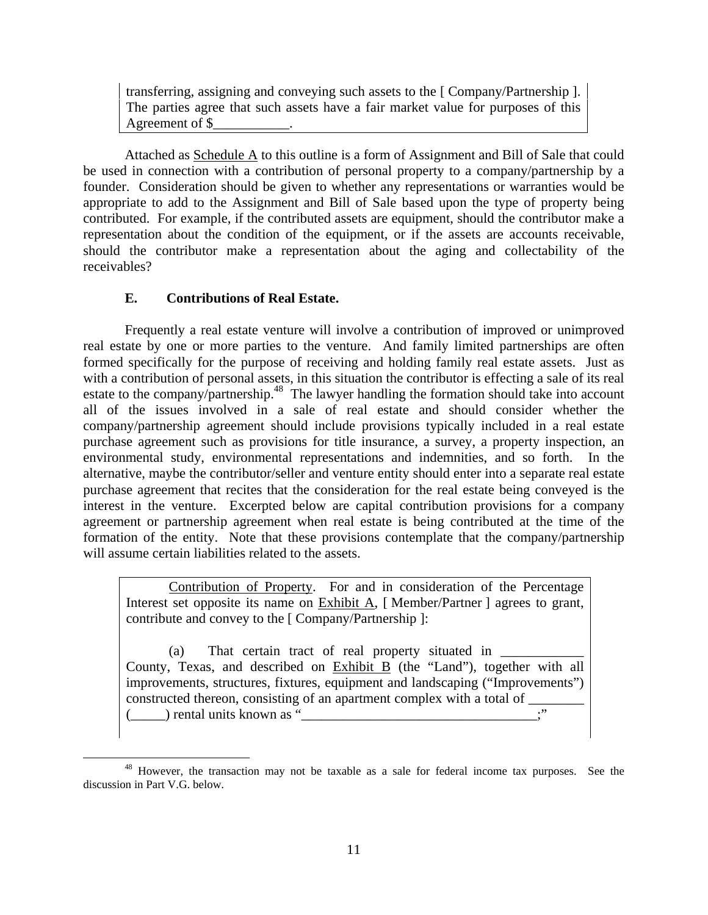transferring, assigning and conveying such assets to the [ Company/Partnership ]. The parties agree that such assets have a fair market value for purposes of this Agreement of $___________.

Attached as Schedule A to this outline is a form of Assignment and Bill of Sale that could be used in connection with a contribution of personal property to a company/partnership by a founder. Consideration should be given to whether any representations or warranties would be appropriate to add to the Assignment and Bill of Sale based upon the type of property being contributed. For example, if the contributed assets are equipment, should the contributor make a representation about the condition of the equipment, or if the assets are accounts receivable, should the contributor make a representation about the aging and collectability of the receivables?

### E. Contributions of Real Estate.

Frequently a real estate venture will involve a contribution of improved or unimproved real estate by one or more parties to the venture. And family limited partnerships are often formed specifically for the purpose of receiving and holding family real estate assets. Just as with a contribution of personal assets, in this situation the contributor is effecting a sale of its real estate to the company/partnership.[48] The lawyer handling the formation should take into account all of the issues involved in a sale of real estate and should consider whether the company/partnership agreement should include provisions typically included in a real estate purchase agreement such as provisions for title insurance, a survey, a property inspection, an environmental study, environmental representations and indemnities, and so forth. In the alternative, maybe the contributor/seller and venture entity should enter into a separate real estate purchase agreement that recites that the consideration for the real estate being conveyed is the interest in the venture. Excerpted below are capital contribution provisions for a company agreement or partnership agreement when real estate is being contributed at the time of the formation of the entity. Note that these provisions contemplate that the company/partnership will assume certain liabilities related to the assets.

> Contribution of Property. For and in consideration of the Percentage Interest set opposite its name on Exhibit A, [ Member/Partner ] agrees to grant, contribute and convey to the [ Company/Partnership ]:
>
> (a) That certain tract of real property situated in ____________ County, Texas, and described on Exhibit B (the "Land"), together with all improvements, structures, fixtures, equipment and landscaping ("Improvements") constructed thereon, consisting of an apartment complex with a total of ________ (_____) rental units known as "__________________________________;"

[48] However, the transaction may not be taxable as a sale for federal income tax purposes. See the discussion in Part V.G. below.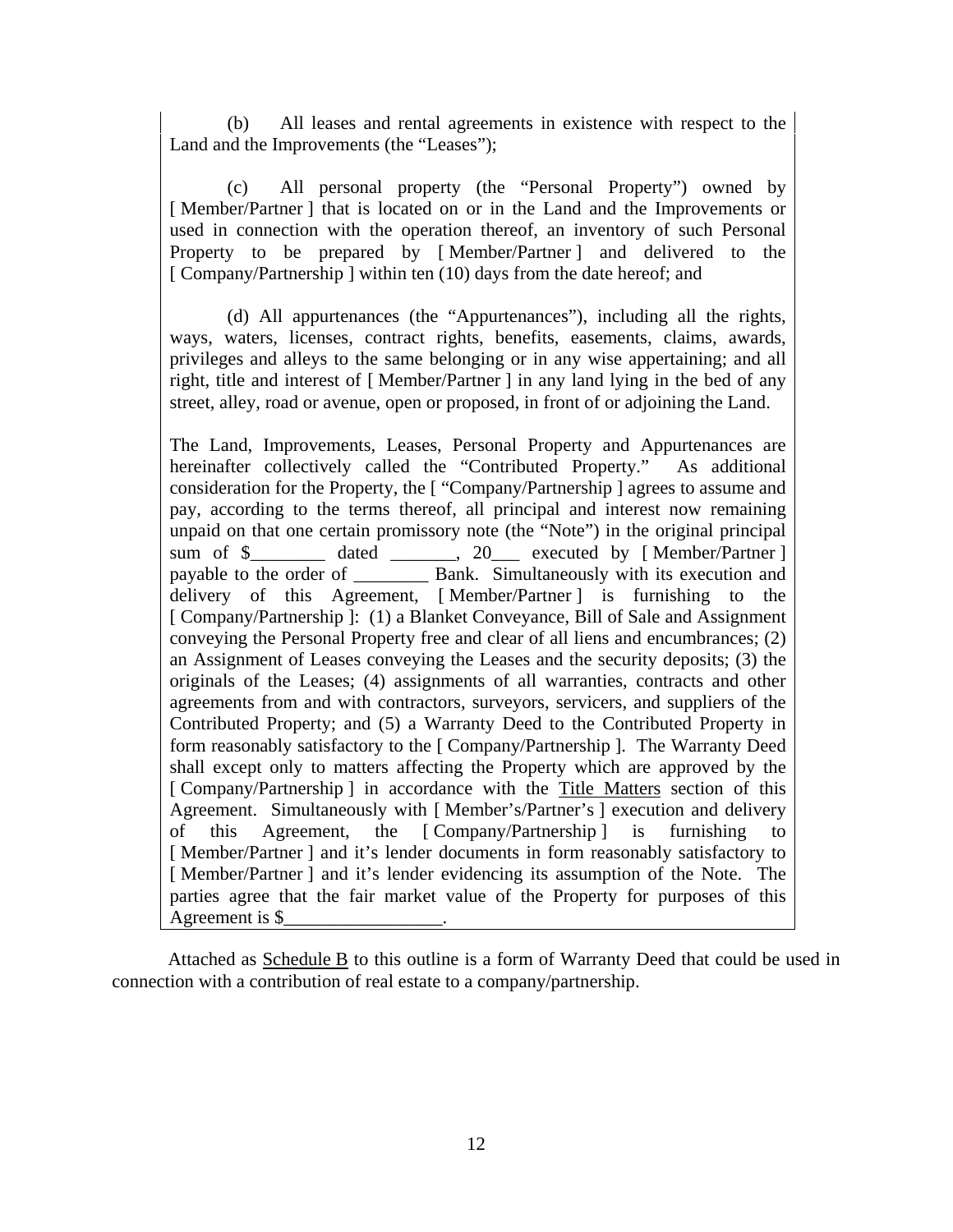(b) All leases and rental agreements in existence with respect to the Land and the Improvements (the "Leases");

(c) All personal property (the "Personal Property") owned by [ Member/Partner ] that is located on or in the Land and the Improvements or used in connection with the operation thereof, an inventory of such Personal Property to be prepared by [ Member/Partner ] and delivered to the [ Company/Partnership ] within ten (10) days from the date hereof; and

(d) All appurtenances (the "Appurtenances"), including all the rights, ways, waters, licenses, contract rights, benefits, easements, claims, awards, privileges and alleys to the same belonging or in any wise appertaining; and all right, title and interest of [ Member/Partner ] in any land lying in the bed of any street, alley, road or avenue, open or proposed, in front of or adjoining the Land.

The Land, Improvements, Leases, Personal Property and Appurtenances are hereinafter collectively called the "Contributed Property." As additional consideration for the Property, the [ "Company/Partnership ] agrees to assume and pay, according to the terms thereof, all principal and interest now remaining unpaid on that one certain promissory note (the "Note") in the original principal sum of $________ dated _______, 20___ executed by [ Member/Partner ] payable to the order of ________ Bank. Simultaneously with its execution and delivery of this Agreement, [ Member/Partner ] is furnishing to the [ Company/Partnership ]: (1) a Blanket Conveyance, Bill of Sale and Assignment conveying the Personal Property free and clear of all liens and encumbrances; (2) an Assignment of Leases conveying the Leases and the security deposits; (3) the originals of the Leases; (4) assignments of all warranties, contracts and other agreements from and with contractors, surveyors, servicers, and suppliers of the Contributed Property; and (5) a Warranty Deed to the Contributed Property in form reasonably satisfactory to the [ Company/Partnership ]. The Warranty Deed shall except only to matters affecting the Property which are approved by the [ Company/Partnership ] in accordance with the Title Matters section of this Agreement. Simultaneously with [ Member's/Partner's ] execution and delivery of this Agreement, the [ Company/Partnership ] is furnishing to [ Member/Partner ] and it's lender documents in form reasonably satisfactory to [ Member/Partner ] and it's lender evidencing its assumption of the Note. The parties agree that the fair market value of the Property for purposes of this Agreement is $_________________.

Attached as Schedule B to this outline is a form of Warranty Deed that could be used in connection with a contribution of real estate to a company/partnership.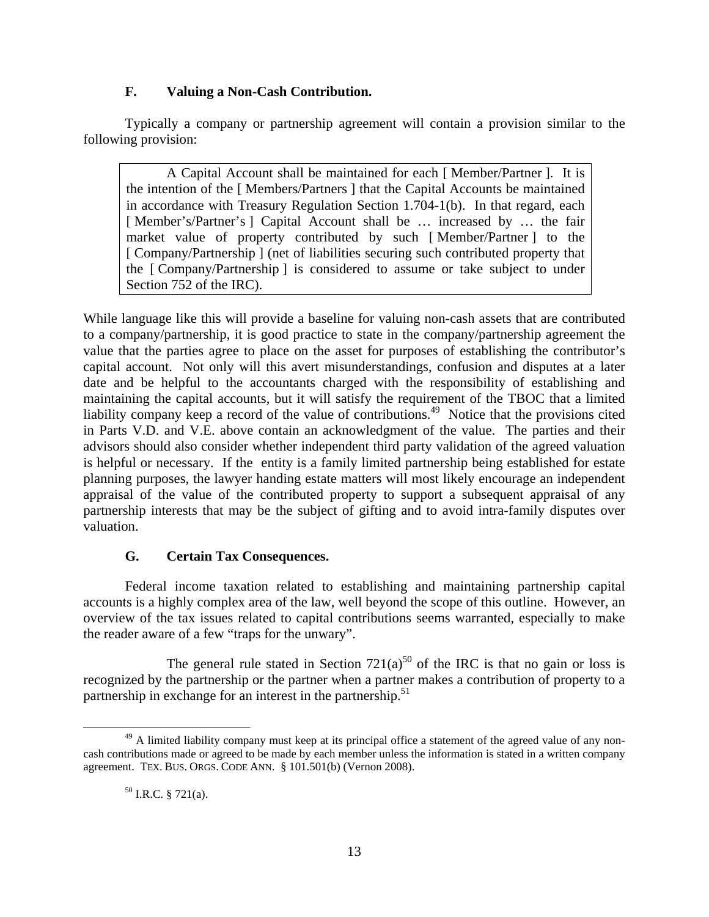### F. Valuing a Non-Cash Contribution.

Typically a company or partnership agreement will contain a provision similar to the following provision:

> A Capital Account shall be maintained for each [ Member/Partner ]. It is the intention of the [ Members/Partners ] that the Capital Accounts be maintained in accordance with Treasury Regulation Section 1.704-1(b). In that regard, each [ Member's/Partner's ] Capital Account shall be … increased by … the fair market value of property contributed by such [ Member/Partner ] to the [ Company/Partnership ] (net of liabilities securing such contributed property that the [ Company/Partnership ] is considered to assume or take subject to under Section 752 of the IRC).

While language like this will provide a baseline for valuing non-cash assets that are contributed to a company/partnership, it is good practice to state in the company/partnership agreement the value that the parties agree to place on the asset for purposes of establishing the contributor's capital account. Not only will this avert misunderstandings, confusion and disputes at a later date and be helpful to the accountants charged with the responsibility of establishing and maintaining the capital accounts, but it will satisfy the requirement of the TBOC that a limited liability company keep a record of the value of contributions.[49] Notice that the provisions cited in Parts V.D. and V.E. above contain an acknowledgment of the value. The parties and their advisors should also consider whether independent third party validation of the agreed valuation is helpful or necessary. If the entity is a family limited partnership being established for estate planning purposes, the lawyer handing estate matters will most likely encourage an independent appraisal of the value of the contributed property to support a subsequent appraisal of any partnership interests that may be the subject of gifting and to avoid intra-family disputes over valuation.

### G. Certain Tax Consequences.

Federal income taxation related to establishing and maintaining partnership capital accounts is a highly complex area of the law, well beyond the scope of this outline. However, an overview of the tax issues related to capital contributions seems warranted, especially to make the reader aware of a few "traps for the unwary".

The general rule stated in Section 721(a)[50] of the IRC is that no gain or loss is recognized by the partnership or the partner when a partner makes a contribution of property to a partnership in exchange for an interest in the partnership.[51]

---

[49] A limited liability company must keep at its principal office a statement of the agreed value of any non-cash contributions made or agreed to be made by each member unless the information is stated in a written company agreement. TEX. BUS. ORGS. CODE ANN. § 101.501(b) (Vernon 2008).

[50] I.R.C. § 721(a).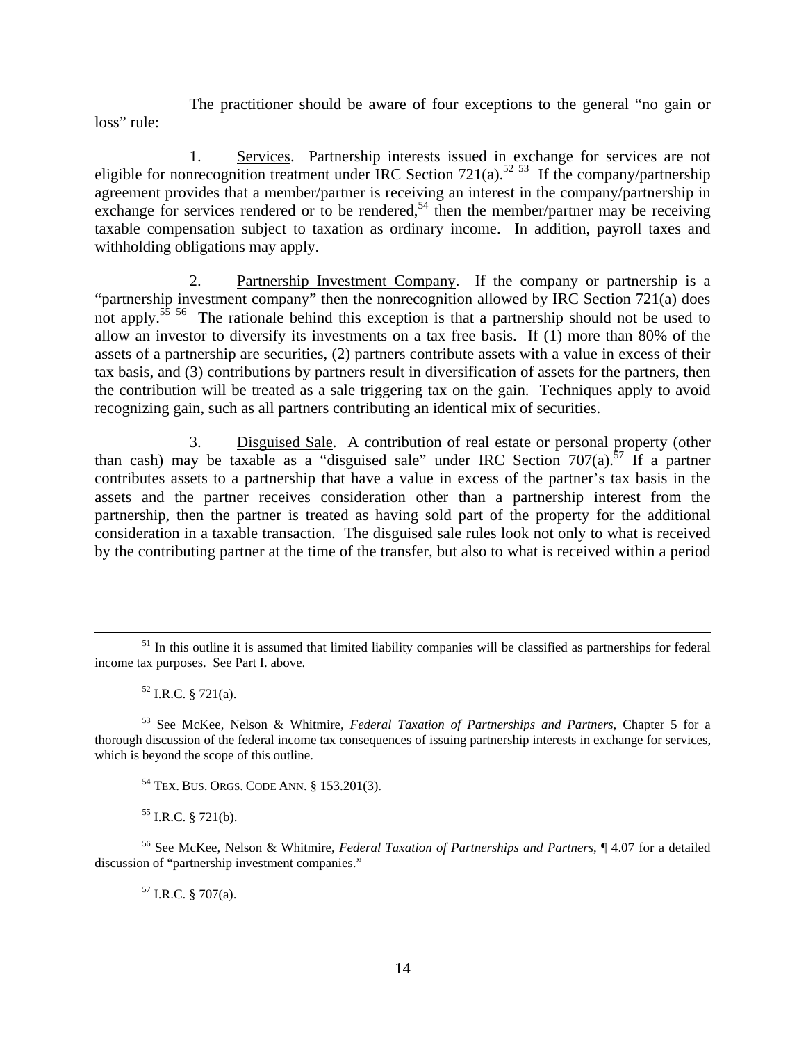The practitioner should be aware of four exceptions to the general "no gain or loss" rule:

1. <u>Services</u>. Partnership interests issued in exchange for services are not eligible for nonrecognition treatment under IRC Section 721(a).[52] [53] If the company/partnership agreement provides that a member/partner is receiving an interest in the company/partnership in exchange for services rendered or to be rendered,[54] then the member/partner may be receiving taxable compensation subject to taxation as ordinary income. In addition, payroll taxes and withholding obligations may apply.

2. <u>Partnership Investment Company</u>. If the company or partnership is a "partnership investment company" then the nonrecognition allowed by IRC Section 721(a) does not apply.[55] [56] The rationale behind this exception is that a partnership should not be used to allow an investor to diversify its investments on a tax free basis. If (1) more than 80% of the assets of a partnership are securities, (2) partners contribute assets with a value in excess of their tax basis, and (3) contributions by partners result in diversification of assets for the partners, then the contribution will be treated as a sale triggering tax on the gain. Techniques apply to avoid recognizing gain, such as all partners contributing an identical mix of securities.

3. <u>Disguised Sale</u>. A contribution of real estate or personal property (other than cash) may be taxable as a "disguised sale" under IRC Section 707(a).[57] If a partner contributes assets to a partnership that have a value in excess of the partner's tax basis in the assets and the partner receives consideration other than a partnership interest from the partnership, then the partner is treated as having sold part of the property for the additional consideration in a taxable transaction. The disguised sale rules look not only to what is received by the contributing partner at the time of the transfer, but also to what is received within a period

---

[51] In this outline it is assumed that limited liability companies will be classified as partnerships for federal income tax purposes. See Part I. above.

[52] I.R.C. § 721(a).

[53] See McKee, Nelson & Whitmire, *Federal Taxation of Partnerships and Partners*, Chapter 5 for a thorough discussion of the federal income tax consequences of issuing partnership interests in exchange for services, which is beyond the scope of this outline.

[54] TEX. BUS. ORGS. CODE ANN. § 153.201(3).

[55] I.R.C. § 721(b).

[56] See McKee, Nelson & Whitmire, *Federal Taxation of Partnerships and Partners*, ¶ 4.07 for a detailed discussion of "partnership investment companies."

[57] I.R.C. § 707(a).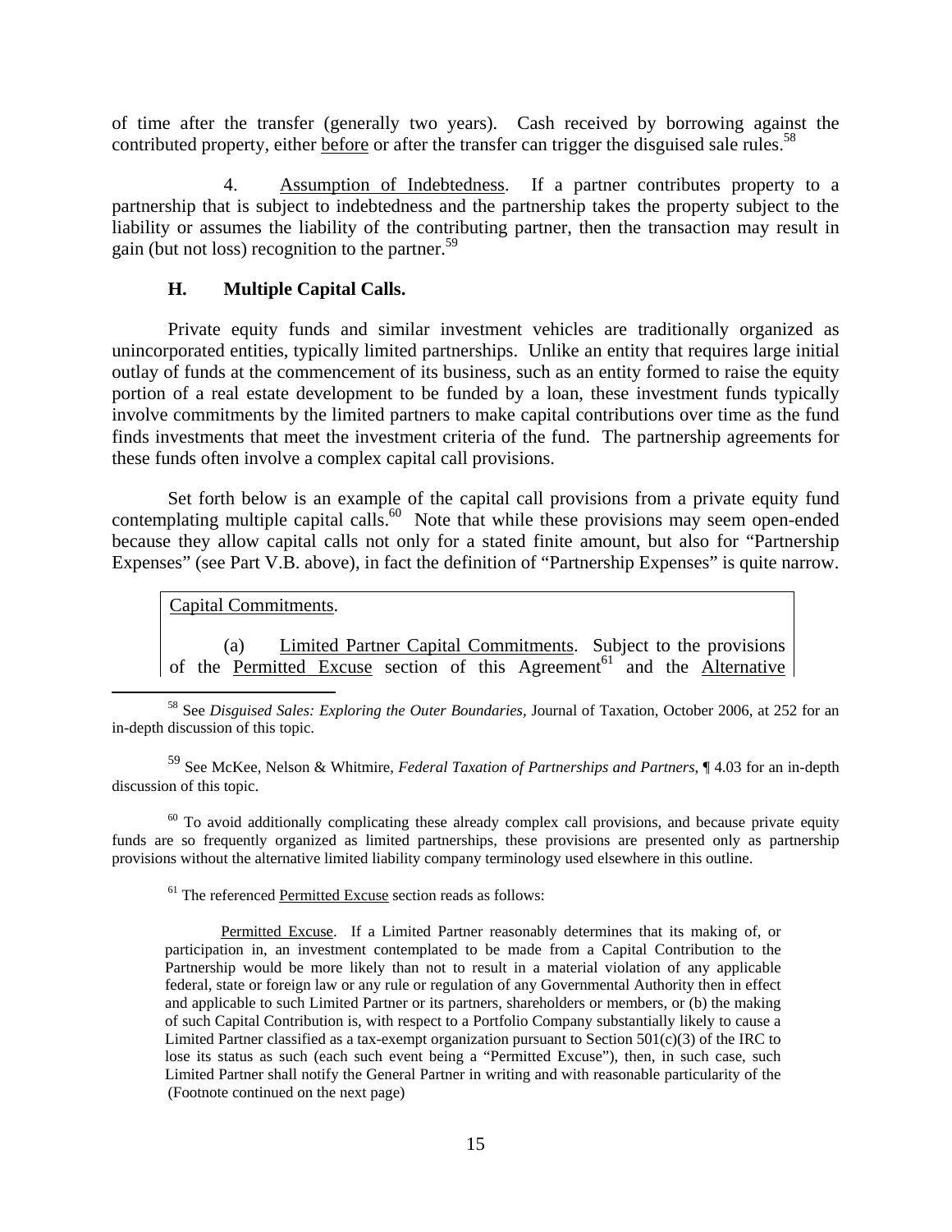of time after the transfer (generally two years). Cash received by borrowing against the contributed property, either before or after the transfer can trigger the disguised sale rules.[58]

4. Assumption of Indebtedness. If a partner contributes property to a partnership that is subject to indebtedness and the partnership takes the property subject to the liability or assumes the liability of the contributing partner, then the transaction may result in gain (but not loss) recognition to the partner.[59]

### H. Multiple Capital Calls.

Private equity funds and similar investment vehicles are traditionally organized as unincorporated entities, typically limited partnerships. Unlike an entity that requires large initial outlay of funds at the commencement of its business, such as an entity formed to raise the equity portion of a real estate development to be funded by a loan, these investment funds typically involve commitments by the limited partners to make capital contributions over time as the fund finds investments that meet the investment criteria of the fund. The partnership agreements for these funds often involve a complex capital call provisions.

Set forth below is an example of the capital call provisions from a private equity fund contemplating multiple capital calls.[60] Note that while these provisions may seem open-ended because they allow capital calls not only for a stated finite amount, but also for "Partnership Expenses" (see Part V.B. above), in fact the definition of "Partnership Expenses" is quite narrow.

> Capital Commitments.
>
> (a) Limited Partner Capital Commitments. Subject to the provisions of the Permitted Excuse section of this Agreement[61] and the Alternative

---

[58] See *Disguised Sales: Exploring the Outer Boundaries*, Journal of Taxation, October 2006, at 252 for an in-depth discussion of this topic.

[59] See McKee, Nelson & Whitmire, *Federal Taxation of Partnerships and Partners*, ¶ 4.03 for an in-depth discussion of this topic.

[60] To avoid additionally complicating these already complex call provisions, and because private equity funds are so frequently organized as limited partnerships, these provisions are presented only as partnership provisions without the alternative limited liability company terminology used elsewhere in this outline.

[61] The referenced Permitted Excuse section reads as follows:

> Permitted Excuse. If a Limited Partner reasonably determines that its making of, or participation in, an investment contemplated to be made from a Capital Contribution to the Partnership would be more likely than not to result in a material violation of any applicable federal, state or foreign law or any rule or regulation of any Governmental Authority then in effect and applicable to such Limited Partner or its partners, shareholders or members, or (b) the making of such Capital Contribution is, with respect to a Portfolio Company substantially likely to cause a Limited Partner classified as a tax-exempt organization pursuant to Section 501(c)(3) of the IRC to lose its status as such (each such event being a "Permitted Excuse"), then, in such case, such Limited Partner shall notify the General Partner in writing and with reasonable particularity of the

(Footnote continued on the next page)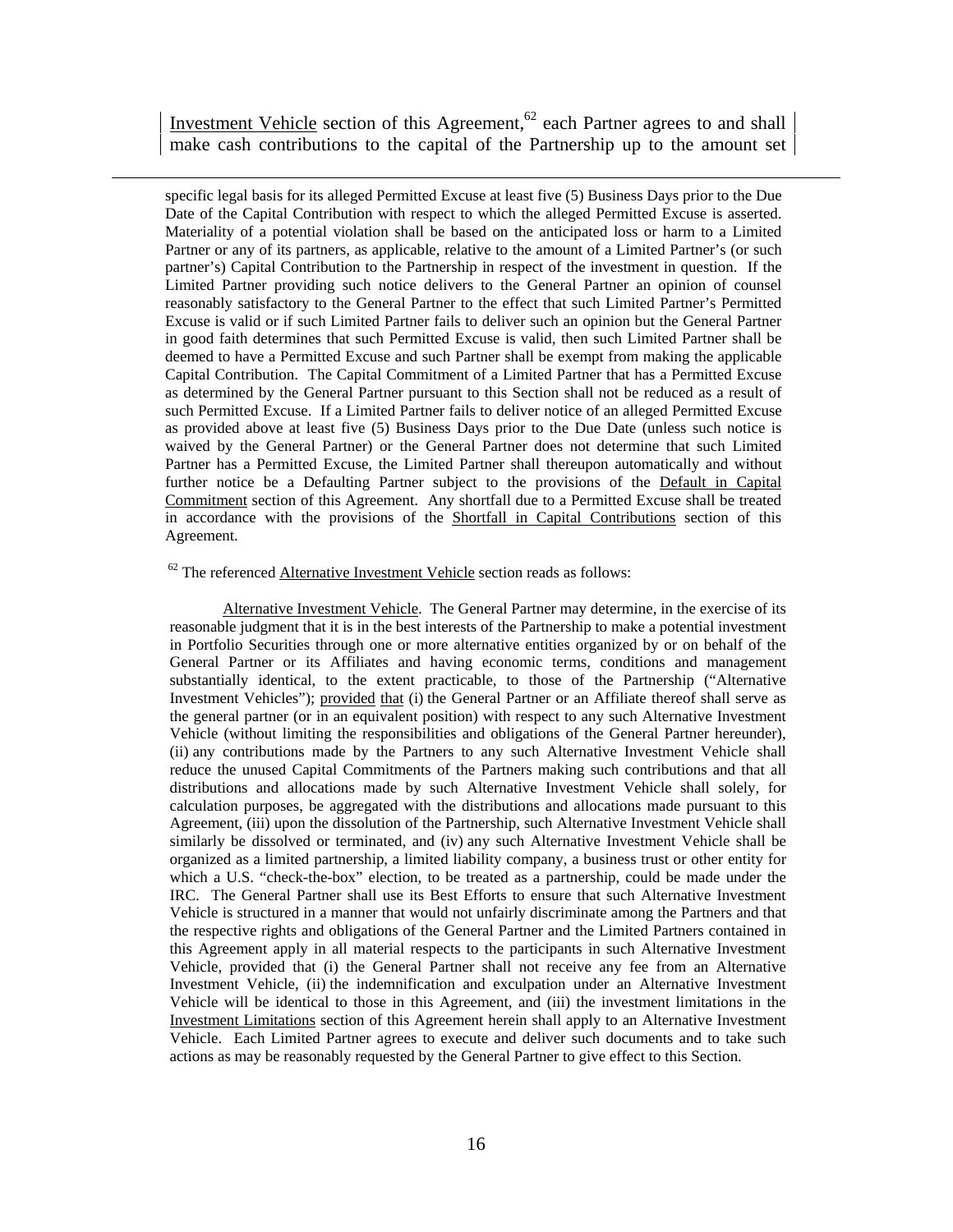Investment Vehicle section of this Agreement,[62] each Partner agrees to and shall make cash contributions to the capital of the Partnership up to the amount set

---

specific legal basis for its alleged Permitted Excuse at least five (5) Business Days prior to the Due Date of the Capital Contribution with respect to which the alleged Permitted Excuse is asserted. Materiality of a potential violation shall be based on the anticipated loss or harm to a Limited Partner or any of its partners, as applicable, relative to the amount of a Limited Partner's (or such partner's) Capital Contribution to the Partnership in respect of the investment in question. If the Limited Partner providing such notice delivers to the General Partner an opinion of counsel reasonably satisfactory to the General Partner to the effect that such Limited Partner's Permitted Excuse is valid or if such Limited Partner fails to deliver such an opinion but the General Partner in good faith determines that such Permitted Excuse is valid, then such Limited Partner shall be deemed to have a Permitted Excuse and such Partner shall be exempt from making the applicable Capital Contribution. The Capital Commitment of a Limited Partner that has a Permitted Excuse as determined by the General Partner pursuant to this Section shall not be reduced as a result of such Permitted Excuse. If a Limited Partner fails to deliver notice of an alleged Permitted Excuse as provided above at least five (5) Business Days prior to the Due Date (unless such notice is waived by the General Partner) or the General Partner does not determine that such Limited Partner has a Permitted Excuse, the Limited Partner shall thereupon automatically and without further notice be a Defaulting Partner subject to the provisions of the Default in Capital Commitment section of this Agreement. Any shortfall due to a Permitted Excuse shall be treated in accordance with the provisions of the Shortfall in Capital Contributions section of this Agreement.

[62] The referenced Alternative Investment Vehicle section reads as follows:

Alternative Investment Vehicle. The General Partner may determine, in the exercise of its reasonable judgment that it is in the best interests of the Partnership to make a potential investment in Portfolio Securities through one or more alternative entities organized by or on behalf of the General Partner or its Affiliates and having economic terms, conditions and management substantially identical, to the extent practicable, to those of the Partnership ("Alternative Investment Vehicles"); provided that (i) the General Partner or an Affiliate thereof shall serve as the general partner (or in an equivalent position) with respect to any such Alternative Investment Vehicle (without limiting the responsibilities and obligations of the General Partner hereunder), (ii) any contributions made by the Partners to any such Alternative Investment Vehicle shall reduce the unused Capital Commitments of the Partners making such contributions and that all distributions and allocations made by such Alternative Investment Vehicle shall solely, for calculation purposes, be aggregated with the distributions and allocations made pursuant to this Agreement, (iii) upon the dissolution of the Partnership, such Alternative Investment Vehicle shall similarly be dissolved or terminated, and (iv) any such Alternative Investment Vehicle shall be organized as a limited partnership, a limited liability company, a business trust or other entity for which a U.S. "check-the-box" election, to be treated as a partnership, could be made under the IRC. The General Partner shall use its Best Efforts to ensure that such Alternative Investment Vehicle is structured in a manner that would not unfairly discriminate among the Partners and that the respective rights and obligations of the General Partner and the Limited Partners contained in this Agreement apply in all material respects to the participants in such Alternative Investment Vehicle, provided that (i) the General Partner shall not receive any fee from an Alternative Investment Vehicle, (ii) the indemnification and exculpation under an Alternative Investment Vehicle will be identical to those in this Agreement, and (iii) the investment limitations in the Investment Limitations section of this Agreement herein shall apply to an Alternative Investment Vehicle. Each Limited Partner agrees to execute and deliver such documents and to take such actions as may be reasonably requested by the General Partner to give effect to this Section.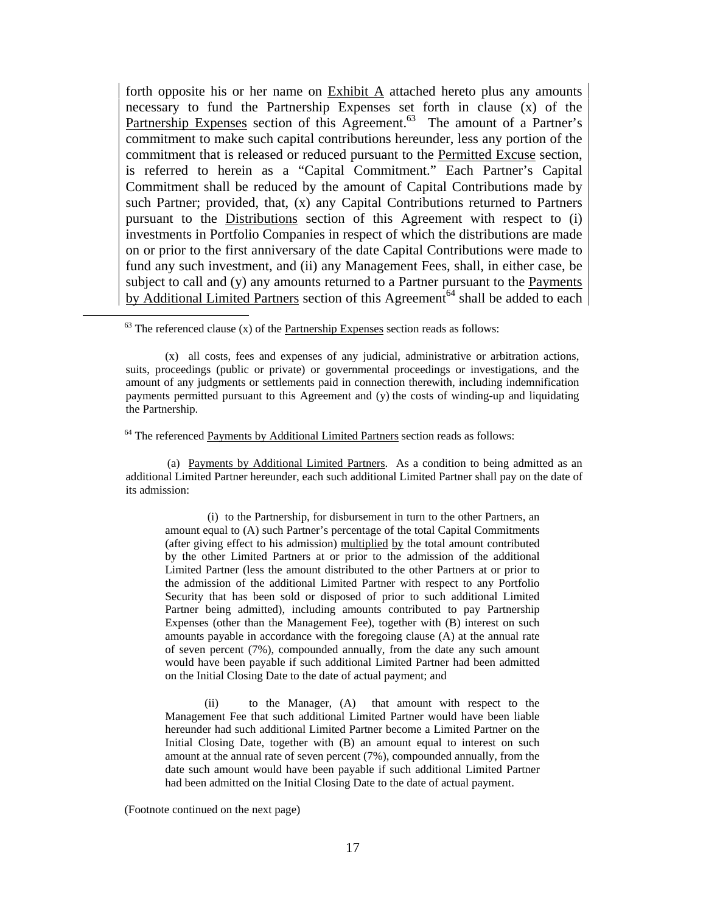forth opposite his or her name on Exhibit A attached hereto plus any amounts necessary to fund the Partnership Expenses set forth in clause (x) of the Partnership Expenses section of this Agreement.[63] The amount of a Partner's commitment to make such capital contributions hereunder, less any portion of the commitment that is released or reduced pursuant to the Permitted Excuse section, is referred to herein as a "Capital Commitment." Each Partner's Capital Commitment shall be reduced by the amount of Capital Contributions made by such Partner; provided, that, (x) any Capital Contributions returned to Partners pursuant to the Distributions section of this Agreement with respect to (i) investments in Portfolio Companies in respect of which the distributions are made on or prior to the first anniversary of the date Capital Contributions were made to fund any such investment, and (ii) any Management Fees, shall, in either case, be subject to call and (y) any amounts returned to a Partner pursuant to the Payments by Additional Limited Partners section of this Agreement[64] shall be added to each

---

[63] The referenced clause (x) of the Partnership Expenses section reads as follows:

> (x) all costs, fees and expenses of any judicial, administrative or arbitration actions, suits, proceedings (public or private) or governmental proceedings or investigations, and the amount of any judgments or settlements paid in connection therewith, including indemnification payments permitted pursuant to this Agreement and (y) the costs of winding-up and liquidating the Partnership.

[64] The referenced Payments by Additional Limited Partners section reads as follows:

> (a) Payments by Additional Limited Partners. As a condition to being admitted as an additional Limited Partner hereunder, each such additional Limited Partner shall pay on the date of its admission:
>
> > (i) to the Partnership, for disbursement in turn to the other Partners, an amount equal to (A) such Partner's percentage of the total Capital Commitments (after giving effect to his admission) multiplied by the total amount contributed by the other Limited Partners at or prior to the admission of the additional Limited Partner (less the amount distributed to the other Partners at or prior to the admission of the additional Limited Partner with respect to any Portfolio Security that has been sold or disposed of prior to such additional Limited Partner being admitted), including amounts contributed to pay Partnership Expenses (other than the Management Fee), together with (B) interest on such amounts payable in accordance with the foregoing clause (A) at the annual rate of seven percent (7%), compounded annually, from the date any such amount would have been payable if such additional Limited Partner had been admitted on the Initial Closing Date to the date of actual payment; and
> >
> > (ii) to the Manager, (A) that amount with respect to the Management Fee that such additional Limited Partner would have been liable hereunder had such additional Limited Partner become a Limited Partner on the Initial Closing Date, together with (B) an amount equal to interest on such amount at the annual rate of seven percent (7%), compounded annually, from the date such amount would have been payable if such additional Limited Partner had been admitted on the Initial Closing Date to the date of actual payment.

(Footnote continued on the next page)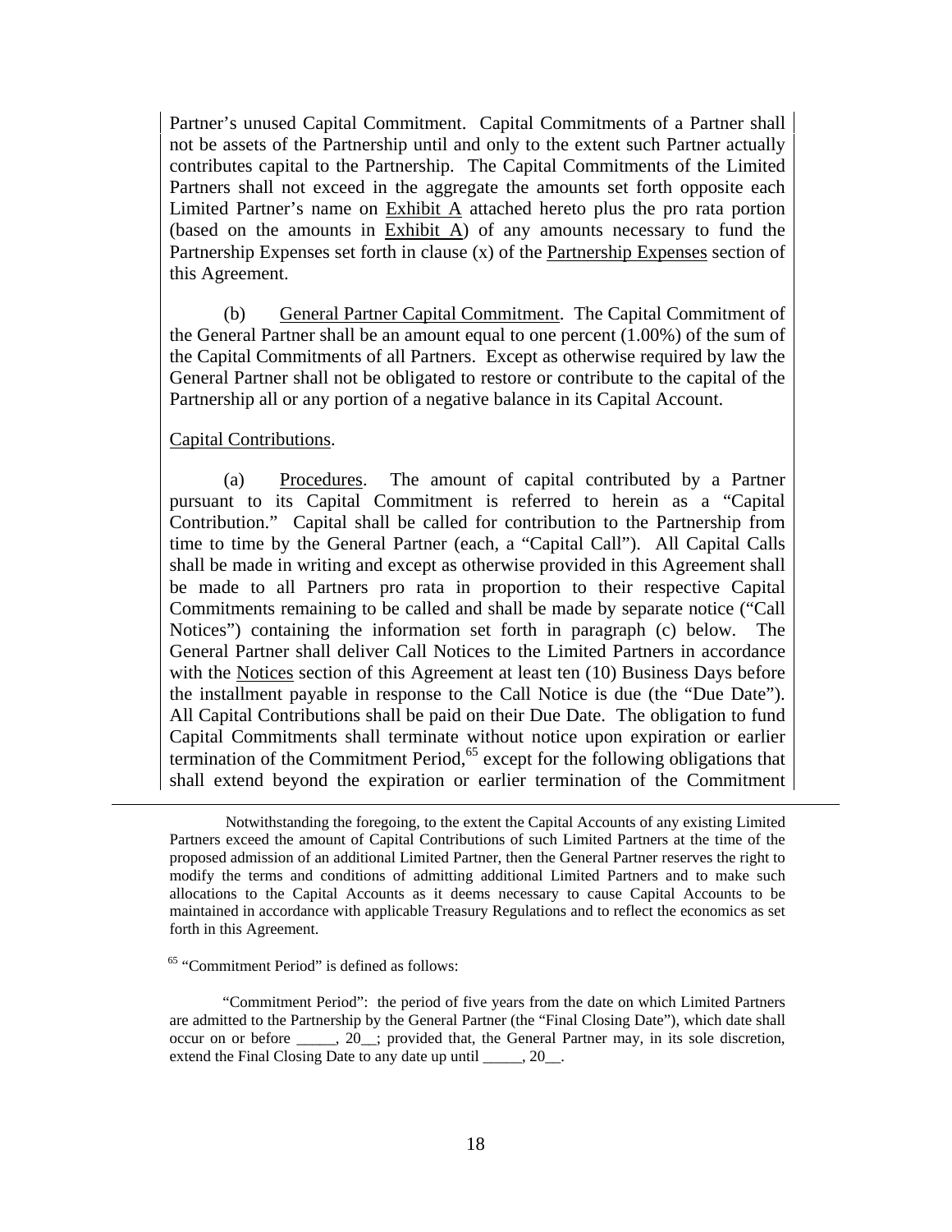Partner's unused Capital Commitment. Capital Commitments of a Partner shall not be assets of the Partnership until and only to the extent such Partner actually contributes capital to the Partnership. The Capital Commitments of the Limited Partners shall not exceed in the aggregate the amounts set forth opposite each Limited Partner's name on Exhibit A attached hereto plus the pro rata portion (based on the amounts in Exhibit A) of any amounts necessary to fund the Partnership Expenses set forth in clause (x) of the Partnership Expenses section of this Agreement.

(b) General Partner Capital Commitment. The Capital Commitment of the General Partner shall be an amount equal to one percent (1.00%) of the sum of the Capital Commitments of all Partners. Except as otherwise required by law the General Partner shall not be obligated to restore or contribute to the capital of the Partnership all or any portion of a negative balance in its Capital Account.

Capital Contributions.

(a) Procedures. The amount of capital contributed by a Partner pursuant to its Capital Commitment is referred to herein as a "Capital Contribution." Capital shall be called for contribution to the Partnership from time to time by the General Partner (each, a "Capital Call"). All Capital Calls shall be made in writing and except as otherwise provided in this Agreement shall be made to all Partners pro rata in proportion to their respective Capital Commitments remaining to be called and shall be made by separate notice ("Call Notices") containing the information set forth in paragraph (c) below. The General Partner shall deliver Call Notices to the Limited Partners in accordance with the Notices section of this Agreement at least ten (10) Business Days before the installment payable in response to the Call Notice is due (the "Due Date"). All Capital Contributions shall be paid on their Due Date. The obligation to fund Capital Commitments shall terminate without notice upon expiration or earlier termination of the Commitment Period,[65] except for the following obligations that shall extend beyond the expiration or earlier termination of the Commitment

---

Notwithstanding the foregoing, to the extent the Capital Accounts of any existing Limited Partners exceed the amount of Capital Contributions of such Limited Partners at the time of the proposed admission of an additional Limited Partner, then the General Partner reserves the right to modify the terms and conditions of admitting additional Limited Partners and to make such allocations to the Capital Accounts as it deems necessary to cause Capital Accounts to be maintained in accordance with applicable Treasury Regulations and to reflect the economics as set forth in this Agreement.

[65] "Commitment Period" is defined as follows:

"Commitment Period": the period of five years from the date on which Limited Partners are admitted to the Partnership by the General Partner (the "Final Closing Date"), which date shall occur on or before _____, 20__; provided that, the General Partner may, in its sole discretion, extend the Final Closing Date to any date up until _____, 20__.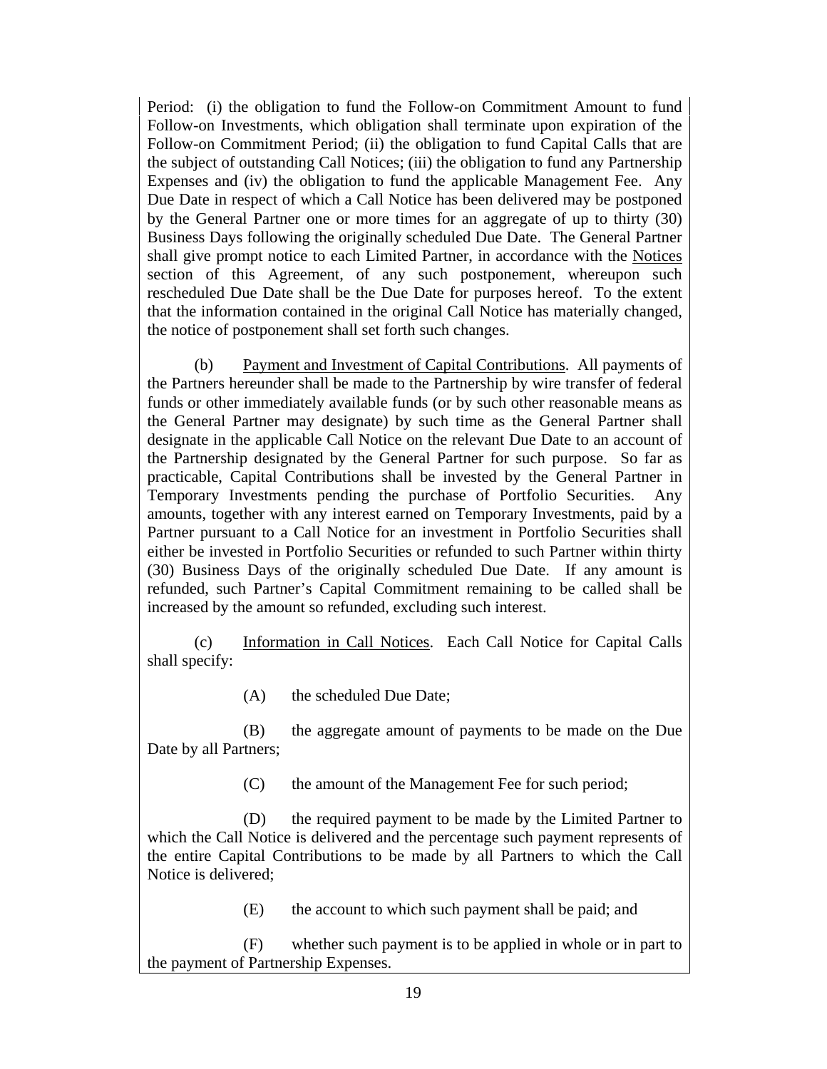Period: (i) the obligation to fund the Follow-on Commitment Amount to fund Follow-on Investments, which obligation shall terminate upon expiration of the Follow-on Commitment Period; (ii) the obligation to fund Capital Calls that are the subject of outstanding Call Notices; (iii) the obligation to fund any Partnership Expenses and (iv) the obligation to fund the applicable Management Fee. Any Due Date in respect of which a Call Notice has been delivered may be postponed by the General Partner one or more times for an aggregate of up to thirty (30) Business Days following the originally scheduled Due Date. The General Partner shall give prompt notice to each Limited Partner, in accordance with the Notices section of this Agreement, of any such postponement, whereupon such rescheduled Due Date shall be the Due Date for purposes hereof. To the extent that the information contained in the original Call Notice has materially changed, the notice of postponement shall set forth such changes.

(b) Payment and Investment of Capital Contributions. All payments of the Partners hereunder shall be made to the Partnership by wire transfer of federal funds or other immediately available funds (or by such other reasonable means as the General Partner may designate) by such time as the General Partner shall designate in the applicable Call Notice on the relevant Due Date to an account of the Partnership designated by the General Partner for such purpose. So far as practicable, Capital Contributions shall be invested by the General Partner in Temporary Investments pending the purchase of Portfolio Securities. Any amounts, together with any interest earned on Temporary Investments, paid by a Partner pursuant to a Call Notice for an investment in Portfolio Securities shall either be invested in Portfolio Securities or refunded to such Partner within thirty (30) Business Days of the originally scheduled Due Date. If any amount is refunded, such Partner's Capital Commitment remaining to be called shall be increased by the amount so refunded, excluding such interest.

(c) Information in Call Notices. Each Call Notice for Capital Calls shall specify:

(A) the scheduled Due Date;

(B) the aggregate amount of payments to be made on the Due Date by all Partners;

(C) the amount of the Management Fee for such period;

(D) the required payment to be made by the Limited Partner to which the Call Notice is delivered and the percentage such payment represents of the entire Capital Contributions to be made by all Partners to which the Call Notice is delivered;

(E) the account to which such payment shall be paid; and

(F) whether such payment is to be applied in whole or in part to the payment of Partnership Expenses.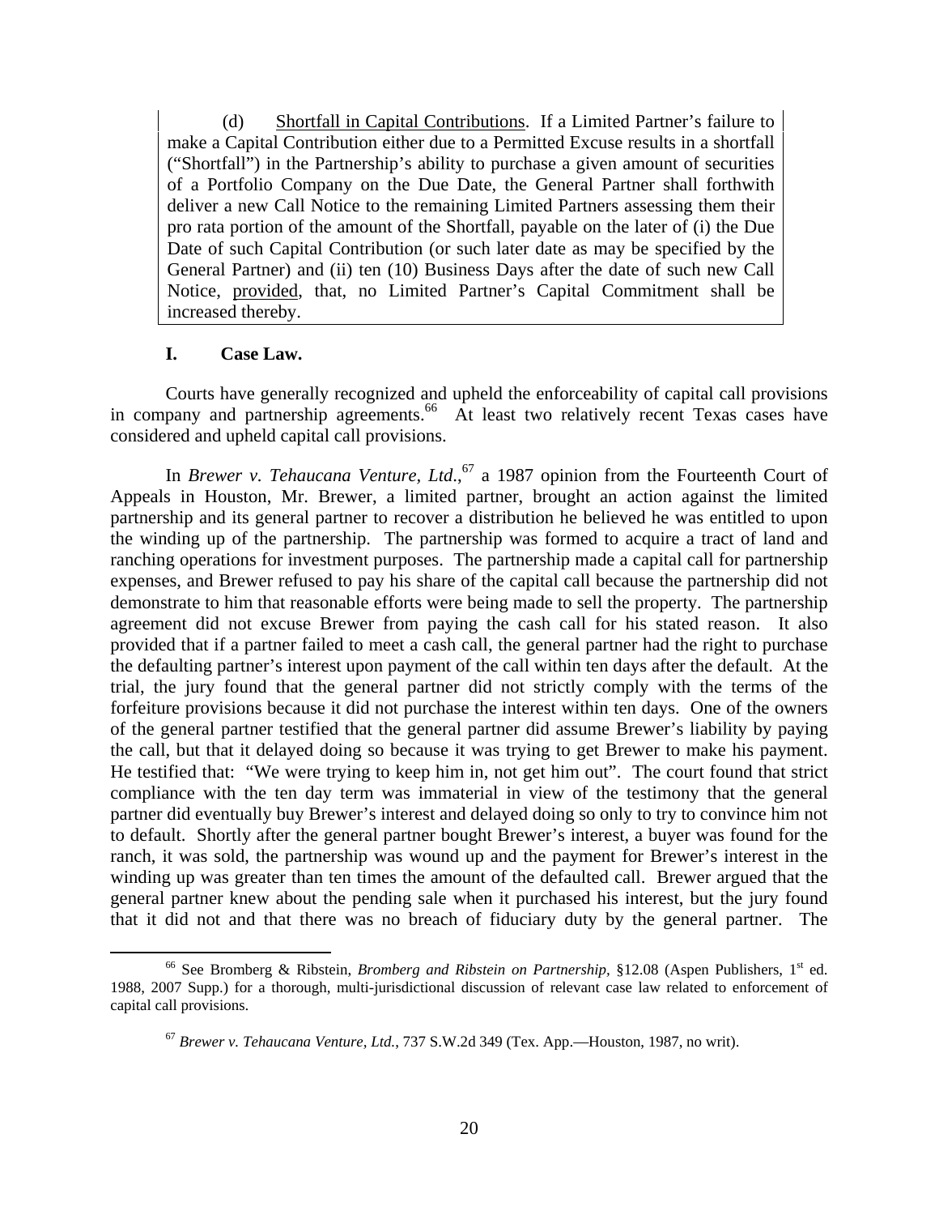(d) Shortfall in Capital Contributions. If a Limited Partner's failure to make a Capital Contribution either due to a Permitted Excuse results in a shortfall ("Shortfall") in the Partnership's ability to purchase a given amount of securities of a Portfolio Company on the Due Date, the General Partner shall forthwith deliver a new Call Notice to the remaining Limited Partners assessing them their pro rata portion of the amount of the Shortfall, payable on the later of (i) the Due Date of such Capital Contribution (or such later date as may be specified by the General Partner) and (ii) ten (10) Business Days after the date of such new Call Notice, provided, that, no Limited Partner's Capital Commitment shall be increased thereby.

## I. Case Law.

Courts have generally recognized and upheld the enforceability of capital call provisions in company and partnership agreements.[66] At least two relatively recent Texas cases have considered and upheld capital call provisions.

In *Brewer v. Tehaucana Venture, Ltd.*,[67] a 1987 opinion from the Fourteenth Court of Appeals in Houston, Mr. Brewer, a limited partner, brought an action against the limited partnership and its general partner to recover a distribution he believed he was entitled to upon the winding up of the partnership. The partnership was formed to acquire a tract of land and ranching operations for investment purposes. The partnership made a capital call for partnership expenses, and Brewer refused to pay his share of the capital call because the partnership did not demonstrate to him that reasonable efforts were being made to sell the property. The partnership agreement did not excuse Brewer from paying the cash call for his stated reason. It also provided that if a partner failed to meet a cash call, the general partner had the right to purchase the defaulting partner's interest upon payment of the call within ten days after the default. At the trial, the jury found that the general partner did not strictly comply with the terms of the forfeiture provisions because it did not purchase the interest within ten days. One of the owners of the general partner testified that the general partner did assume Brewer's liability by paying the call, but that it delayed doing so because it was trying to get Brewer to make his payment. He testified that: "We were trying to keep him in, not get him out". The court found that strict compliance with the ten day term was immaterial in view of the testimony that the general partner did eventually buy Brewer's interest and delayed doing so only to try to convince him not to default. Shortly after the general partner bought Brewer's interest, a buyer was found for the ranch, it was sold, the partnership was wound up and the payment for Brewer's interest in the winding up was greater than ten times the amount of the defaulted call. Brewer argued that the general partner knew about the pending sale when it purchased his interest, but the jury found that it did not and that there was no breach of fiduciary duty by the general partner. The

---

[66] See Bromberg & Ribstein, *Bromberg and Ribstein on Partnership,* §12.08 (Aspen Publishers, 1st ed. 1988, 2007 Supp.) for a thorough, multi-jurisdictional discussion of relevant case law related to enforcement of capital call provisions.

[67] *Brewer v. Tehaucana Venture, Ltd.*, 737 S.W.2d 349 (Tex. App.—Houston, 1987, no writ).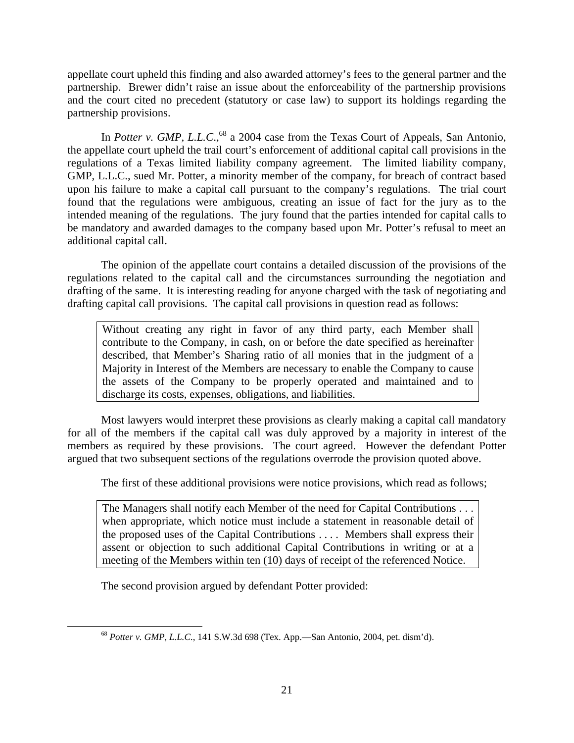appellate court upheld this finding and also awarded attorney's fees to the general partner and the partnership. Brewer didn't raise an issue about the enforceability of the partnership provisions and the court cited no precedent (statutory or case law) to support its holdings regarding the partnership provisions.

In *Potter v. GMP, L.L.C.*,[68] a 2004 case from the Texas Court of Appeals, San Antonio, the appellate court upheld the trail court's enforcement of additional capital call provisions in the regulations of a Texas limited liability company agreement. The limited liability company, GMP, L.L.C., sued Mr. Potter, a minority member of the company, for breach of contract based upon his failure to make a capital call pursuant to the company's regulations. The trial court found that the regulations were ambiguous, creating an issue of fact for the jury as to the intended meaning of the regulations. The jury found that the parties intended for capital calls to be mandatory and awarded damages to the company based upon Mr. Potter's refusal to meet an additional capital call.

The opinion of the appellate court contains a detailed discussion of the provisions of the regulations related to the capital call and the circumstances surrounding the negotiation and drafting of the same. It is interesting reading for anyone charged with the task of negotiating and drafting capital call provisions. The capital call provisions in question read as follows:

> Without creating any right in favor of any third party, each Member shall contribute to the Company, in cash, on or before the date specified as hereinafter described, that Member's Sharing ratio of all monies that in the judgment of a Majority in Interest of the Members are necessary to enable the Company to cause the assets of the Company to be properly operated and maintained and to discharge its costs, expenses, obligations, and liabilities.

Most lawyers would interpret these provisions as clearly making a capital call mandatory for all of the members if the capital call was duly approved by a majority in interest of the members as required by these provisions. The court agreed. However the defendant Potter argued that two subsequent sections of the regulations overrode the provision quoted above.

The first of these additional provisions were notice provisions, which read as follows;

> The Managers shall notify each Member of the need for Capital Contributions . . . when appropriate, which notice must include a statement in reasonable detail of the proposed uses of the Capital Contributions . . . . Members shall express their assent or objection to such additional Capital Contributions in writing or at a meeting of the Members within ten (10) days of receipt of the referenced Notice.

The second provision argued by defendant Potter provided:

[68] *Potter v. GMP, L.L.C.*, 141 S.W.3d 698 (Tex. App.—San Antonio, 2004, pet. dism'd).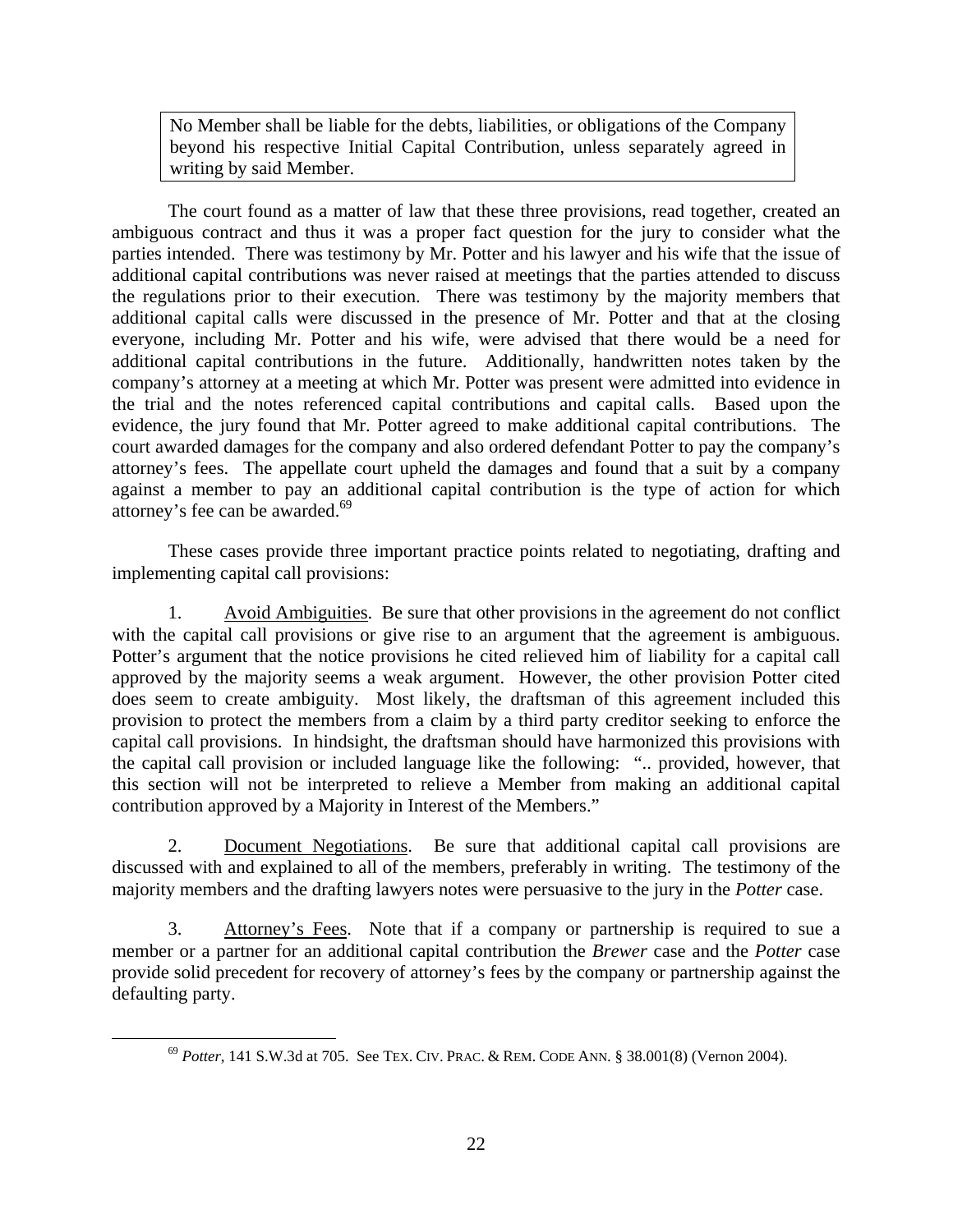> No Member shall be liable for the debts, liabilities, or obligations of the Company beyond his respective Initial Capital Contribution, unless separately agreed in writing by said Member.

The court found as a matter of law that these three provisions, read together, created an ambiguous contract and thus it was a proper fact question for the jury to consider what the parties intended. There was testimony by Mr. Potter and his lawyer and his wife that the issue of additional capital contributions was never raised at meetings that the parties attended to discuss the regulations prior to their execution. There was testimony by the majority members that additional capital calls were discussed in the presence of Mr. Potter and that at the closing everyone, including Mr. Potter and his wife, were advised that there would be a need for additional capital contributions in the future. Additionally, handwritten notes taken by the company's attorney at a meeting at which Mr. Potter was present were admitted into evidence in the trial and the notes referenced capital contributions and capital calls. Based upon the evidence, the jury found that Mr. Potter agreed to make additional capital contributions. The court awarded damages for the company and also ordered defendant Potter to pay the company's attorney's fees. The appellate court upheld the damages and found that a suit by a company against a member to pay an additional capital contribution is the type of action for which attorney's fee can be awarded.[69]

These cases provide three important practice points related to negotiating, drafting and implementing capital call provisions:

1. Avoid Ambiguities. Be sure that other provisions in the agreement do not conflict with the capital call provisions or give rise to an argument that the agreement is ambiguous. Potter's argument that the notice provisions he cited relieved him of liability for a capital call approved by the majority seems a weak argument. However, the other provision Potter cited does seem to create ambiguity. Most likely, the draftsman of this agreement included this provision to protect the members from a claim by a third party creditor seeking to enforce the capital call provisions. In hindsight, the draftsman should have harmonized this provisions with the capital call provision or included language like the following: ".. provided, however, that this section will not be interpreted to relieve a Member from making an additional capital contribution approved by a Majority in Interest of the Members."

2. Document Negotiations. Be sure that additional capital call provisions are discussed with and explained to all of the members, preferably in writing. The testimony of the majority members and the drafting lawyers notes were persuasive to the jury in the *Potter* case.

3. Attorney's Fees. Note that if a company or partnership is required to sue a member or a partner for an additional capital contribution the *Brewer* case and the *Potter* case provide solid precedent for recovery of attorney's fees by the company or partnership against the defaulting party.

---

[69] *Potter*, 141 S.W.3d at 705. See TEX. CIV. PRAC. & REM. CODE ANN. § 38.001(8) (Vernon 2004).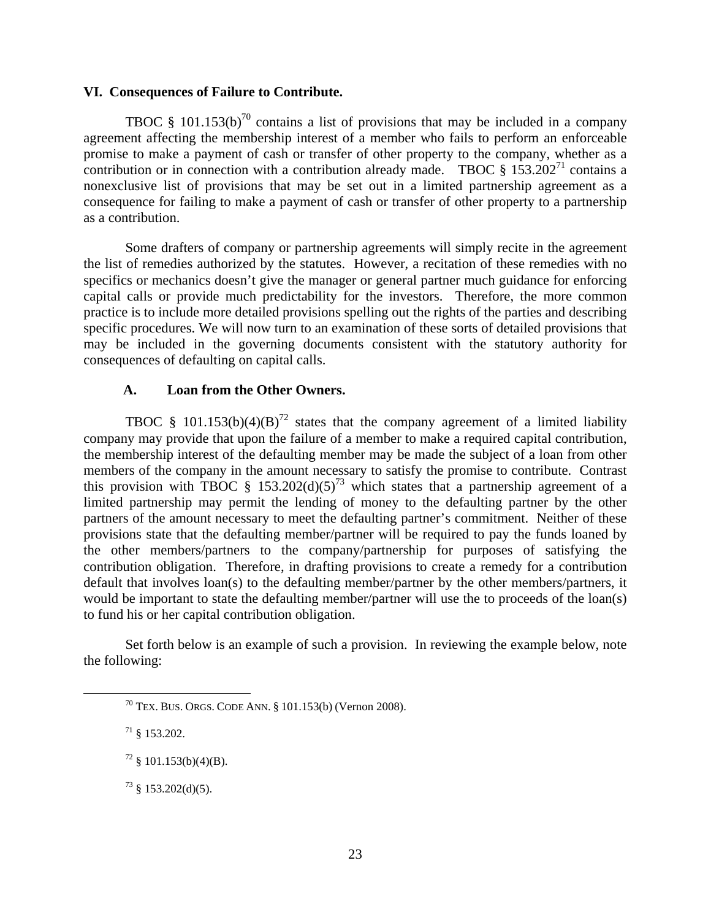## VI. Consequences of Failure to Contribute.

TBOC § 101.153(b)[70] contains a list of provisions that may be included in a company agreement affecting the membership interest of a member who fails to perform an enforceable promise to make a payment of cash or transfer of other property to the company, whether as a contribution or in connection with a contribution already made. TBOC § 153.202[71] contains a nonexclusive list of provisions that may be set out in a limited partnership agreement as a consequence for failing to make a payment of cash or transfer of other property to a partnership as a contribution.

Some drafters of company or partnership agreements will simply recite in the agreement the list of remedies authorized by the statutes. However, a recitation of these remedies with no specifics or mechanics doesn't give the manager or general partner much guidance for enforcing capital calls or provide much predictability for the investors. Therefore, the more common practice is to include more detailed provisions spelling out the rights of the parties and describing specific procedures. We will now turn to an examination of these sorts of detailed provisions that may be included in the governing documents consistent with the statutory authority for consequences of defaulting on capital calls.

### A. Loan from the Other Owners.

TBOC § 101.153(b)(4)(B)[72] states that the company agreement of a limited liability company may provide that upon the failure of a member to make a required capital contribution, the membership interest of the defaulting member may be made the subject of a loan from other members of the company in the amount necessary to satisfy the promise to contribute. Contrast this provision with TBOC § 153.202(d)(5)[73] which states that a partnership agreement of a limited partnership may permit the lending of money to the defaulting partner by the other partners of the amount necessary to meet the defaulting partner's commitment. Neither of these provisions state that the defaulting member/partner will be required to pay the funds loaned by the other members/partners to the company/partnership for purposes of satisfying the contribution obligation. Therefore, in drafting provisions to create a remedy for a contribution default that involves loan(s) to the defaulting member/partner by the other members/partners, it would be important to state the defaulting member/partner will use the to proceeds of the loan(s) to fund his or her capital contribution obligation.

Set forth below is an example of such a provision. In reviewing the example below, note the following:

---

[70] TEX. BUS. ORGS. CODE ANN. § 101.153(b) (Vernon 2008).

[71] § 153.202.

[72] § 101.153(b)(4)(B).

[73] § 153.202(d)(5).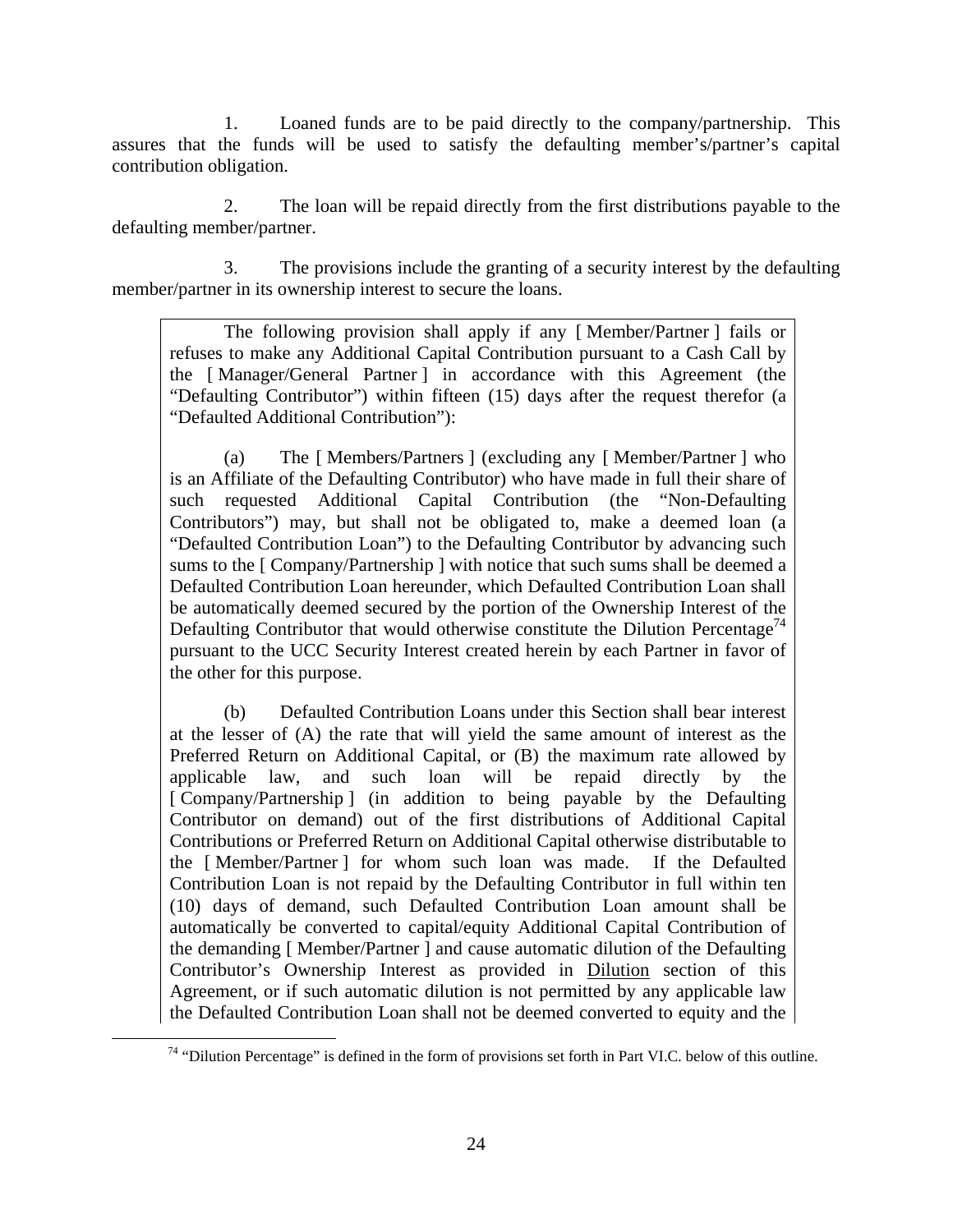1. Loaned funds are to be paid directly to the company/partnership. This assures that the funds will be used to satisfy the defaulting member's/partner's capital contribution obligation.

2. The loan will be repaid directly from the first distributions payable to the defaulting member/partner.

3. The provisions include the granting of a security interest by the defaulting member/partner in its ownership interest to secure the loans.

> The following provision shall apply if any [ Member/Partner ] fails or refuses to make any Additional Capital Contribution pursuant to a Cash Call by the [ Manager/General Partner ] in accordance with this Agreement (the "Defaulting Contributor") within fifteen (15) days after the request therefor (a "Defaulted Additional Contribution"):
>
> (a) The [ Members/Partners ] (excluding any [ Member/Partner ] who is an Affiliate of the Defaulting Contributor) who have made in full their share of such requested Additional Capital Contribution (the "Non-Defaulting Contributors") may, but shall not be obligated to, make a deemed loan (a "Defaulted Contribution Loan") to the Defaulting Contributor by advancing such sums to the [ Company/Partnership ] with notice that such sums shall be deemed a Defaulted Contribution Loan hereunder, which Defaulted Contribution Loan shall be automatically deemed secured by the portion of the Ownership Interest of the Defaulting Contributor that would otherwise constitute the Dilution Percentage[74] pursuant to the UCC Security Interest created herein by each Partner in favor of the other for this purpose.
>
> (b) Defaulted Contribution Loans under this Section shall bear interest at the lesser of (A) the rate that will yield the same amount of interest as the Preferred Return on Additional Capital, or (B) the maximum rate allowed by applicable law, and such loan will be repaid directly by the [ Company/Partnership ] (in addition to being payable by the Defaulting Contributor on demand) out of the first distributions of Additional Capital Contributions or Preferred Return on Additional Capital otherwise distributable to the [ Member/Partner ] for whom such loan was made. If the Defaulted Contribution Loan is not repaid by the Defaulting Contributor in full within ten (10) days of demand, such Defaulted Contribution Loan amount shall be automatically be converted to capital/equity Additional Capital Contribution of the demanding [ Member/Partner ] and cause automatic dilution of the Defaulting Contributor's Ownership Interest as provided in Dilution section of this Agreement, or if such automatic dilution is not permitted by any applicable law the Defaulted Contribution Loan shall not be deemed converted to equity and the

[74] "Dilution Percentage" is defined in the form of provisions set forth in Part VI.C. below of this outline.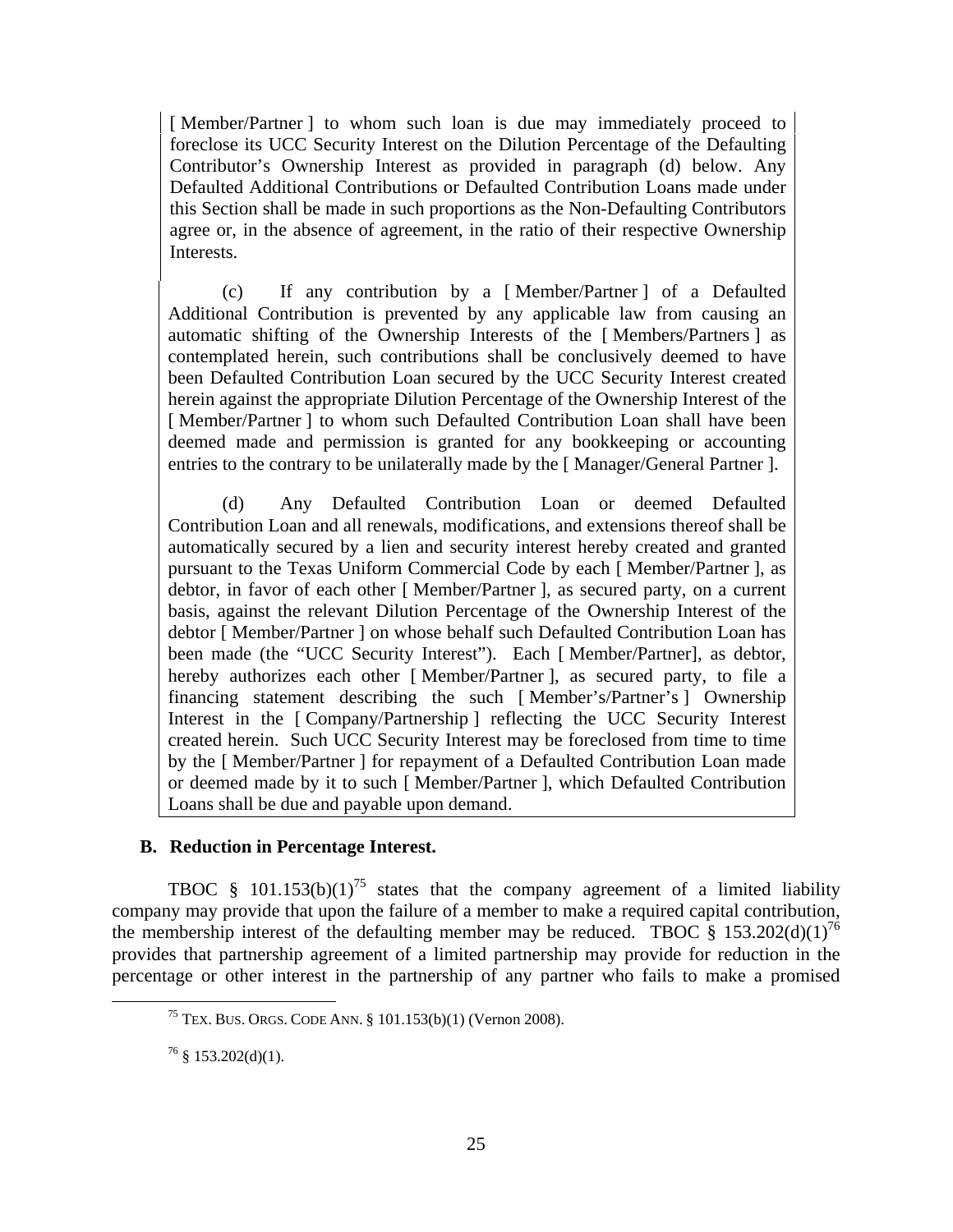[ Member/Partner ] to whom such loan is due may immediately proceed to foreclose its UCC Security Interest on the Dilution Percentage of the Defaulting Contributor's Ownership Interest as provided in paragraph (d) below. Any Defaulted Additional Contributions or Defaulted Contribution Loans made under this Section shall be made in such proportions as the Non-Defaulting Contributors agree or, in the absence of agreement, in the ratio of their respective Ownership Interests.

(c) If any contribution by a [ Member/Partner ] of a Defaulted Additional Contribution is prevented by any applicable law from causing an automatic shifting of the Ownership Interests of the [ Members/Partners ] as contemplated herein, such contributions shall be conclusively deemed to have been Defaulted Contribution Loan secured by the UCC Security Interest created herein against the appropriate Dilution Percentage of the Ownership Interest of the [ Member/Partner ] to whom such Defaulted Contribution Loan shall have been deemed made and permission is granted for any bookkeeping or accounting entries to the contrary to be unilaterally made by the [ Manager/General Partner ].

(d) Any Defaulted Contribution Loan or deemed Defaulted Contribution Loan and all renewals, modifications, and extensions thereof shall be automatically secured by a lien and security interest hereby created and granted pursuant to the Texas Uniform Commercial Code by each [ Member/Partner ], as debtor, in favor of each other [ Member/Partner ], as secured party, on a current basis, against the relevant Dilution Percentage of the Ownership Interest of the debtor [ Member/Partner ] on whose behalf such Defaulted Contribution Loan has been made (the "UCC Security Interest"). Each [ Member/Partner], as debtor, hereby authorizes each other [ Member/Partner ], as secured party, to file a financing statement describing the such [ Member's/Partner's ] Ownership Interest in the [ Company/Partnership ] reflecting the UCC Security Interest created herein. Such UCC Security Interest may be foreclosed from time to time by the [ Member/Partner ] for repayment of a Defaulted Contribution Loan made or deemed made by it to such [ Member/Partner ], which Defaulted Contribution Loans shall be due and payable upon demand.

### B. Reduction in Percentage Interest.

TBOC § 101.153(b)(1)[75] states that the company agreement of a limited liability company may provide that upon the failure of a member to make a required capital contribution, the membership interest of the defaulting member may be reduced. TBOC § 153.202(d)(1)[76] provides that partnership agreement of a limited partnership may provide for reduction in the percentage or other interest in the partnership of any partner who fails to make a promised

[75] TEX. BUS. ORGS. CODE ANN. § 101.153(b)(1) (Vernon 2008).

[76] § 153.202(d)(1).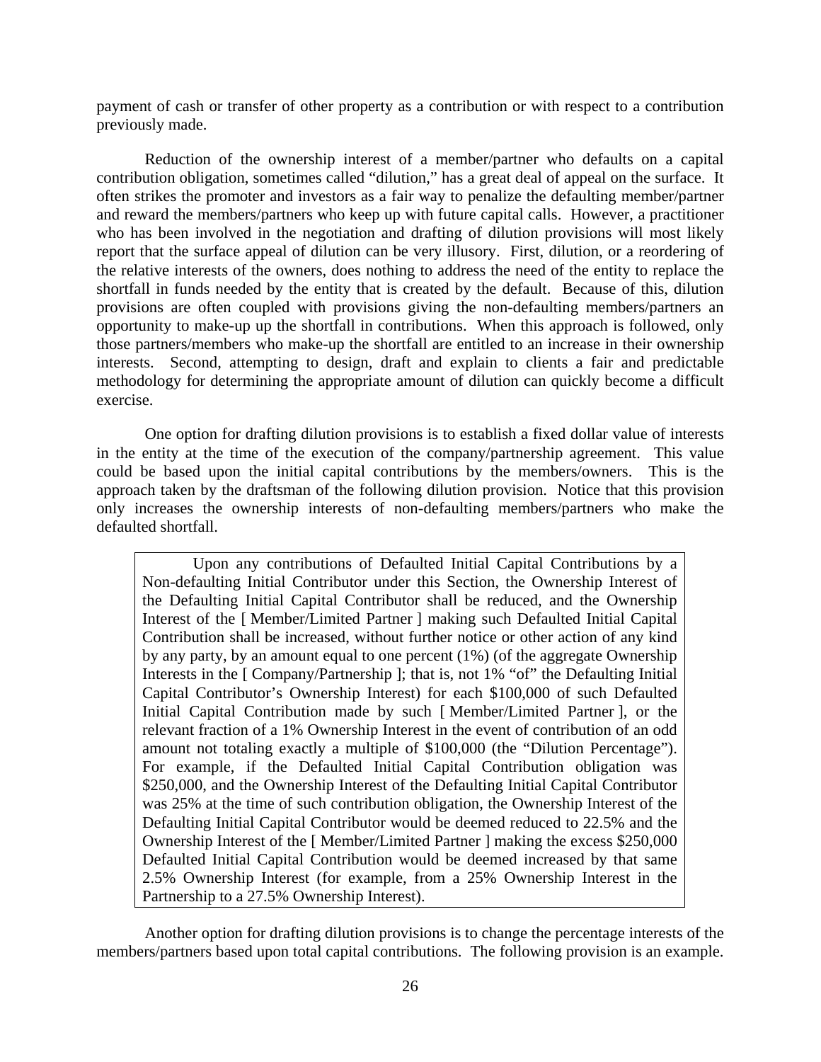payment of cash or transfer of other property as a contribution or with respect to a contribution previously made.

Reduction of the ownership interest of a member/partner who defaults on a capital contribution obligation, sometimes called "dilution," has a great deal of appeal on the surface. It often strikes the promoter and investors as a fair way to penalize the defaulting member/partner and reward the members/partners who keep up with future capital calls. However, a practitioner who has been involved in the negotiation and drafting of dilution provisions will most likely report that the surface appeal of dilution can be very illusory. First, dilution, or a reordering of the relative interests of the owners, does nothing to address the need of the entity to replace the shortfall in funds needed by the entity that is created by the default. Because of this, dilution provisions are often coupled with provisions giving the non-defaulting members/partners an opportunity to make-up up the shortfall in contributions. When this approach is followed, only those partners/members who make-up the shortfall are entitled to an increase in their ownership interests. Second, attempting to design, draft and explain to clients a fair and predictable methodology for determining the appropriate amount of dilution can quickly become a difficult exercise.

One option for drafting dilution provisions is to establish a fixed dollar value of interests in the entity at the time of the execution of the company/partnership agreement. This value could be based upon the initial capital contributions by the members/owners. This is the approach taken by the draftsman of the following dilution provision. Notice that this provision only increases the ownership interests of non-defaulting members/partners who make the defaulted shortfall.

> Upon any contributions of Defaulted Initial Capital Contributions by a Non-defaulting Initial Contributor under this Section, the Ownership Interest of the Defaulting Initial Capital Contributor shall be reduced, and the Ownership Interest of the [ Member/Limited Partner ] making such Defaulted Initial Capital Contribution shall be increased, without further notice or other action of any kind by any party, by an amount equal to one percent (1%) (of the aggregate Ownership Interests in the [ Company/Partnership ]; that is, not 1% "of" the Defaulting Initial Capital Contributor's Ownership Interest) for each $100,000 of such Defaulted Initial Capital Contribution made by such [ Member/Limited Partner ], or the relevant fraction of a 1% Ownership Interest in the event of contribution of an odd amount not totaling exactly a multiple of $100,000 (the "Dilution Percentage"). For example, if the Defaulted Initial Capital Contribution obligation was $250,000, and the Ownership Interest of the Defaulting Initial Capital Contributor was 25% at the time of such contribution obligation, the Ownership Interest of the Defaulting Initial Capital Contributor would be deemed reduced to 22.5% and the Ownership Interest of the [ Member/Limited Partner ] making the excess $250,000 Defaulted Initial Capital Contribution would be deemed increased by that same 2.5% Ownership Interest (for example, from a 25% Ownership Interest in the Partnership to a 27.5% Ownership Interest).

Another option for drafting dilution provisions is to change the percentage interests of the members/partners based upon total capital contributions. The following provision is an example.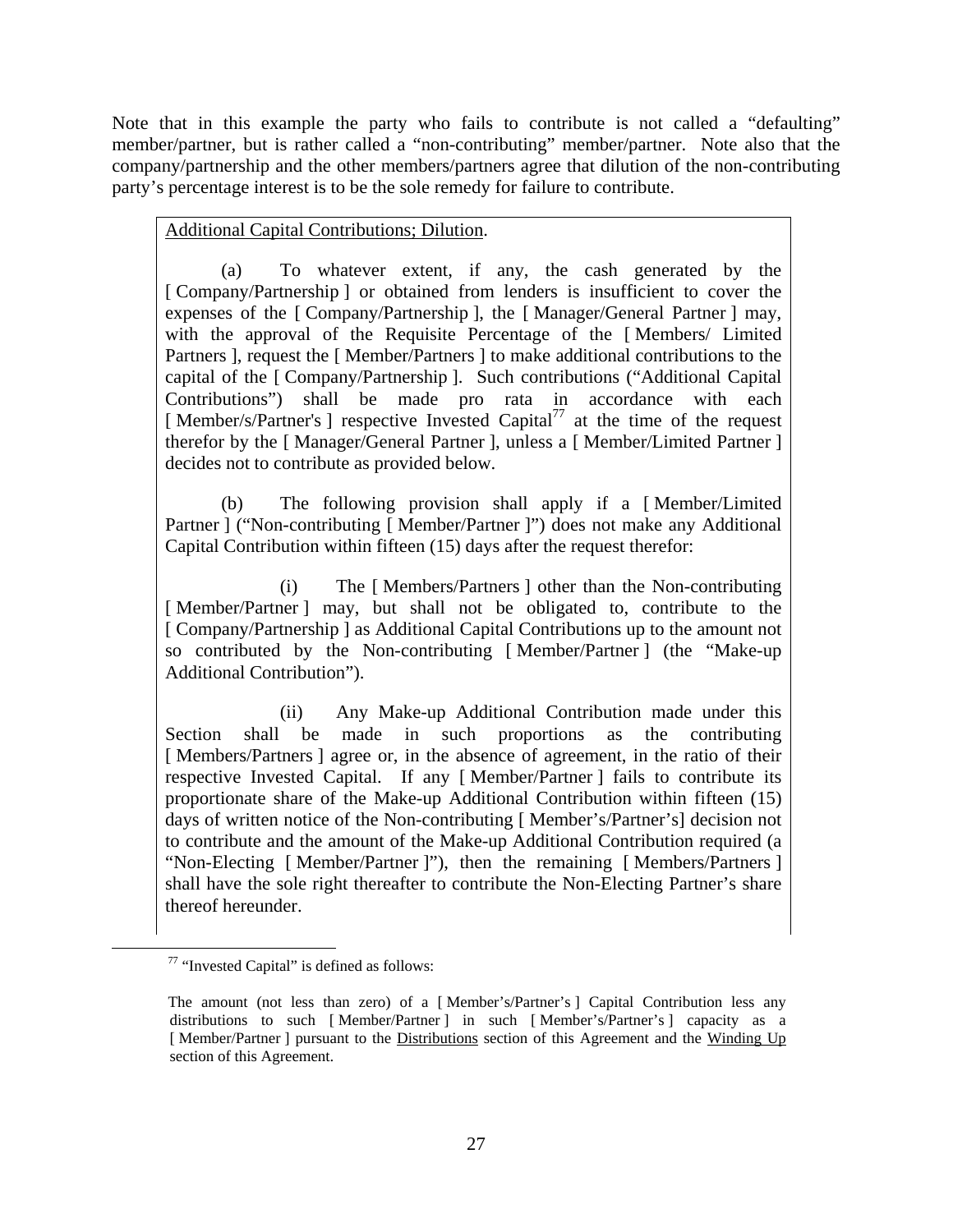Note that in this example the party who fails to contribute is not called a "defaulting" member/partner, but is rather called a "non-contributing" member/partner. Note also that the company/partnership and the other members/partners agree that dilution of the non-contributing party's percentage interest is to be the sole remedy for failure to contribute.

> Additional Capital Contributions; Dilution.
>
> (a) To whatever extent, if any, the cash generated by the [ Company/Partnership ] or obtained from lenders is insufficient to cover the expenses of the [ Company/Partnership ], the [ Manager/General Partner ] may, with the approval of the Requisite Percentage of the [ Members/ Limited Partners ], request the [ Member/Partners ] to make additional contributions to the capital of the [ Company/Partnership ]. Such contributions ("Additional Capital Contributions") shall be made pro rata in accordance with each [ Member/s/Partner's ] respective Invested Capital[77] at the time of the request therefor by the [ Manager/General Partner ], unless a [ Member/Limited Partner ] decides not to contribute as provided below.
>
> (b) The following provision shall apply if a [ Member/Limited Partner ] ("Non-contributing [ Member/Partner ]") does not make any Additional Capital Contribution within fifteen (15) days after the request therefor:
>
> (i) The [ Members/Partners ] other than the Non-contributing [ Member/Partner ] may, but shall not be obligated to, contribute to the [ Company/Partnership ] as Additional Capital Contributions up to the amount not so contributed by the Non-contributing [ Member/Partner ] (the "Make-up Additional Contribution").
>
> (ii) Any Make-up Additional Contribution made under this Section shall be made in such proportions as the contributing [ Members/Partners ] agree or, in the absence of agreement, in the ratio of their respective Invested Capital. If any [ Member/Partner ] fails to contribute its proportionate share of the Make-up Additional Contribution within fifteen (15) days of written notice of the Non-contributing [ Member's/Partner's] decision not to contribute and the amount of the Make-up Additional Contribution required (a "Non-Electing [ Member/Partner ]"), then the remaining [ Members/Partners ] shall have the sole right thereafter to contribute the Non-Electing Partner's share thereof hereunder.

[77] "Invested Capital" is defined as follows:

The amount (not less than zero) of a [ Member's/Partner's ] Capital Contribution less any distributions to such [ Member/Partner ] in such [ Member's/Partner's ] capacity as a [ Member/Partner ] pursuant to the Distributions section of this Agreement and the Winding Up section of this Agreement.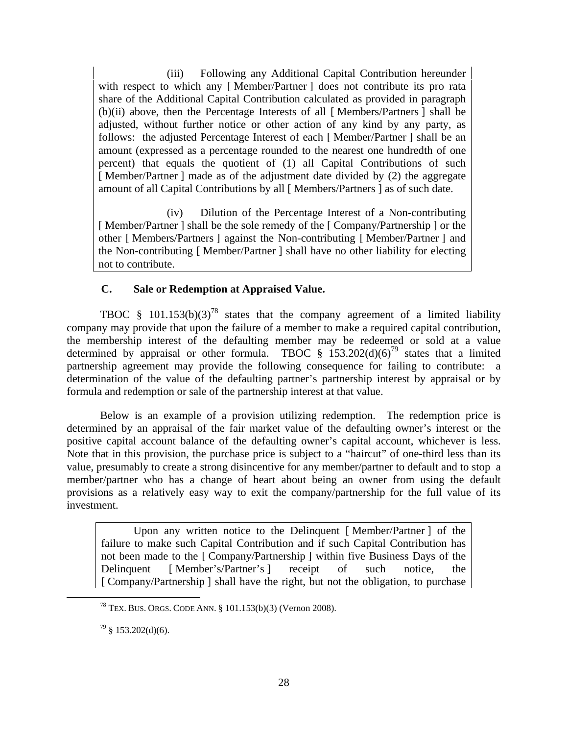(iii) Following any Additional Capital Contribution hereunder with respect to which any [ Member/Partner ] does not contribute its pro rata share of the Additional Capital Contribution calculated as provided in paragraph (b)(ii) above, then the Percentage Interests of all [ Members/Partners ] shall be adjusted, without further notice or other action of any kind by any party, as follows: the adjusted Percentage Interest of each [ Member/Partner ] shall be an amount (expressed as a percentage rounded to the nearest one hundredth of one percent) that equals the quotient of (1) all Capital Contributions of such [ Member/Partner ] made as of the adjustment date divided by (2) the aggregate amount of all Capital Contributions by all [ Members/Partners ] as of such date.

(iv) Dilution of the Percentage Interest of a Non-contributing [ Member/Partner ] shall be the sole remedy of the [ Company/Partnership ] or the other [ Members/Partners ] against the Non-contributing [ Member/Partner ] and the Non-contributing [ Member/Partner ] shall have no other liability for electing not to contribute.

### C. Sale or Redemption at Appraised Value.

TBOC § 101.153(b)(3)[78] states that the company agreement of a limited liability company may provide that upon the failure of a member to make a required capital contribution, the membership interest of the defaulting member may be redeemed or sold at a value determined by appraisal or other formula. TBOC § 153.202(d)(6)[79] states that a limited partnership agreement may provide the following consequence for failing to contribute: a determination of the value of the defaulting partner's partnership interest by appraisal or by formula and redemption or sale of the partnership interest at that value.

Below is an example of a provision utilizing redemption. The redemption price is determined by an appraisal of the fair market value of the defaulting owner's interest or the positive capital account balance of the defaulting owner's capital account, whichever is less. Note that in this provision, the purchase price is subject to a "haircut" of one-third less than its value, presumably to create a strong disincentive for any member/partner to default and to stop a member/partner who has a change of heart about being an owner from using the default provisions as a relatively easy way to exit the company/partnership for the full value of its investment.

Upon any written notice to the Delinquent [ Member/Partner ] of the failure to make such Capital Contribution and if such Capital Contribution has not been made to the [ Company/Partnership ] within five Business Days of the Delinquent [ Member's/Partner's ] receipt of such notice, the [ Company/Partnership ] shall have the right, but not the obligation, to purchase

---

[78] TEX. BUS. ORGS. CODE ANN. § 101.153(b)(3) (Vernon 2008).

[79] § 153.202(d)(6).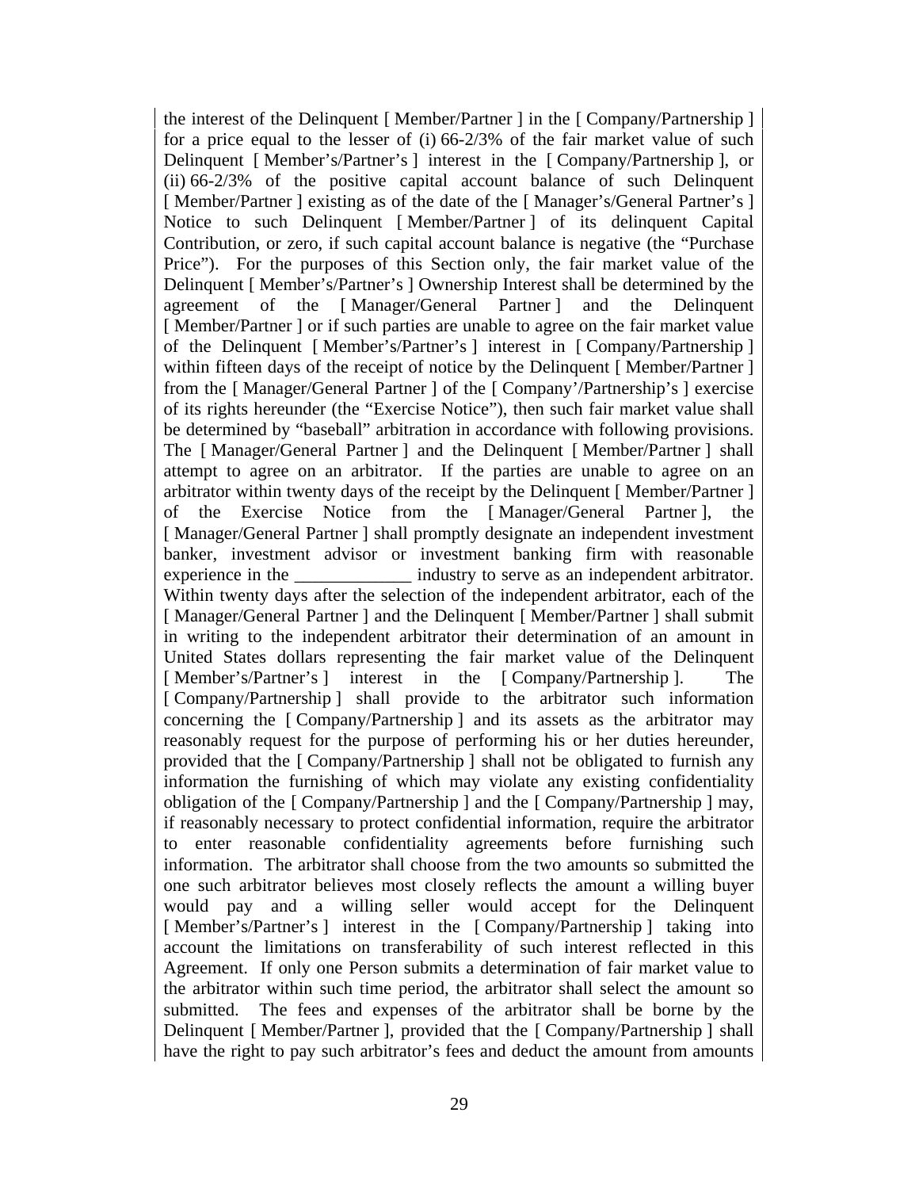the interest of the Delinquent [ Member/Partner ] in the [ Company/Partnership ] for a price equal to the lesser of (i) 66-2/3% of the fair market value of such Delinquent [ Member's/Partner's ] interest in the [ Company/Partnership ], or (ii) 66-2/3% of the positive capital account balance of such Delinquent [ Member/Partner ] existing as of the date of the [ Manager's/General Partner's ] Notice to such Delinquent [ Member/Partner ] of its delinquent Capital Contribution, or zero, if such capital account balance is negative (the "Purchase Price"). For the purposes of this Section only, the fair market value of the Delinquent [ Member's/Partner's ] Ownership Interest shall be determined by the agreement of the [ Manager/General Partner ] and the Delinquent [ Member/Partner ] or if such parties are unable to agree on the fair market value of the Delinquent [ Member's/Partner's ] interest in [ Company/Partnership ] within fifteen days of the receipt of notice by the Delinquent [ Member/Partner ] from the [ Manager/General Partner ] of the [ Company'/Partnership's ] exercise of its rights hereunder (the "Exercise Notice"), then such fair market value shall be determined by "baseball" arbitration in accordance with following provisions. The [ Manager/General Partner ] and the Delinquent [ Member/Partner ] shall attempt to agree on an arbitrator. If the parties are unable to agree on an arbitrator within twenty days of the receipt by the Delinquent [ Member/Partner ] of the Exercise Notice from the [ Manager/General Partner ], the [ Manager/General Partner ] shall promptly designate an independent investment banker, investment advisor or investment banking firm with reasonable experience in the _____________ industry to serve as an independent arbitrator. Within twenty days after the selection of the independent arbitrator, each of the [ Manager/General Partner ] and the Delinquent [ Member/Partner ] shall submit in writing to the independent arbitrator their determination of an amount in United States dollars representing the fair market value of the Delinquent [ Member's/Partner's ] interest in the [ Company/Partnership ]. The [ Company/Partnership ] shall provide to the arbitrator such information concerning the [ Company/Partnership ] and its assets as the arbitrator may reasonably request for the purpose of performing his or her duties hereunder, provided that the [ Company/Partnership ] shall not be obligated to furnish any information the furnishing of which may violate any existing confidentiality obligation of the [ Company/Partnership ] and the [ Company/Partnership ] may, if reasonably necessary to protect confidential information, require the arbitrator to enter reasonable confidentiality agreements before furnishing such information. The arbitrator shall choose from the two amounts so submitted the one such arbitrator believes most closely reflects the amount a willing buyer would pay and a willing seller would accept for the Delinquent [ Member's/Partner's ] interest in the [ Company/Partnership ] taking into account the limitations on transferability of such interest reflected in this Agreement. If only one Person submits a determination of fair market value to the arbitrator within such time period, the arbitrator shall select the amount so submitted. The fees and expenses of the arbitrator shall be borne by the Delinquent [ Member/Partner ], provided that the [ Company/Partnership ] shall have the right to pay such arbitrator's fees and deduct the amount from amounts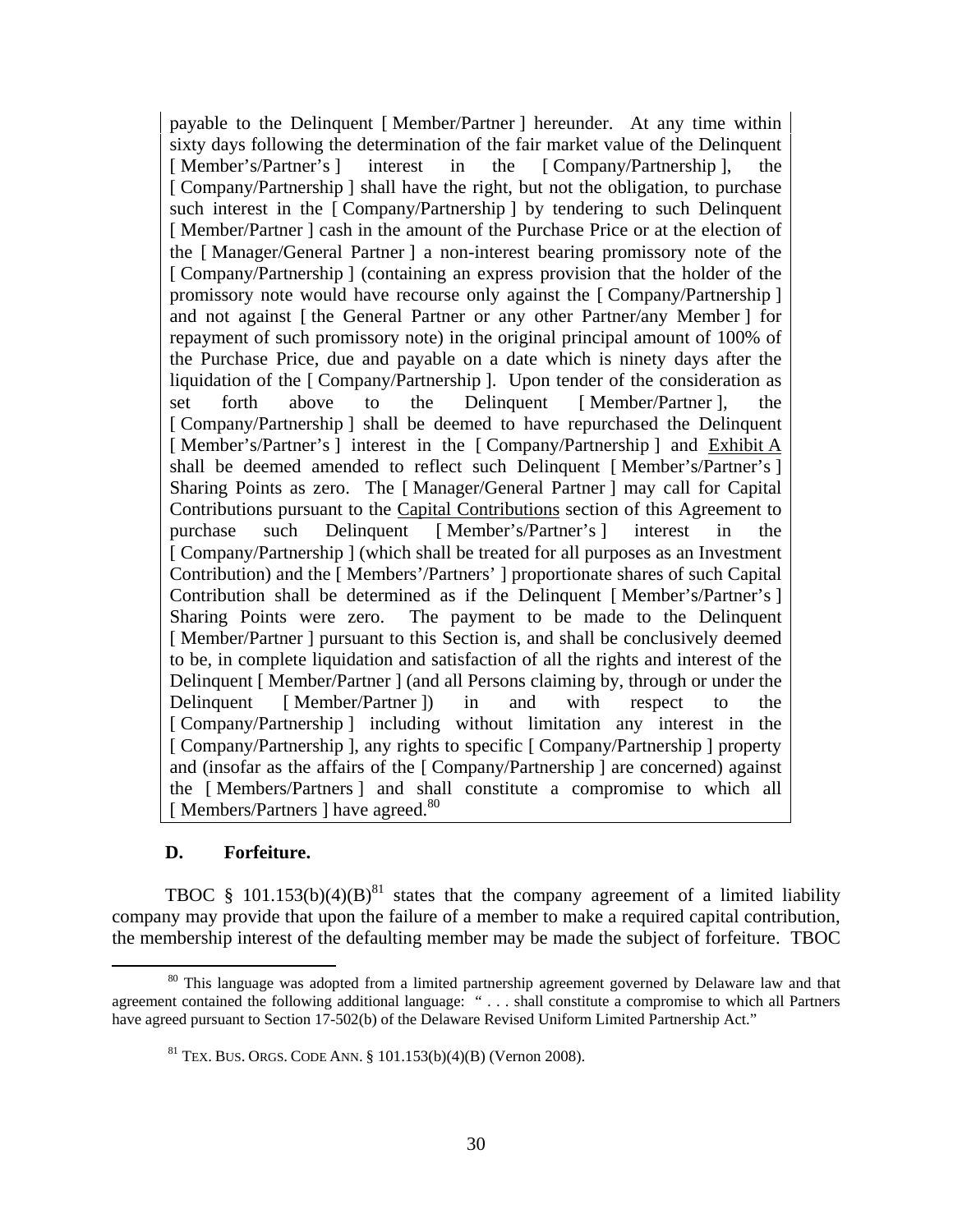payable to the Delinquent [ Member/Partner ] hereunder. At any time within sixty days following the determination of the fair market value of the Delinquent [ Member's/Partner's ] interest in the [ Company/Partnership ], the [ Company/Partnership ] shall have the right, but not the obligation, to purchase such interest in the [ Company/Partnership ] by tendering to such Delinquent [ Member/Partner ] cash in the amount of the Purchase Price or at the election of the [ Manager/General Partner ] a non-interest bearing promissory note of the [ Company/Partnership ] (containing an express provision that the holder of the promissory note would have recourse only against the [ Company/Partnership ] and not against [ the General Partner or any other Partner/any Member ] for repayment of such promissory note) in the original principal amount of 100% of the Purchase Price, due and payable on a date which is ninety days after the liquidation of the [ Company/Partnership ]. Upon tender of the consideration as set forth above to the Delinquent [ Member/Partner ], the [ Company/Partnership ] shall be deemed to have repurchased the Delinquent [ Member's/Partner's ] interest in the [ Company/Partnership ] and <u>Exhibit A</u> shall be deemed amended to reflect such Delinquent [ Member's/Partner's ] Sharing Points as zero. The [ Manager/General Partner ] may call for Capital Contributions pursuant to the <u>Capital Contributions</u> section of this Agreement to purchase such Delinquent [ Member's/Partner's ] interest in the [ Company/Partnership ] (which shall be treated for all purposes as an Investment Contribution) and the [ Members'/Partners' ] proportionate shares of such Capital Contribution shall be determined as if the Delinquent [ Member's/Partner's ] Sharing Points were zero. The payment to be made to the Delinquent [ Member/Partner ] pursuant to this Section is, and shall be conclusively deemed to be, in complete liquidation and satisfaction of all the rights and interest of the Delinquent [ Member/Partner ] (and all Persons claiming by, through or under the Delinquent [ Member/Partner ]) in and with respect to the [ Company/Partnership ] including without limitation any interest in the [ Company/Partnership ], any rights to specific [ Company/Partnership ] property and (insofar as the affairs of the [ Company/Partnership ] are concerned) against the [ Members/Partners ] and shall constitute a compromise to which all [ Members/Partners ] have agreed.[80]

### D. Forfeiture.

TBOC § 101.153(b)(4)(B)[81] states that the company agreement of a limited liability company may provide that upon the failure of a member to make a required capital contribution, the membership interest of the defaulting member may be made the subject of forfeiture. TBOC

---

[80] This language was adopted from a limited partnership agreement governed by Delaware law and that agreement contained the following additional language: " . . . shall constitute a compromise to which all Partners have agreed pursuant to Section 17-502(b) of the Delaware Revised Uniform Limited Partnership Act."

[81] TEX. BUS. ORGS. CODE ANN. § 101.153(b)(4)(B) (Vernon 2008).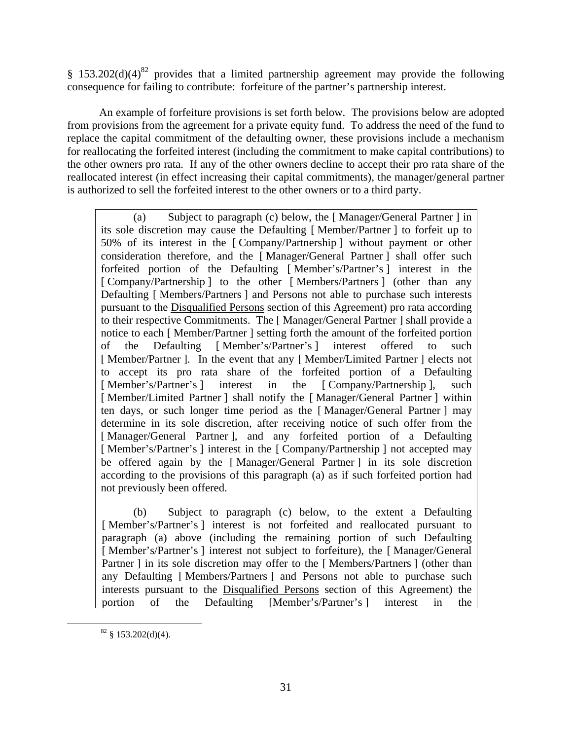§ 153.202(d)(4)[82] provides that a limited partnership agreement may provide the following consequence for failing to contribute: forfeiture of the partner's partnership interest.

An example of forfeiture provisions is set forth below. The provisions below are adopted from provisions from the agreement for a private equity fund. To address the need of the fund to replace the capital commitment of the defaulting owner, these provisions include a mechanism for reallocating the forfeited interest (including the commitment to make capital contributions) to the other owners pro rata. If any of the other owners decline to accept their pro rata share of the reallocated interest (in effect increasing their capital commitments), the manager/general partner is authorized to sell the forfeited interest to the other owners or to a third party.

> (a) Subject to paragraph (c) below, the [ Manager/General Partner ] in its sole discretion may cause the Defaulting [ Member/Partner ] to forfeit up to 50% of its interest in the [ Company/Partnership ] without payment or other consideration therefore, and the [ Manager/General Partner ] shall offer such forfeited portion of the Defaulting [ Member's/Partner's ] interest in the [ Company/Partnership ] to the other [ Members/Partners ] (other than any Defaulting [ Members/Partners ] and Persons not able to purchase such interests pursuant to the Disqualified Persons section of this Agreement) pro rata according to their respective Commitments. The [ Manager/General Partner ] shall provide a notice to each [ Member/Partner ] setting forth the amount of the forfeited portion of the Defaulting [ Member's/Partner's ] interest offered to such [ Member/Partner ]. In the event that any [ Member/Limited Partner ] elects not to accept its pro rata share of the forfeited portion of a Defaulting [ Member's/Partner's ] interest in the [ Company/Partnership ], such [ Member/Limited Partner ] shall notify the [ Manager/General Partner ] within ten days, or such longer time period as the [ Manager/General Partner ] may determine in its sole discretion, after receiving notice of such offer from the [ Manager/General Partner ], and any forfeited portion of a Defaulting [ Member's/Partner's ] interest in the [ Company/Partnership ] not accepted may be offered again by the [ Manager/General Partner ] in its sole discretion according to the provisions of this paragraph (a) as if such forfeited portion had not previously been offered.
>
> (b) Subject to paragraph (c) below, to the extent a Defaulting [ Member's/Partner's ] interest is not forfeited and reallocated pursuant to paragraph (a) above (including the remaining portion of such Defaulting [ Member's/Partner's ] interest not subject to forfeiture), the [ Manager/General Partner ] in its sole discretion may offer to the [ Members/Partners ] (other than any Defaulting [ Members/Partners ] and Persons not able to purchase such interests pursuant to the Disqualified Persons section of this Agreement) the portion of the Defaulting [Member's/Partner's ] interest in the

[82] § 153.202(d)(4).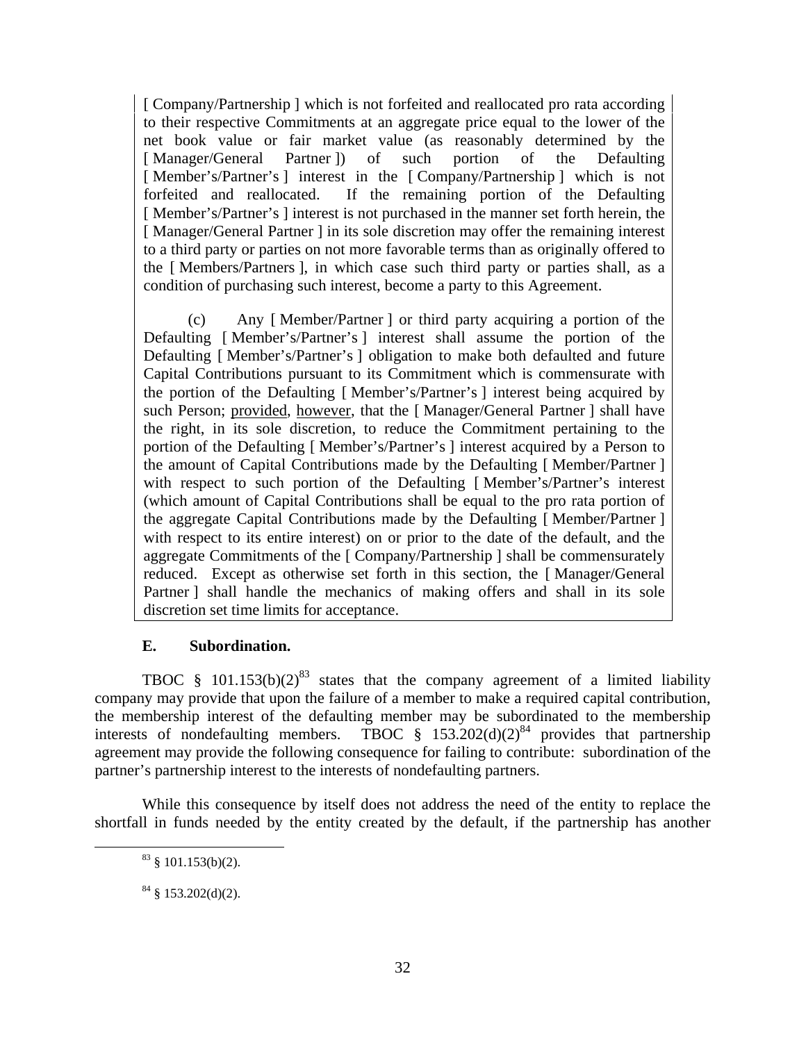[ Company/Partnership ] which is not forfeited and reallocated pro rata according to their respective Commitments at an aggregate price equal to the lower of the net book value or fair market value (as reasonably determined by the [ Manager/General Partner ]) of such portion of the Defaulting [ Member's/Partner's ] interest in the [ Company/Partnership ] which is not forfeited and reallocated. If the remaining portion of the Defaulting [ Member's/Partner's ] interest is not purchased in the manner set forth herein, the [ Manager/General Partner ] in its sole discretion may offer the remaining interest to a third party or parties on not more favorable terms than as originally offered to the [ Members/Partners ], in which case such third party or parties shall, as a condition of purchasing such interest, become a party to this Agreement.

(c) Any [ Member/Partner ] or third party acquiring a portion of the Defaulting [ Member's/Partner's ] interest shall assume the portion of the Defaulting [ Member's/Partner's ] obligation to make both defaulted and future Capital Contributions pursuant to its Commitment which is commensurate with the portion of the Defaulting [ Member's/Partner's ] interest being acquired by such Person; provided, however, that the [ Manager/General Partner ] shall have the right, in its sole discretion, to reduce the Commitment pertaining to the portion of the Defaulting [ Member's/Partner's ] interest acquired by a Person to the amount of Capital Contributions made by the Defaulting [ Member/Partner ] with respect to such portion of the Defaulting [ Member's/Partner's interest (which amount of Capital Contributions shall be equal to the pro rata portion of the aggregate Capital Contributions made by the Defaulting [ Member/Partner ] with respect to its entire interest) on or prior to the date of the default, and the aggregate Commitments of the [ Company/Partnership ] shall be commensurately reduced. Except as otherwise set forth in this section, the [ Manager/General Partner ] shall handle the mechanics of making offers and shall in its sole discretion set time limits for acceptance.

### E. Subordination.

TBOC § 101.153(b)(2)[83] states that the company agreement of a limited liability company may provide that upon the failure of a member to make a required capital contribution, the membership interest of the defaulting member may be subordinated to the membership interests of nondefaulting members. TBOC § 153.202(d)(2)[84] provides that partnership agreement may provide the following consequence for failing to contribute: subordination of the partner's partnership interest to the interests of nondefaulting partners.

While this consequence by itself does not address the need of the entity to replace the shortfall in funds needed by the entity created by the default, if the partnership has another

[83] § 101.153(b)(2).

[84] § 153.202(d)(2).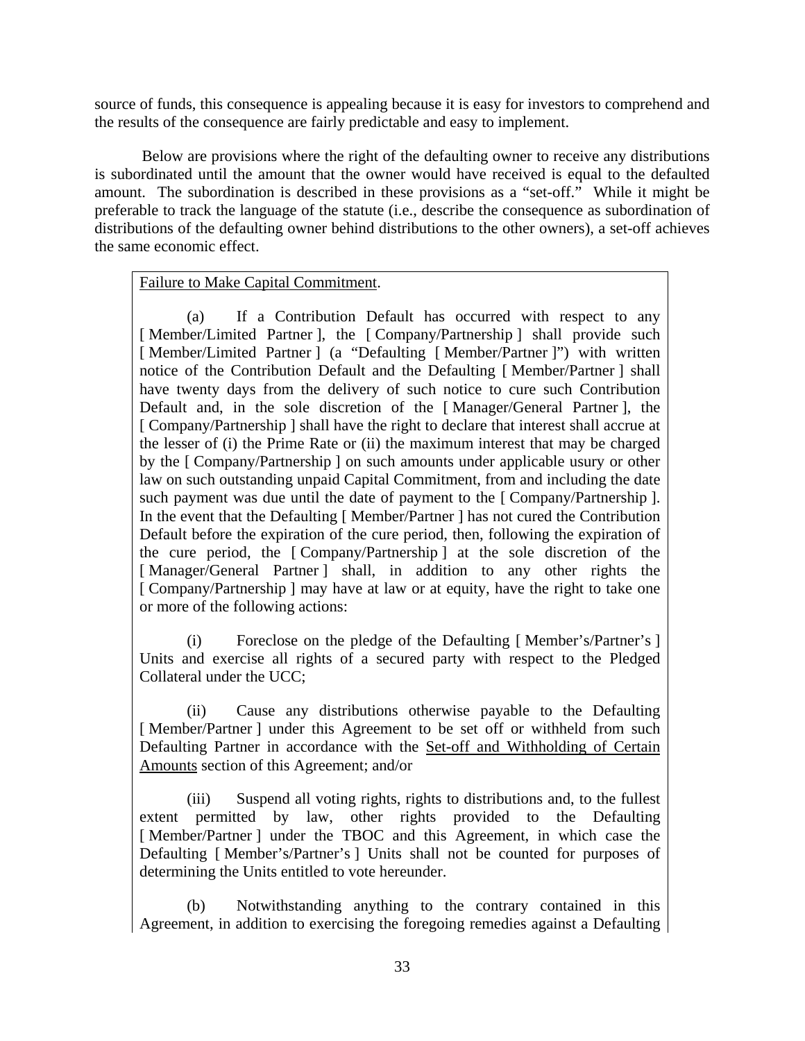source of funds, this consequence is appealing because it is easy for investors to comprehend and the results of the consequence are fairly predictable and easy to implement.

Below are provisions where the right of the defaulting owner to receive any distributions is subordinated until the amount that the owner would have received is equal to the defaulted amount. The subordination is described in these provisions as a "set-off." While it might be preferable to track the language of the statute (i.e., describe the consequence as subordination of distributions of the defaulting owner behind distributions to the other owners), a set-off achieves the same economic effect.

> <u>Failure to Make Capital Commitment</u>.
>
> (a) If a Contribution Default has occurred with respect to any [ Member/Limited Partner ], the [ Company/Partnership ] shall provide such [ Member/Limited Partner ] (a "Defaulting [ Member/Partner ]") with written notice of the Contribution Default and the Defaulting [ Member/Partner ] shall have twenty days from the delivery of such notice to cure such Contribution Default and, in the sole discretion of the [ Manager/General Partner ], the [ Company/Partnership ] shall have the right to declare that interest shall accrue at the lesser of (i) the Prime Rate or (ii) the maximum interest that may be charged by the [ Company/Partnership ] on such amounts under applicable usury or other law on such outstanding unpaid Capital Commitment, from and including the date such payment was due until the date of payment to the [ Company/Partnership ]. In the event that the Defaulting [ Member/Partner ] has not cured the Contribution Default before the expiration of the cure period, then, following the expiration of the cure period, the [ Company/Partnership ] at the sole discretion of the [ Manager/General Partner ] shall, in addition to any other rights the [ Company/Partnership ] may have at law or at equity, have the right to take one or more of the following actions:
>
> (i) Foreclose on the pledge of the Defaulting [ Member's/Partner's ] Units and exercise all rights of a secured party with respect to the Pledged Collateral under the UCC;
>
> (ii) Cause any distributions otherwise payable to the Defaulting [ Member/Partner ] under this Agreement to be set off or withheld from such Defaulting Partner in accordance with the <u>Set-off and Withholding of Certain Amounts</u> section of this Agreement; and/or
>
> (iii) Suspend all voting rights, rights to distributions and, to the fullest extent permitted by law, other rights provided to the Defaulting [ Member/Partner ] under the TBOC and this Agreement, in which case the Defaulting [ Member's/Partner's ] Units shall not be counted for purposes of determining the Units entitled to vote hereunder.
>
> (b) Notwithstanding anything to the contrary contained in this Agreement, in addition to exercising the foregoing remedies against a Defaulting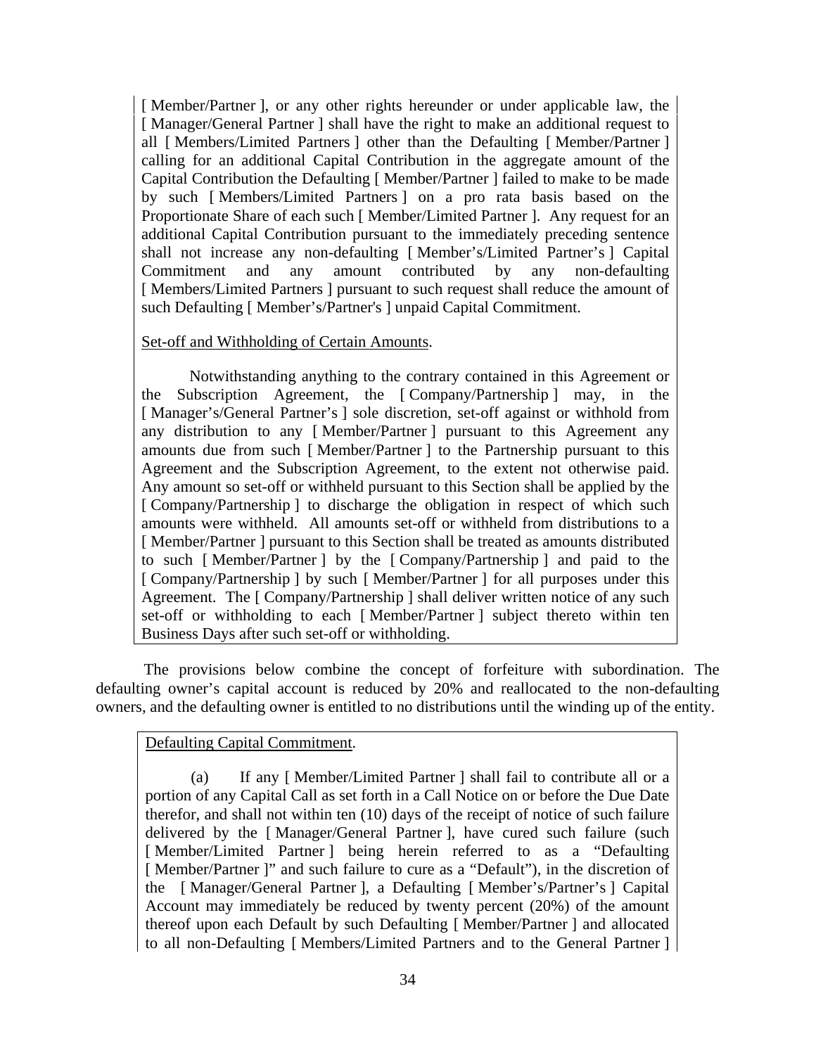[ Member/Partner ], or any other rights hereunder or under applicable law, the [ Manager/General Partner ] shall have the right to make an additional request to all [ Members/Limited Partners ] other than the Defaulting [ Member/Partner ] calling for an additional Capital Contribution in the aggregate amount of the Capital Contribution the Defaulting [ Member/Partner ] failed to make to be made by such [ Members/Limited Partners ] on a pro rata basis based on the Proportionate Share of each such [ Member/Limited Partner ]. Any request for an additional Capital Contribution pursuant to the immediately preceding sentence shall not increase any non-defaulting [ Member's/Limited Partner's ] Capital Commitment and any amount contributed by any non-defaulting [ Members/Limited Partners ] pursuant to such request shall reduce the amount of such Defaulting [ Member's/Partner's ] unpaid Capital Commitment.

Set-off and Withholding of Certain Amounts.

Notwithstanding anything to the contrary contained in this Agreement or the Subscription Agreement, the [ Company/Partnership ] may, in the [ Manager's/General Partner's ] sole discretion, set-off against or withhold from any distribution to any [ Member/Partner ] pursuant to this Agreement any amounts due from such [ Member/Partner ] to the Partnership pursuant to this Agreement and the Subscription Agreement, to the extent not otherwise paid. Any amount so set-off or withheld pursuant to this Section shall be applied by the [ Company/Partnership ] to discharge the obligation in respect of which such amounts were withheld. All amounts set-off or withheld from distributions to a [ Member/Partner ] pursuant to this Section shall be treated as amounts distributed to such [ Member/Partner ] by the [ Company/Partnership ] and paid to the [ Company/Partnership ] by such [ Member/Partner ] for all purposes under this Agreement. The [ Company/Partnership ] shall deliver written notice of any such set-off or withholding to each [ Member/Partner ] subject thereto within ten Business Days after such set-off or withholding.

The provisions below combine the concept of forfeiture with subordination. The defaulting owner's capital account is reduced by 20% and reallocated to the non-defaulting owners, and the defaulting owner is entitled to no distributions until the winding up of the entity.

Defaulting Capital Commitment.

(a) If any [ Member/Limited Partner ] shall fail to contribute all or a portion of any Capital Call as set forth in a Call Notice on or before the Due Date therefor, and shall not within ten (10) days of the receipt of notice of such failure delivered by the [ Manager/General Partner ], have cured such failure (such [ Member/Limited Partner ] being herein referred to as a "Defaulting [ Member/Partner ]" and such failure to cure as a "Default"), in the discretion of the [ Manager/General Partner ], a Defaulting [ Member's/Partner's ] Capital Account may immediately be reduced by twenty percent (20%) of the amount thereof upon each Default by such Defaulting [ Member/Partner ] and allocated to all non-Defaulting [ Members/Limited Partners and to the General Partner ]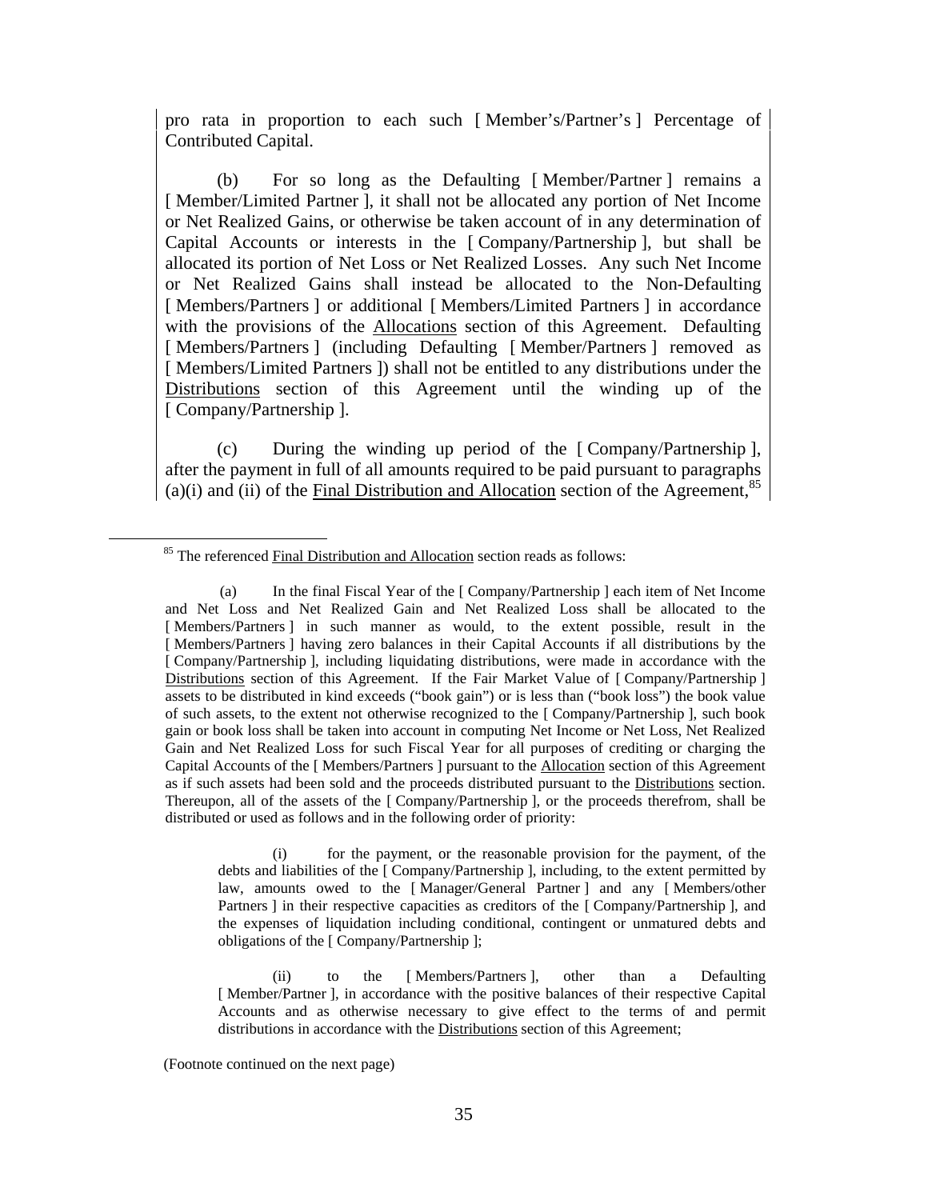pro rata in proportion to each such [ Member's/Partner's ] Percentage of Contributed Capital.

(b) For so long as the Defaulting [ Member/Partner ] remains a [ Member/Limited Partner ], it shall not be allocated any portion of Net Income or Net Realized Gains, or otherwise be taken account of in any determination of Capital Accounts or interests in the [ Company/Partnership ], but shall be allocated its portion of Net Loss or Net Realized Losses. Any such Net Income or Net Realized Gains shall instead be allocated to the Non-Defaulting [ Members/Partners ] or additional [ Members/Limited Partners ] in accordance with the provisions of the Allocations section of this Agreement. Defaulting [ Members/Partners ] (including Defaulting [ Member/Partners ] removed as [ Members/Limited Partners ]) shall not be entitled to any distributions under the Distributions section of this Agreement until the winding up of the [ Company/Partnership ].

(c) During the winding up period of the [ Company/Partnership ], after the payment in full of all amounts required to be paid pursuant to paragraphs (a)(i) and (ii) of the Final Distribution and Allocation section of the Agreement,[85]

---

[85] The referenced Final Distribution and Allocation section reads as follows:

(a) In the final Fiscal Year of the [ Company/Partnership ] each item of Net Income and Net Loss and Net Realized Gain and Net Realized Loss shall be allocated to the [ Members/Partners ] in such manner as would, to the extent possible, result in the [ Members/Partners ] having zero balances in their Capital Accounts if all distributions by the [ Company/Partnership ], including liquidating distributions, were made in accordance with the Distributions section of this Agreement. If the Fair Market Value of [ Company/Partnership ] assets to be distributed in kind exceeds ("book gain") or is less than ("book loss") the book value of such assets, to the extent not otherwise recognized to the [ Company/Partnership ], such book gain or book loss shall be taken into account in computing Net Income or Net Loss, Net Realized Gain and Net Realized Loss for such Fiscal Year for all purposes of crediting or charging the Capital Accounts of the [ Members/Partners ] pursuant to the Allocation section of this Agreement as if such assets had been sold and the proceeds distributed pursuant to the Distributions section. Thereupon, all of the assets of the [ Company/Partnership ], or the proceeds therefrom, shall be distributed or used as follows and in the following order of priority:

(i) for the payment, or the reasonable provision for the payment, of the debts and liabilities of the [ Company/Partnership ], including, to the extent permitted by law, amounts owed to the [ Manager/General Partner ] and any [ Members/other Partners ] in their respective capacities as creditors of the [ Company/Partnership ], and the expenses of liquidation including conditional, contingent or unmatured debts and obligations of the [ Company/Partnership ];

(ii) to the [ Members/Partners ], other than a Defaulting [ Member/Partner ], in accordance with the positive balances of their respective Capital Accounts and as otherwise necessary to give effect to the terms of and permit distributions in accordance with the Distributions section of this Agreement;

(Footnote continued on the next page)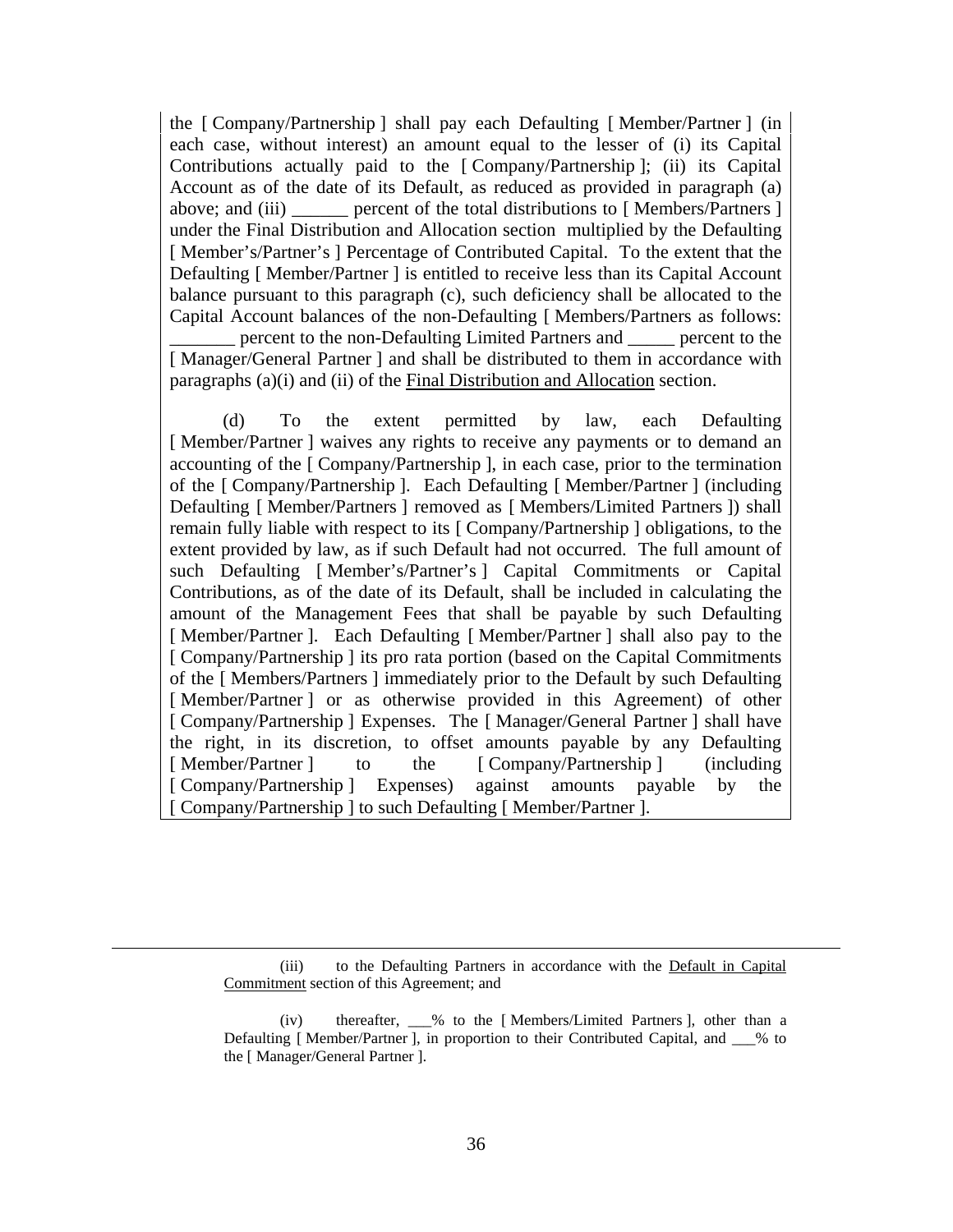the [ Company/Partnership ] shall pay each Defaulting [ Member/Partner ] (in each case, without interest) an amount equal to the lesser of (i) its Capital Contributions actually paid to the [ Company/Partnership ]; (ii) its Capital Account as of the date of its Default, as reduced as provided in paragraph (a) above; and (iii) ______ percent of the total distributions to [ Members/Partners ] under the Final Distribution and Allocation section multiplied by the Defaulting [ Member's/Partner's ] Percentage of Contributed Capital. To the extent that the Defaulting [ Member/Partner ] is entitled to receive less than its Capital Account balance pursuant to this paragraph (c), such deficiency shall be allocated to the Capital Account balances of the non-Defaulting [ Members/Partners as follows: _______ percent to the non-Defaulting Limited Partners and _____ percent to the [ Manager/General Partner ] and shall be distributed to them in accordance with paragraphs (a)(i) and (ii) of the Final Distribution and Allocation section.

(d) To the extent permitted by law, each Defaulting [ Member/Partner ] waives any rights to receive any payments or to demand an accounting of the [ Company/Partnership ], in each case, prior to the termination of the [ Company/Partnership ]. Each Defaulting [ Member/Partner ] (including Defaulting [ Member/Partners ] removed as [ Members/Limited Partners ]) shall remain fully liable with respect to its [ Company/Partnership ] obligations, to the extent provided by law, as if such Default had not occurred. The full amount of such Defaulting [ Member's/Partner's ] Capital Commitments or Capital Contributions, as of the date of its Default, shall be included in calculating the amount of the Management Fees that shall be payable by such Defaulting [ Member/Partner ]. Each Defaulting [ Member/Partner ] shall also pay to the [ Company/Partnership ] its pro rata portion (based on the Capital Commitments of the [ Members/Partners ] immediately prior to the Default by such Defaulting [ Member/Partner ] or as otherwise provided in this Agreement) of other [ Company/Partnership ] Expenses. The [ Manager/General Partner ] shall have the right, in its discretion, to offset amounts payable by any Defaulting [ Member/Partner ] to the [ Company/Partnership ] (including [ Company/Partnership ] Expenses) against amounts payable by the [ Company/Partnership ] to such Defaulting [ Member/Partner ].

---

(iii) to the Defaulting Partners in accordance with the Default in Capital Commitment section of this Agreement; and

(iv) thereafter, ___% to the [ Members/Limited Partners ], other than a Defaulting [ Member/Partner ], in proportion to their Contributed Capital, and ___% to the [ Manager/General Partner ].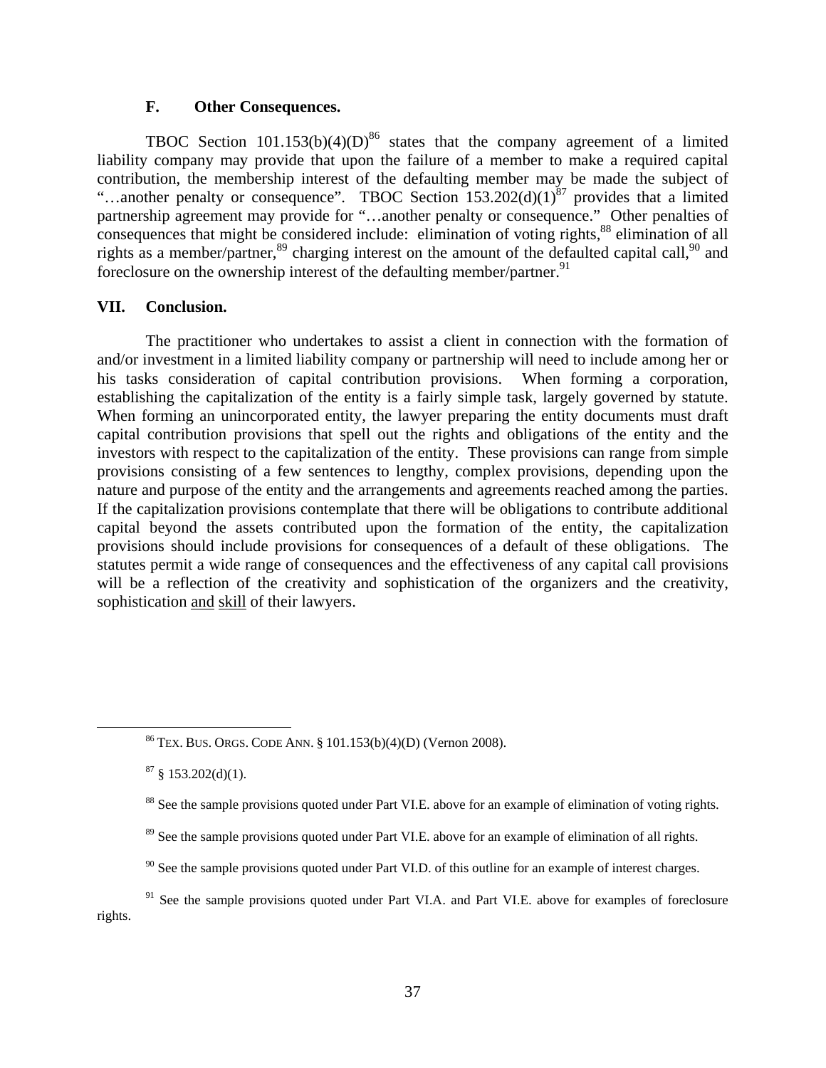### F. Other Consequences.

TBOC Section 101.153(b)(4)(D)[86] states that the company agreement of a limited liability company may provide that upon the failure of a member to make a required capital contribution, the membership interest of the defaulting member may be made the subject of "…another penalty or consequence". TBOC Section 153.202(d)(1)[87] provides that a limited partnership agreement may provide for "…another penalty or consequence." Other penalties of consequences that might be considered include: elimination of voting rights,[88] elimination of all rights as a member/partner,[89] charging interest on the amount of the defaulted capital call,[90] and foreclosure on the ownership interest of the defaulting member/partner.[91]

## VII. Conclusion.

The practitioner who undertakes to assist a client in connection with the formation of and/or investment in a limited liability company or partnership will need to include among her or his tasks consideration of capital contribution provisions. When forming a corporation, establishing the capitalization of the entity is a fairly simple task, largely governed by statute. When forming an unincorporated entity, the lawyer preparing the entity documents must draft capital contribution provisions that spell out the rights and obligations of the entity and the investors with respect to the capitalization of the entity. These provisions can range from simple provisions consisting of a few sentences to lengthy, complex provisions, depending upon the nature and purpose of the entity and the arrangements and agreements reached among the parties. If the capitalization provisions contemplate that there will be obligations to contribute additional capital beyond the assets contributed upon the formation of the entity, the capitalization provisions should include provisions for consequences of a default of these obligations. The statutes permit a wide range of consequences and the effectiveness of any capital call provisions will be a reflection of the creativity and sophistication of the organizers and the creativity, sophistication <u>and</u> <u>skill</u> of their lawyers.

---

[86] TEX. BUS. ORGS. CODE ANN. § 101.153(b)(4)(D) (Vernon 2008).

[87] § 153.202(d)(1).

[88] See the sample provisions quoted under Part VI.E. above for an example of elimination of voting rights.

[89] See the sample provisions quoted under Part VI.E. above for an example of elimination of all rights.

[90] See the sample provisions quoted under Part VI.D. of this outline for an example of interest charges.

[91] See the sample provisions quoted under Part VI.A. and Part VI.E. above for examples of foreclosure rights.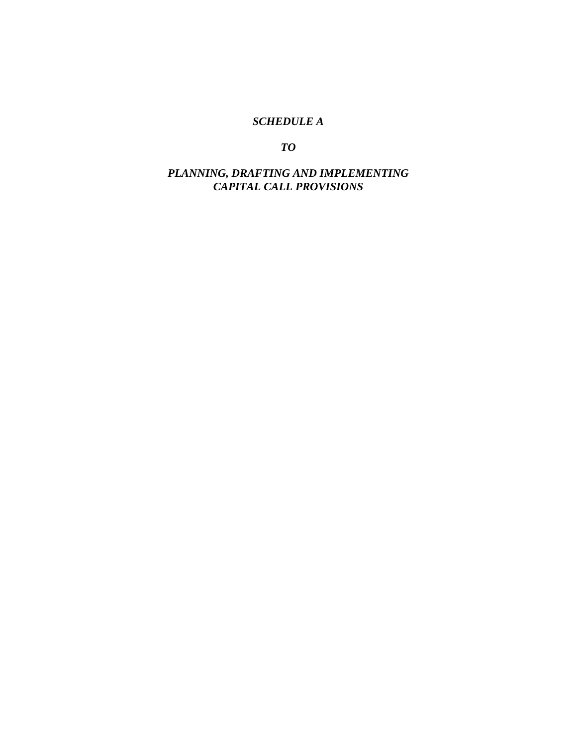***SCHEDULE A***

***TO***

***PLANNING, DRAFTING AND IMPLEMENTING CAPITAL CALL PROVISIONS***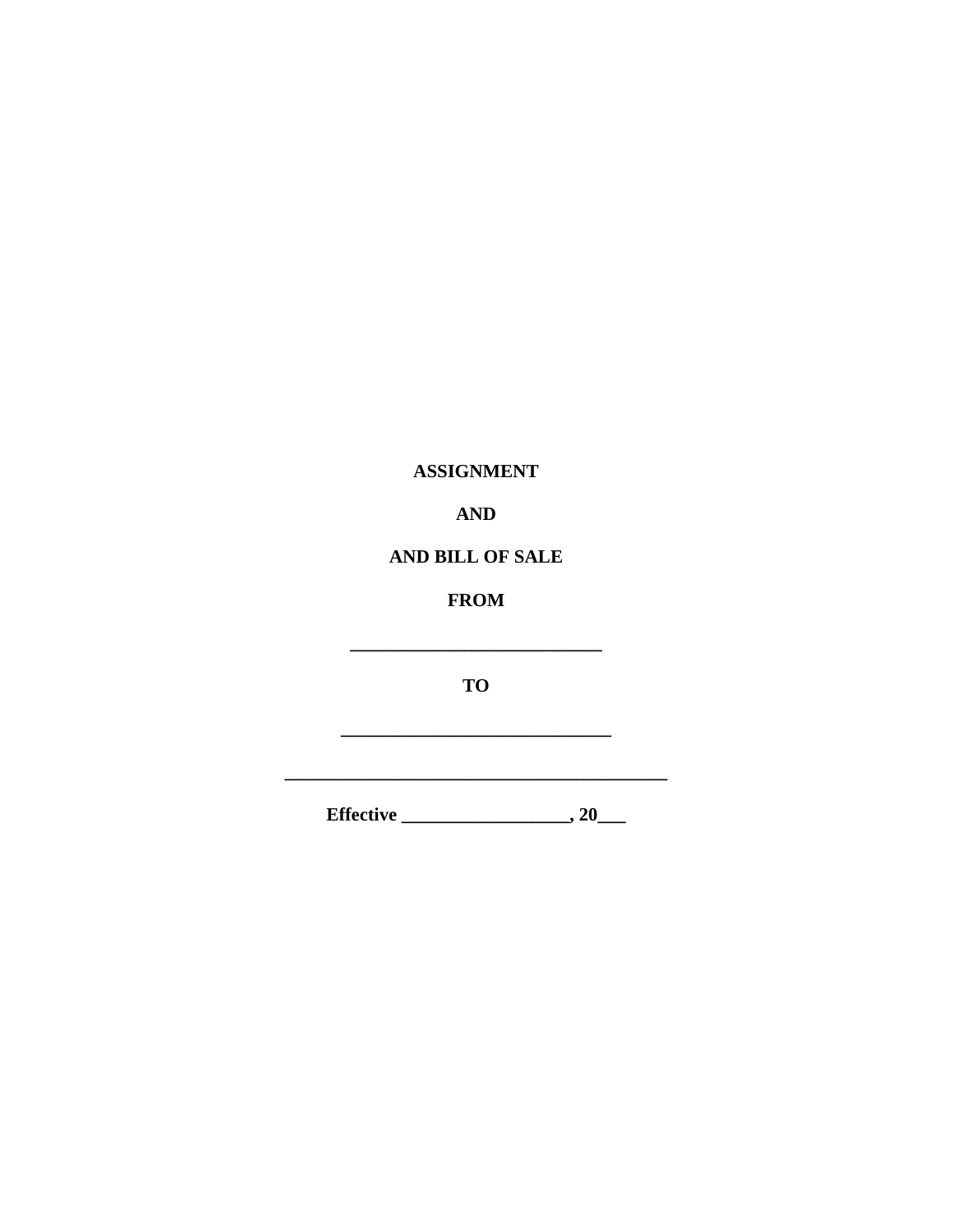**ASSIGNMENT**

**AND**

**AND BILL OF SALE**

**FROM**

**___________________________**

**TO**

**_____________________________**

**__________________________________________**

**Effective __________________, 20___**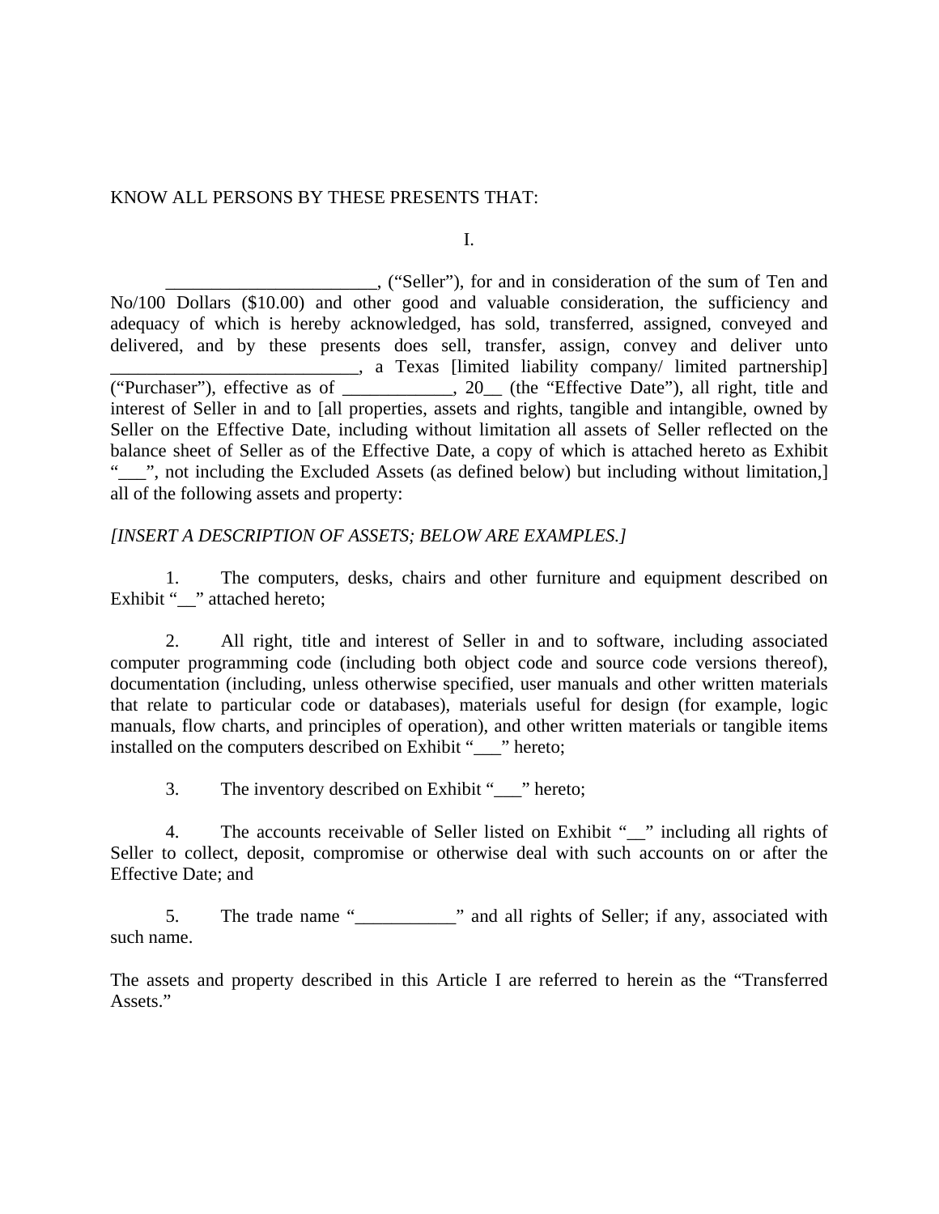KNOW ALL PERSONS BY THESE PRESENTS THAT:

I.

_______________________, (“Seller”), for and in consideration of the sum of Ten and No/100 Dollars ($10.00) and other good and valuable consideration, the sufficiency and adequacy of which is hereby acknowledged, has sold, transferred, assigned, conveyed and delivered, and by these presents does sell, transfer, assign, convey and deliver unto ___________________________, a Texas [limited liability company/ limited partnership] (“Purchaser”), effective as of ____________, 20__ (the “Effective Date”), all right, title and interest of Seller in and to [all properties, assets and rights, tangible and intangible, owned by Seller on the Effective Date, including without limitation all assets of Seller reflected on the balance sheet of Seller as of the Effective Date, a copy of which is attached hereto as Exhibit “___”, not including the Excluded Assets (as defined below) but including without limitation,] all of the following assets and property:

*[INSERT A DESCRIPTION OF ASSETS; BELOW ARE EXAMPLES.]*

1. The computers, desks, chairs and other furniture and equipment described on Exhibit “__” attached hereto;

2. All right, title and interest of Seller in and to software, including associated computer programming code (including both object code and source code versions thereof), documentation (including, unless otherwise specified, user manuals and other written materials that relate to particular code or databases), materials useful for design (for example, logic manuals, flow charts, and principles of operation), and other written materials or tangible items installed on the computers described on Exhibit “___” hereto;

3. The inventory described on Exhibit “___” hereto;

4. The accounts receivable of Seller listed on Exhibit “__” including all rights of Seller to collect, deposit, compromise or otherwise deal with such accounts on or after the Effective Date; and

5. The trade name “___________” and all rights of Seller; if any, associated with such name.

The assets and property described in this Article I are referred to herein as the “Transferred Assets.”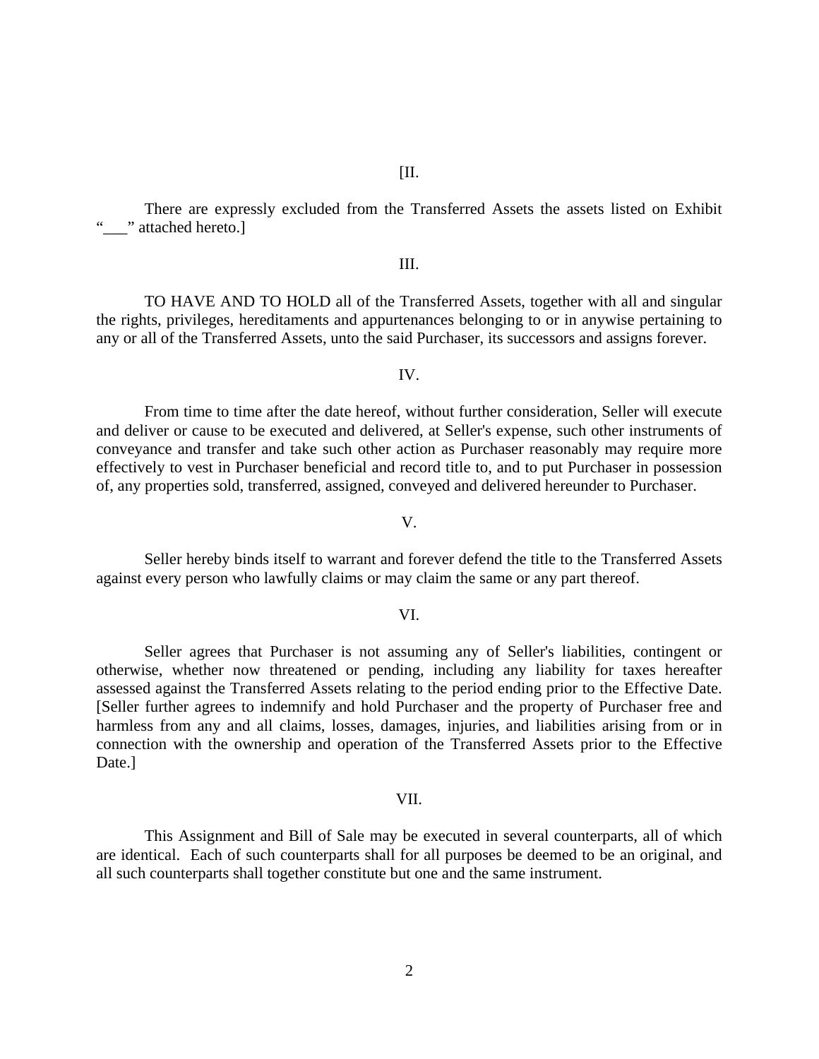[II.

There are expressly excluded from the Transferred Assets the assets listed on Exhibit "___" attached hereto.]

III.

TO HAVE AND TO HOLD all of the Transferred Assets, together with all and singular the rights, privileges, hereditaments and appurtenances belonging to or in anywise pertaining to any or all of the Transferred Assets, unto the said Purchaser, its successors and assigns forever.

IV.

From time to time after the date hereof, without further consideration, Seller will execute and deliver or cause to be executed and delivered, at Seller's expense, such other instruments of conveyance and transfer and take such other action as Purchaser reasonably may require more effectively to vest in Purchaser beneficial and record title to, and to put Purchaser in possession of, any properties sold, transferred, assigned, conveyed and delivered hereunder to Purchaser.

V.

Seller hereby binds itself to warrant and forever defend the title to the Transferred Assets against every person who lawfully claims or may claim the same or any part thereof.

VI.

Seller agrees that Purchaser is not assuming any of Seller's liabilities, contingent or otherwise, whether now threatened or pending, including any liability for taxes hereafter assessed against the Transferred Assets relating to the period ending prior to the Effective Date. [Seller further agrees to indemnify and hold Purchaser and the property of Purchaser free and harmless from any and all claims, losses, damages, injuries, and liabilities arising from or in connection with the ownership and operation of the Transferred Assets prior to the Effective Date.]

VII.

This Assignment and Bill of Sale may be executed in several counterparts, all of which are identical. Each of such counterparts shall for all purposes be deemed to be an original, and all such counterparts shall together constitute but one and the same instrument.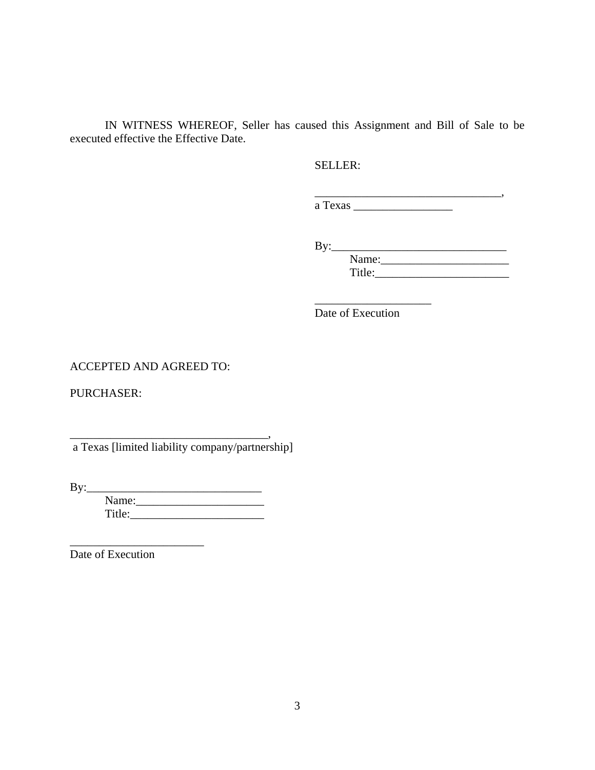IN WITNESS WHEREOF, Seller has caused this Assignment and Bill of Sale to be executed effective the Effective Date.

SELLER:

_________________________________,
a Texas _________________

By:______________________________
Name:______________________
Title:_______________________

____________________
Date of Execution

ACCEPTED AND AGREED TO:

PURCHASER:

__________________________________,
a Texas [limited liability company/partnership]

By:______________________________
Name:______________________
Title:_______________________

_______________________
Date of Execution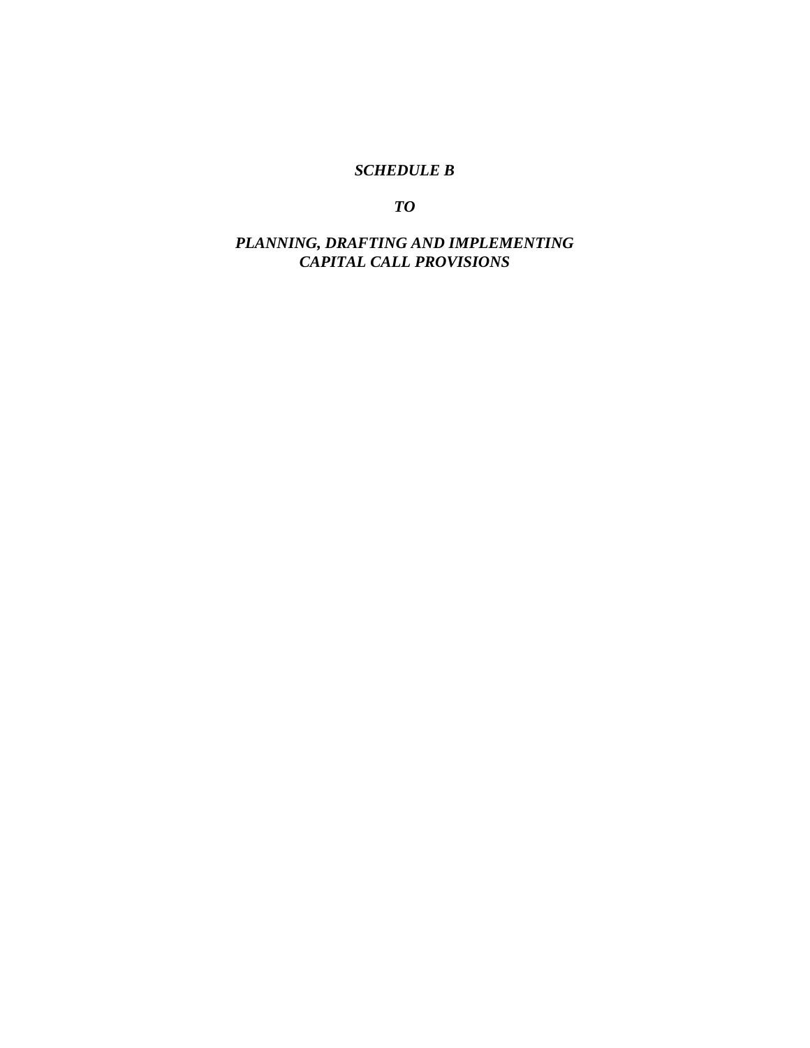***SCHEDULE B***

***TO***

***PLANNING, DRAFTING AND IMPLEMENTING CAPITAL CALL PROVISIONS***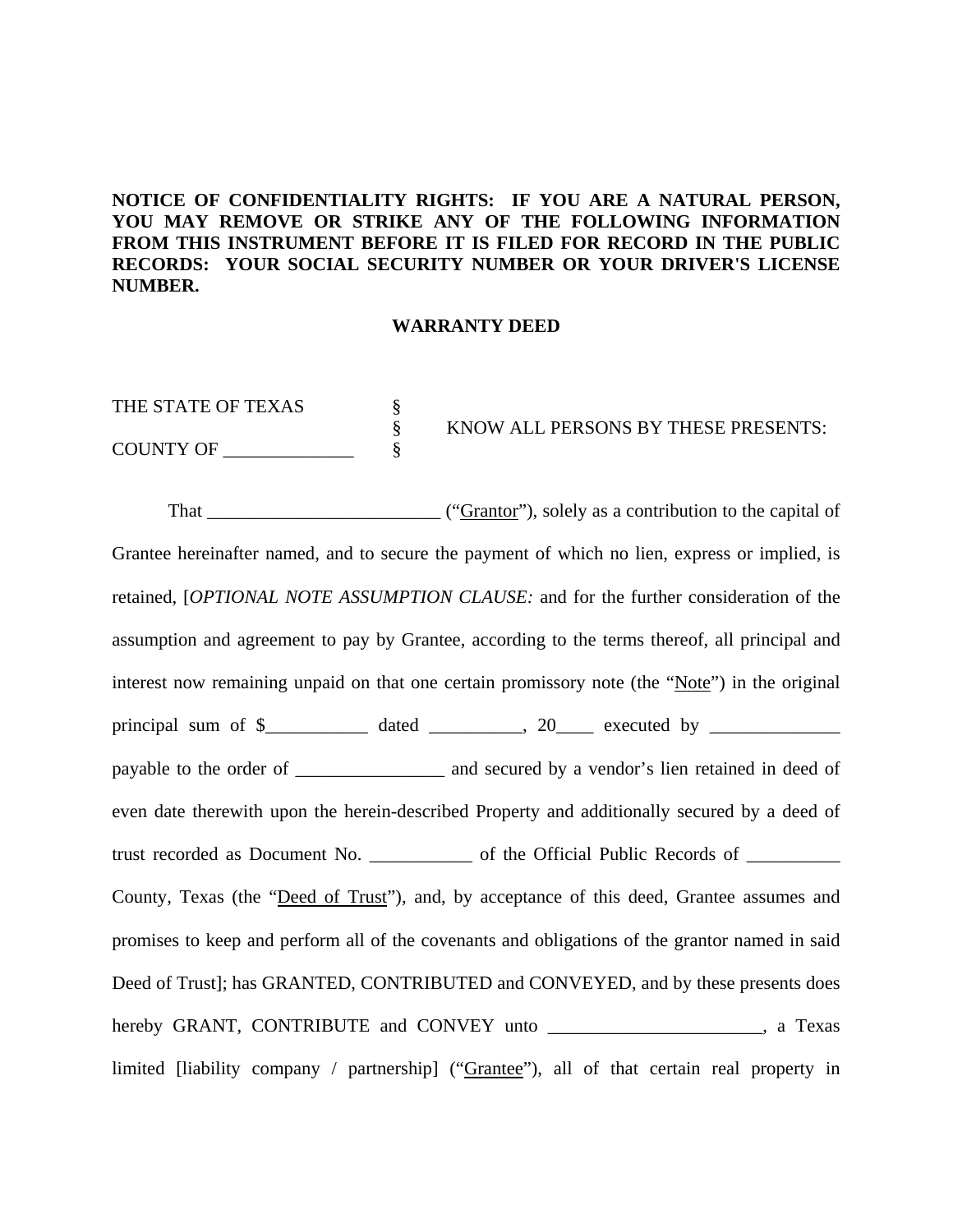**NOTICE OF CONFIDENTIALITY RIGHTS: IF YOU ARE A NATURAL PERSON, YOU MAY REMOVE OR STRIKE ANY OF THE FOLLOWING INFORMATION FROM THIS INSTRUMENT BEFORE IT IS FILED FOR RECORD IN THE PUBLIC RECORDS: YOUR SOCIAL SECURITY NUMBER OR YOUR DRIVER'S LICENSE NUMBER.**

**WARRANTY DEED**

| | | |
|---|---|---|
| THE STATE OF TEXAS | § | |
| | § | KNOW ALL PERSONS BY THESE PRESENTS: |
| COUNTY OF ______________ | § | |

That _________________________ ("Grantor"), solely as a contribution to the capital of Grantee hereinafter named, and to secure the payment of which no lien, express or implied, is retained, [*OPTIONAL NOTE ASSUMPTION CLAUSE:* and for the further consideration of the assumption and agreement to pay by Grantee, according to the terms thereof, all principal and interest now remaining unpaid on that one certain promissory note (the "Note") in the original principal sum of $___________ dated __________, 20____ executed by ______________ payable to the order of ________________ and secured by a vendor's lien retained in deed of even date therewith upon the herein-described Property and additionally secured by a deed of trust recorded as Document No. ___________ of the Official Public Records of __________ County, Texas (the "Deed of Trust"), and, by acceptance of this deed, Grantee assumes and promises to keep and perform all of the covenants and obligations of the grantor named in said Deed of Trust]; has GRANTED, CONTRIBUTED and CONVEYED, and by these presents does hereby GRANT, CONTRIBUTE and CONVEY unto _______________________, a Texas limited [liability company / partnership] ("Grantee"), all of that certain real property in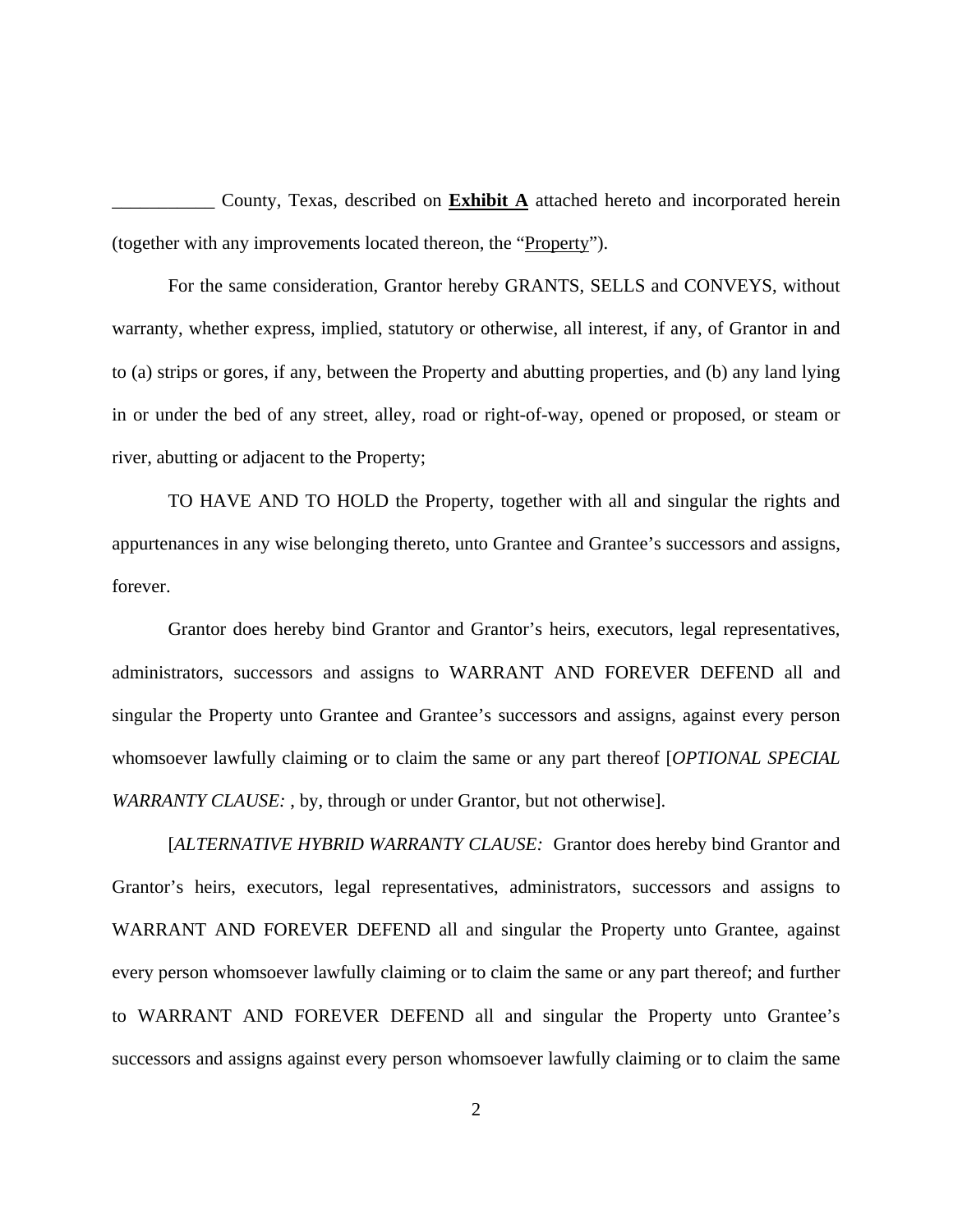___________ County, Texas, described on **Exhibit A** attached hereto and incorporated herein (together with any improvements located thereon, the "Property").

For the same consideration, Grantor hereby GRANTS, SELLS and CONVEYS, without warranty, whether express, implied, statutory or otherwise, all interest, if any, of Grantor in and to (a) strips or gores, if any, between the Property and abutting properties, and (b) any land lying in or under the bed of any street, alley, road or right-of-way, opened or proposed, or steam or river, abutting or adjacent to the Property;

TO HAVE AND TO HOLD the Property, together with all and singular the rights and appurtenances in any wise belonging thereto, unto Grantee and Grantee's successors and assigns, forever.

Grantor does hereby bind Grantor and Grantor's heirs, executors, legal representatives, administrators, successors and assigns to WARRANT AND FOREVER DEFEND all and singular the Property unto Grantee and Grantee's successors and assigns, against every person whomsoever lawfully claiming or to claim the same or any part thereof [*OPTIONAL SPECIAL WARRANTY CLAUSE:* , by, through or under Grantor, but not otherwise].

[*ALTERNATIVE HYBRID WARRANTY CLAUSE:* Grantor does hereby bind Grantor and Grantor's heirs, executors, legal representatives, administrators, successors and assigns to WARRANT AND FOREVER DEFEND all and singular the Property unto Grantee, against every person whomsoever lawfully claiming or to claim the same or any part thereof; and further to WARRANT AND FOREVER DEFEND all and singular the Property unto Grantee's successors and assigns against every person whomsoever lawfully claiming or to claim the same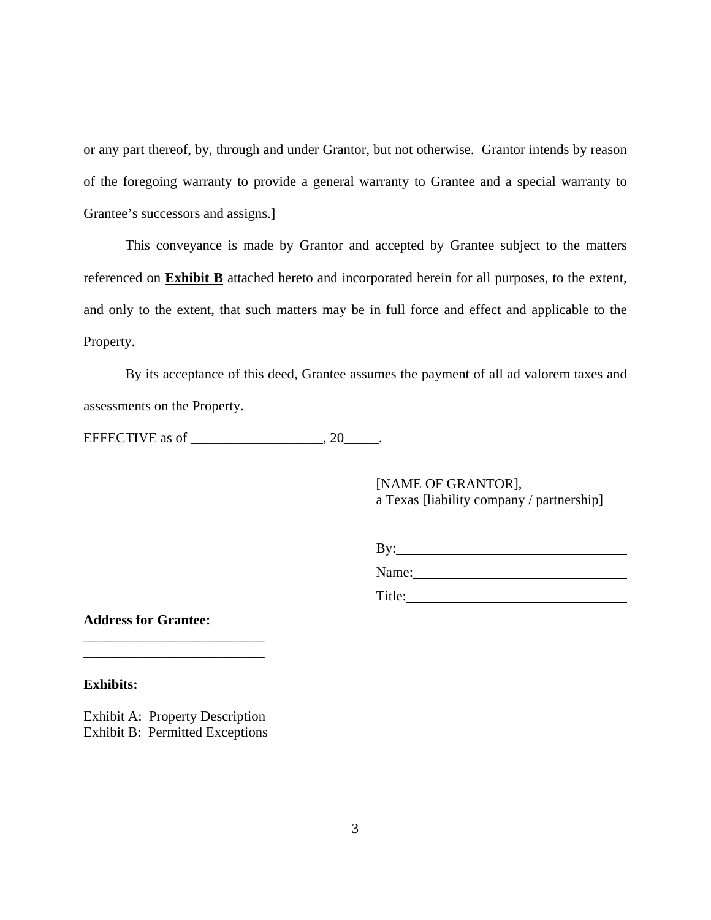or any part thereof, by, through and under Grantor, but not otherwise. Grantor intends by reason of the foregoing warranty to provide a general warranty to Grantee and a special warranty to Grantee's successors and assigns.]

This conveyance is made by Grantor and accepted by Grantee subject to the matters referenced on **Exhibit B** attached hereto and incorporated herein for all purposes, to the extent, and only to the extent, that such matters may be in full force and effect and applicable to the Property.

By its acceptance of this deed, Grantee assumes the payment of all ad valorem taxes and assessments on the Property.

EFFECTIVE as of ___________________, 20_____.

[NAME OF GRANTOR],
a Texas [liability company / partnership]

By:_________________________________

Name:_______________________________

Title:_______________________________

**Address for Grantee:**

__________________________
__________________________

**Exhibits:**

Exhibit A: Property Description
Exhibit B: Permitted Exceptions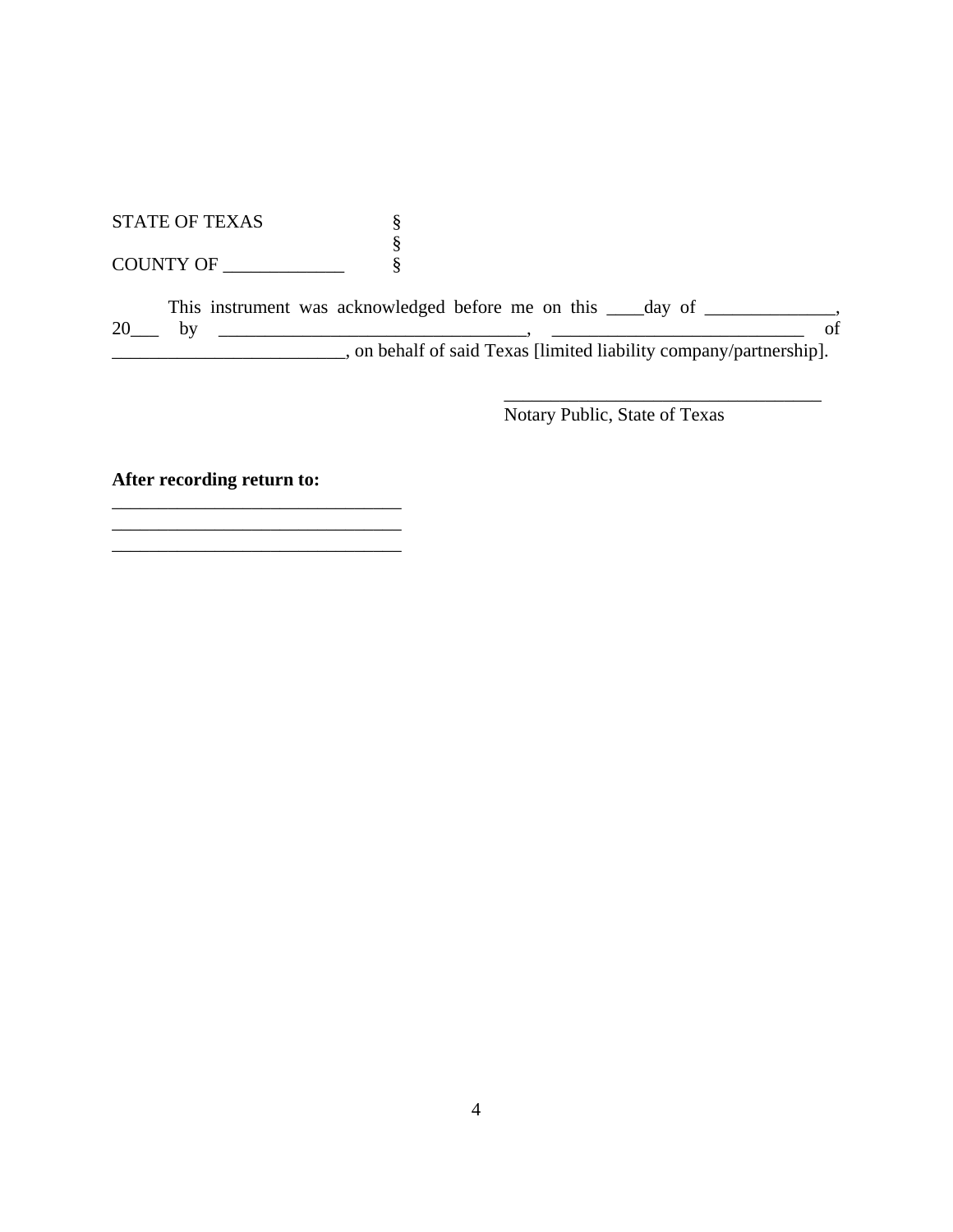STATE OF TEXAS §  
§  
COUNTY OF _____________ §

This instrument was acknowledged before me on this ____day of ______________, 20___ by _________________________________, ___________________________ of _________________________, on behalf of said Texas [limited liability company/partnership].

___________________________________  
Notary Public, State of Texas

**After recording return to:**  
________________________________  
________________________________  
________________________________